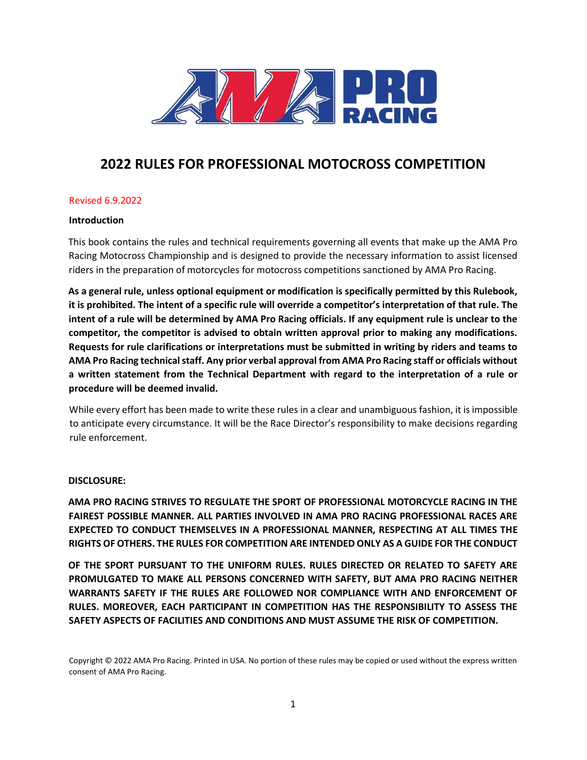# 2022 RULES FOR PROFESSIONAL MOTOCROSS COMPETITION

Revised 6.9.2022

**Introduction**

This book contains the rules and technical requirements governing all events that make up the AMA Pro Racing Motocross Championship and is designed to provide the necessary information to assist licensed riders in the preparation of motorcycles for motocross competitions sanctioned by AMA Pro Racing.

**As a general rule, unless optional equipment or modification is specifically permitted by this Rulebook, it is prohibited. The intent of a specific rule will override a competitor's interpretation of that rule. The intent of a rule will be determined by AMA Pro Racing officials. If any equipment rule is unclear to the competitor, the competitor is advised to obtain written approval prior to making any modifications. Requests for rule clarifications or interpretations must be submitted in writing by riders and teams to AMA Pro Racing technical staff. Any prior verbal approval from AMA Pro Racing staff or officials without a written statement from the Technical Department with regard to the interpretation of a rule or procedure will be deemed invalid.**

While every effort has been made to write these rules in a clear and unambiguous fashion, it is impossible to anticipate every circumstance. It will be the Race Director's responsibility to make decisions regarding rule enforcement.

**DISCLOSURE:**

**AMA PRO RACING STRIVES TO REGULATE THE SPORT OF PROFESSIONAL MOTORCYCLE RACING IN THE FAIREST POSSIBLE MANNER. ALL PARTIES INVOLVED IN AMA PRO RACING PROFESSIONAL RACES ARE EXPECTED TO CONDUCT THEMSELVES IN A PROFESSIONAL MANNER, RESPECTING AT ALL TIMES THE RIGHTS OF OTHERS. THE RULES FOR COMPETITION ARE INTENDED ONLY AS A GUIDE FOR THE CONDUCT OF THE SPORT PURSUANT TO THE UNIFORM RULES. RULES DIRECTED OR RELATED TO SAFETY ARE PROMULGATED TO MAKE ALL PERSONS CONCERNED WITH SAFETY, BUT AMA PRO RACING NEITHER WARRANTS SAFETY IF THE RULES ARE FOLLOWED NOR COMPLIANCE WITH AND ENFORCEMENT OF RULES. MOREOVER, EACH PARTICIPANT IN COMPETITION HAS THE RESPONSIBILITY TO ASSESS THE SAFETY ASPECTS OF FACILITIES AND CONDITIONS AND MUST ASSUME THE RISK OF COMPETITION.**

Copyright © 2022 AMA Pro Racing. Printed in USA. No portion of these rules may be copied or used without the express written consent of AMA Pro Racing.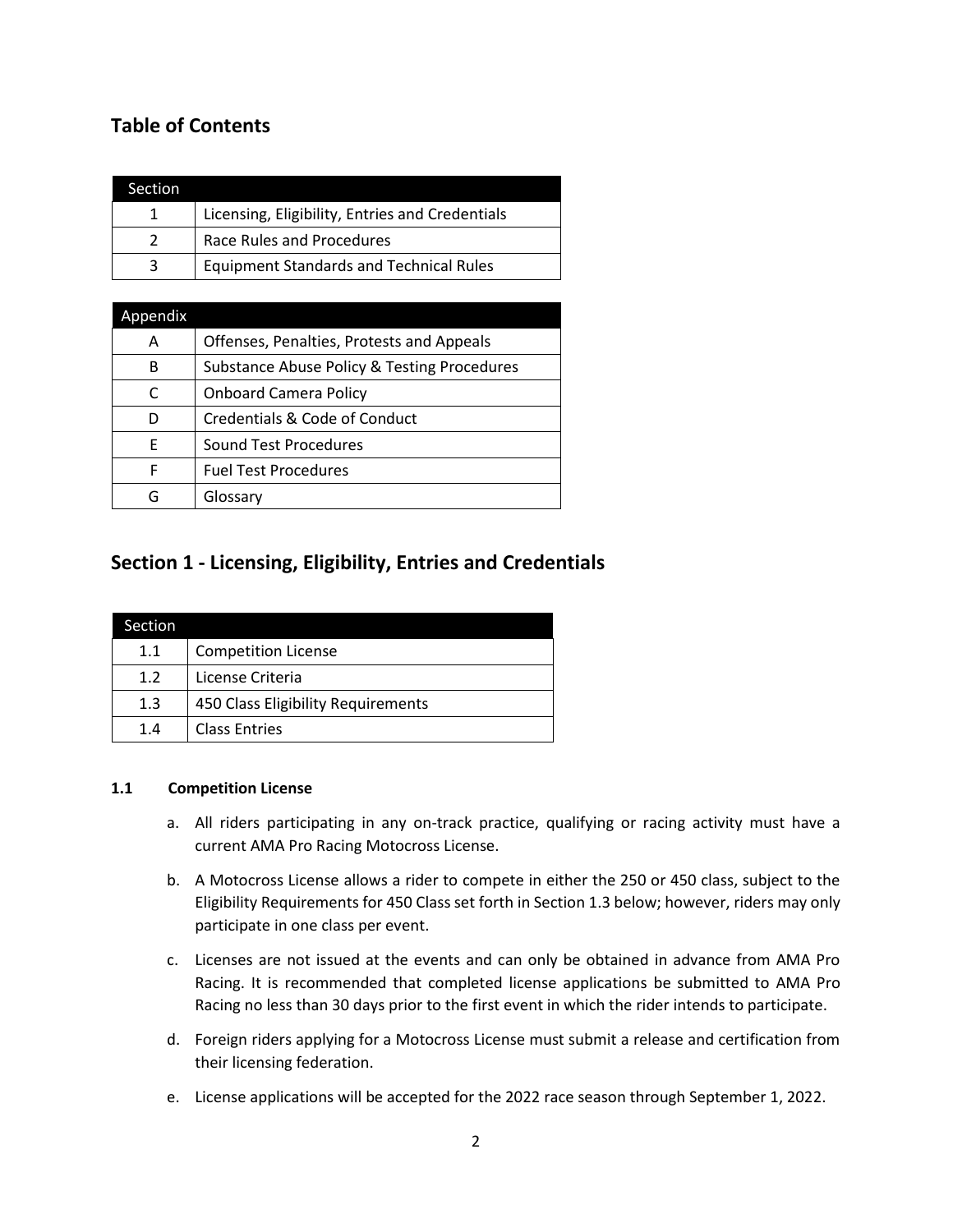## Table of Contents

| Section | |
|---|---|
| 1 | Licensing, Eligibility, Entries and Credentials |
| 2 | Race Rules and Procedures |
| 3 | Equipment Standards and Technical Rules |

| Appendix | |
|---|---|
| A | Offenses, Penalties, Protests and Appeals |
| B | Substance Abuse Policy & Testing Procedures |
| C | Onboard Camera Policy |
| D | Credentials & Code of Conduct |
| E | Sound Test Procedures |
| F | Fuel Test Procedures |
| G | Glossary |

## Section 1 - Licensing, Eligibility, Entries and Credentials

| Section | |
|---|---|
| 1.1 | Competition License |
| 1.2 | License Criteria |
| 1.3 | 450 Class Eligibility Requirements |
| 1.4 | Class Entries |

### 1.1 Competition License

a. All riders participating in any on-track practice, qualifying or racing activity must have a current AMA Pro Racing Motocross License.

b. A Motocross License allows a rider to compete in either the 250 or 450 class, subject to the Eligibility Requirements for 450 Class set forth in Section 1.3 below; however, riders may only participate in one class per event.

c. Licenses are not issued at the events and can only be obtained in advance from AMA Pro Racing. It is recommended that completed license applications be submitted to AMA Pro Racing no less than 30 days prior to the first event in which the rider intends to participate.

d. Foreign riders applying for a Motocross License must submit a release and certification from their licensing federation.

e. License applications will be accepted for the 2022 race season through September 1, 2022.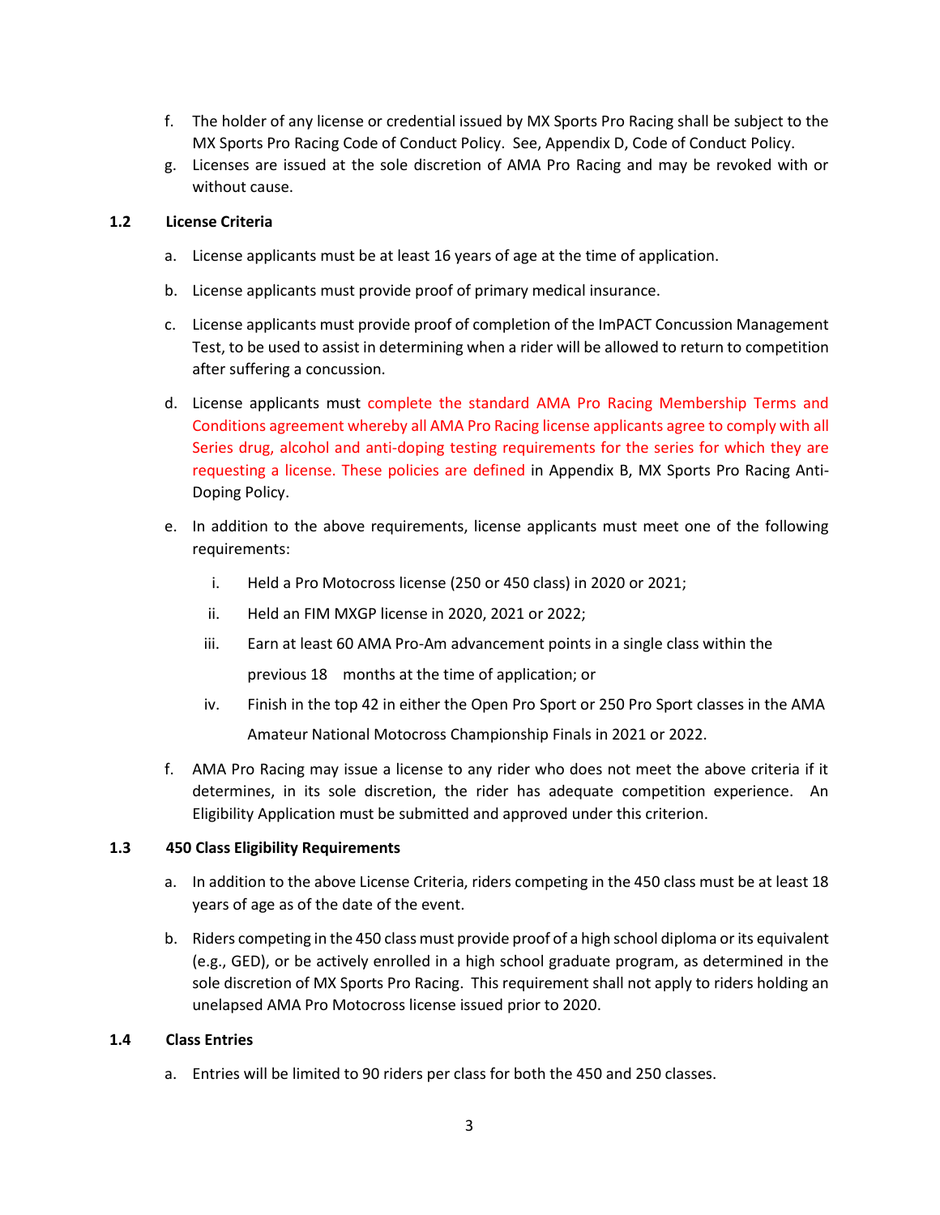f. The holder of any license or credential issued by MX Sports Pro Racing shall be subject to the MX Sports Pro Racing Code of Conduct Policy. See, Appendix D, Code of Conduct Policy.

g. Licenses are issued at the sole discretion of AMA Pro Racing and may be revoked with or without cause.

### 1.2 License Criteria

a. License applicants must be at least 16 years of age at the time of application.

b. License applicants must provide proof of primary medical insurance.

c. License applicants must provide proof of completion of the ImPACT Concussion Management Test, to be used to assist in determining when a rider will be allowed to return to competition after suffering a concussion.

d. License applicants must complete the standard AMA Pro Racing Membership Terms and Conditions agreement whereby all AMA Pro Racing license applicants agree to comply with all Series drug, alcohol and anti-doping testing requirements for the series for which they are requesting a license. These policies are defined in Appendix B, MX Sports Pro Racing Anti-Doping Policy.

e. In addition to the above requirements, license applicants must meet one of the following requirements:

   i. Held a Pro Motocross license (250 or 450 class) in 2020 or 2021;

   ii. Held an FIM MXGP license in 2020, 2021 or 2022;

   iii. Earn at least 60 AMA Pro-Am advancement points in a single class within the previous 18 months at the time of application; or

   iv. Finish in the top 42 in either the Open Pro Sport or 250 Pro Sport classes in the AMA Amateur National Motocross Championship Finals in 2021 or 2022.

f. AMA Pro Racing may issue a license to any rider who does not meet the above criteria if it determines, in its sole discretion, the rider has adequate competition experience. An Eligibility Application must be submitted and approved under this criterion.

### 1.3 450 Class Eligibility Requirements

a. In addition to the above License Criteria, riders competing in the 450 class must be at least 18 years of age as of the date of the event.

b. Riders competing in the 450 class must provide proof of a high school diploma or its equivalent (e.g., GED), or be actively enrolled in a high school graduate program, as determined in the sole discretion of MX Sports Pro Racing. This requirement shall not apply to riders holding an unelapsed AMA Pro Motocross license issued prior to 2020.

### 1.4 Class Entries

a. Entries will be limited to 90 riders per class for both the 450 and 250 classes.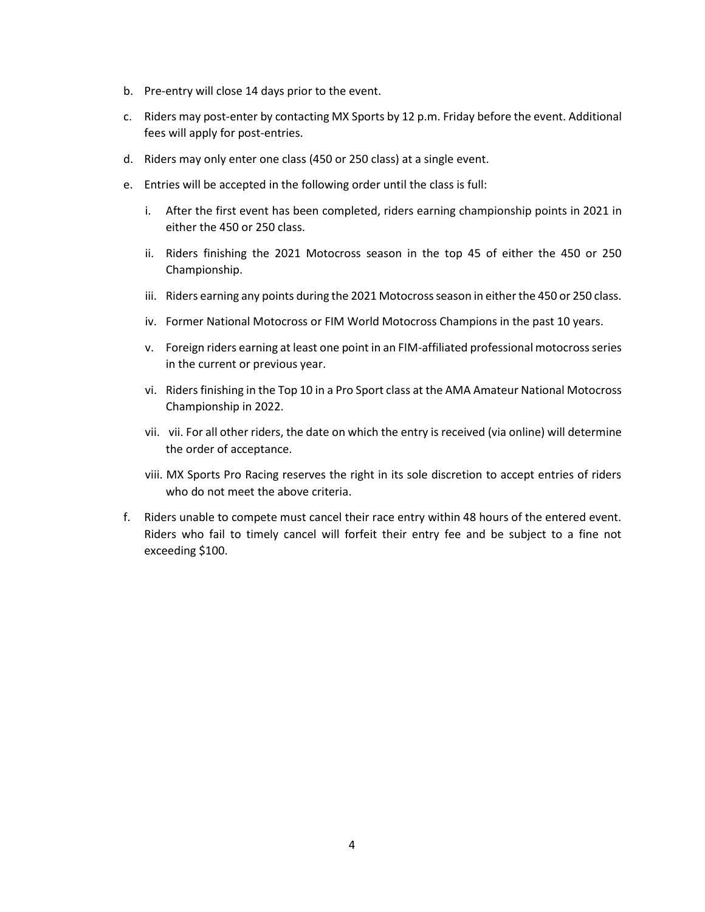b. Pre-entry will close 14 days prior to the event.

c. Riders may post-enter by contacting MX Sports by 12 p.m. Friday before the event. Additional fees will apply for post-entries.

d. Riders may only enter one class (450 or 250 class) at a single event.

e. Entries will be accepted in the following order until the class is full:

   i. After the first event has been completed, riders earning championship points in 2021 in either the 450 or 250 class.

   ii. Riders finishing the 2021 Motocross season in the top 45 of either the 450 or 250 Championship.

   iii. Riders earning any points during the 2021 Motocross season in either the 450 or 250 class.

   iv. Former National Motocross or FIM World Motocross Champions in the past 10 years.

   v. Foreign riders earning at least one point in an FIM-affiliated professional motocross series in the current or previous year.

   vi. Riders finishing in the Top 10 in a Pro Sport class at the AMA Amateur National Motocross Championship in 2022.

   vii. vii. For all other riders, the date on which the entry is received (via online) will determine the order of acceptance.

   viii. MX Sports Pro Racing reserves the right in its sole discretion to accept entries of riders who do not meet the above criteria.

f. Riders unable to compete must cancel their race entry within 48 hours of the entered event. Riders who fail to timely cancel will forfeit their entry fee and be subject to a fine not exceeding $100.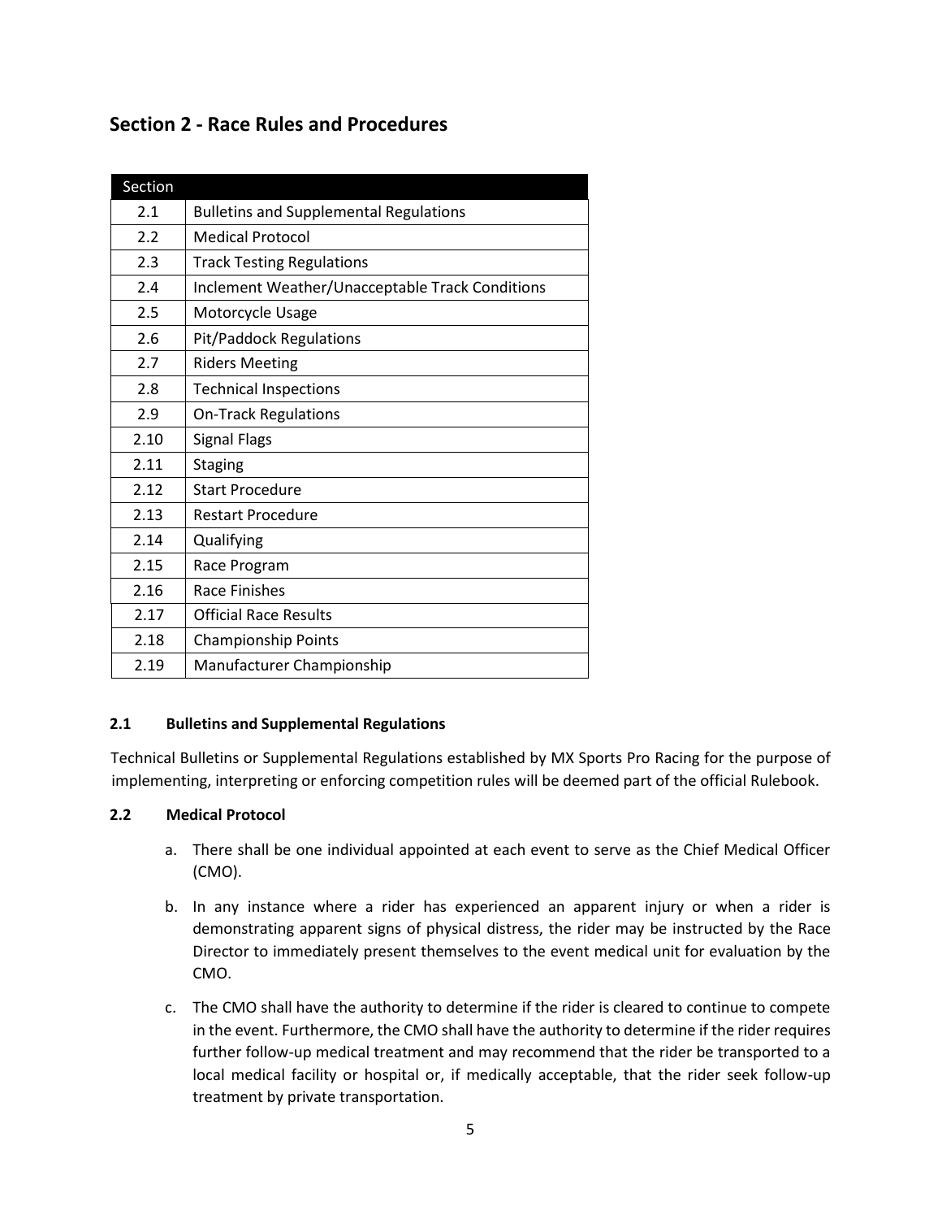## Section 2 - Race Rules and Procedures

| Section | |
|---|---|
| 2.1 | Bulletins and Supplemental Regulations |
| 2.2 | Medical Protocol |
| 2.3 | Track Testing Regulations |
| 2.4 | Inclement Weather/Unacceptable Track Conditions |
| 2.5 | Motorcycle Usage |
| 2.6 | Pit/Paddock Regulations |
| 2.7 | Riders Meeting |
| 2.8 | Technical Inspections |
| 2.9 | On-Track Regulations |
| 2.10 | Signal Flags |
| 2.11 | Staging |
| 2.12 | Start Procedure |
| 2.13 | Restart Procedure |
| 2.14 | Qualifying |
| 2.15 | Race Program |
| 2.16 | Race Finishes |
| 2.17 | Official Race Results |
| 2.18 | Championship Points |
| 2.19 | Manufacturer Championship |

### 2.1 Bulletins and Supplemental Regulations

Technical Bulletins or Supplemental Regulations established by MX Sports Pro Racing for the purpose of implementing, interpreting or enforcing competition rules will be deemed part of the official Rulebook.

### 2.2 Medical Protocol

a. There shall be one individual appointed at each event to serve as the Chief Medical Officer (CMO).

b. In any instance where a rider has experienced an apparent injury or when a rider is demonstrating apparent signs of physical distress, the rider may be instructed by the Race Director to immediately present themselves to the event medical unit for evaluation by the CMO.

c. The CMO shall have the authority to determine if the rider is cleared to continue to compete in the event. Furthermore, the CMO shall have the authority to determine if the rider requires further follow-up medical treatment and may recommend that the rider be transported to a local medical facility or hospital or, if medically acceptable, that the rider seek follow-up treatment by private transportation.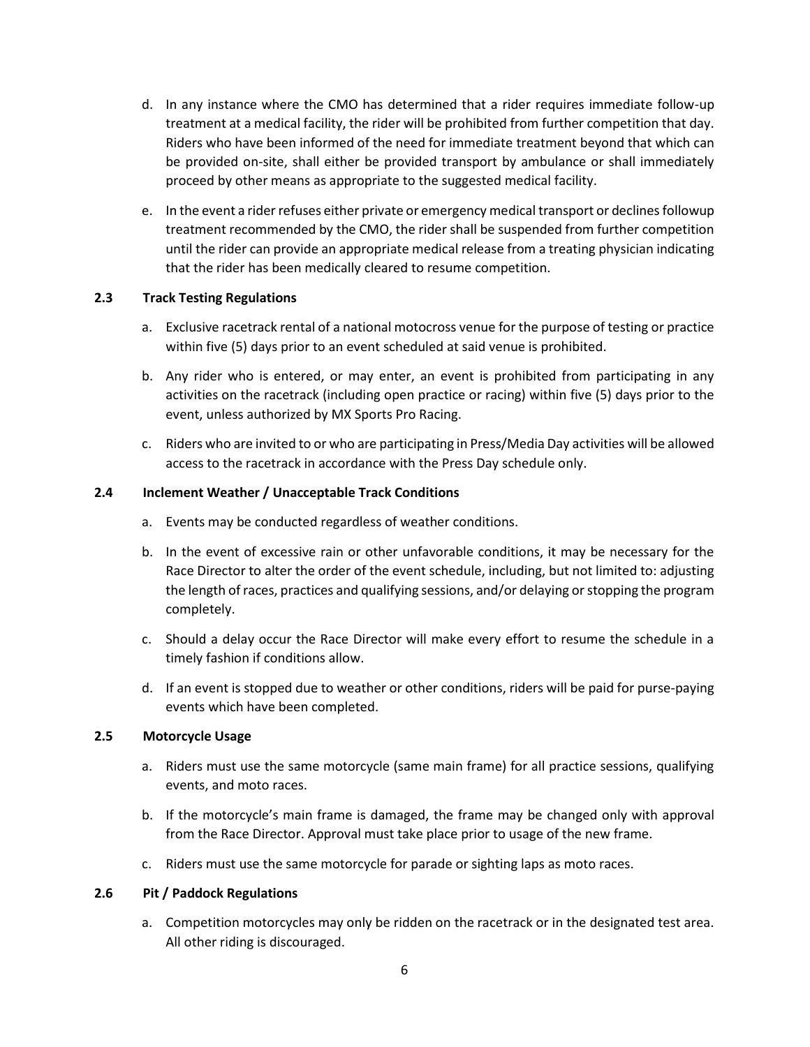d. In any instance where the CMO has determined that a rider requires immediate follow-up treatment at a medical facility, the rider will be prohibited from further competition that day. Riders who have been informed of the need for immediate treatment beyond that which can be provided on-site, shall either be provided transport by ambulance or shall immediately proceed by other means as appropriate to the suggested medical facility.

e. In the event a rider refuses either private or emergency medical transport or declines followup treatment recommended by the CMO, the rider shall be suspended from further competition until the rider can provide an appropriate medical release from a treating physician indicating that the rider has been medically cleared to resume competition.

### 2.3 Track Testing Regulations

a. Exclusive racetrack rental of a national motocross venue for the purpose of testing or practice within five (5) days prior to an event scheduled at said venue is prohibited.

b. Any rider who is entered, or may enter, an event is prohibited from participating in any activities on the racetrack (including open practice or racing) within five (5) days prior to the event, unless authorized by MX Sports Pro Racing.

c. Riders who are invited to or who are participating in Press/Media Day activities will be allowed access to the racetrack in accordance with the Press Day schedule only.

### 2.4 Inclement Weather / Unacceptable Track Conditions

a. Events may be conducted regardless of weather conditions.

b. In the event of excessive rain or other unfavorable conditions, it may be necessary for the Race Director to alter the order of the event schedule, including, but not limited to: adjusting the length of races, practices and qualifying sessions, and/or delaying or stopping the program completely.

c. Should a delay occur the Race Director will make every effort to resume the schedule in a timely fashion if conditions allow.

d. If an event is stopped due to weather or other conditions, riders will be paid for purse-paying events which have been completed.

### 2.5 Motorcycle Usage

a. Riders must use the same motorcycle (same main frame) for all practice sessions, qualifying events, and moto races.

b. If the motorcycle's main frame is damaged, the frame may be changed only with approval from the Race Director. Approval must take place prior to usage of the new frame.

c. Riders must use the same motorcycle for parade or sighting laps as moto races.

### 2.6 Pit / Paddock Regulations

a. Competition motorcycles may only be ridden on the racetrack or in the designated test area. All other riding is discouraged.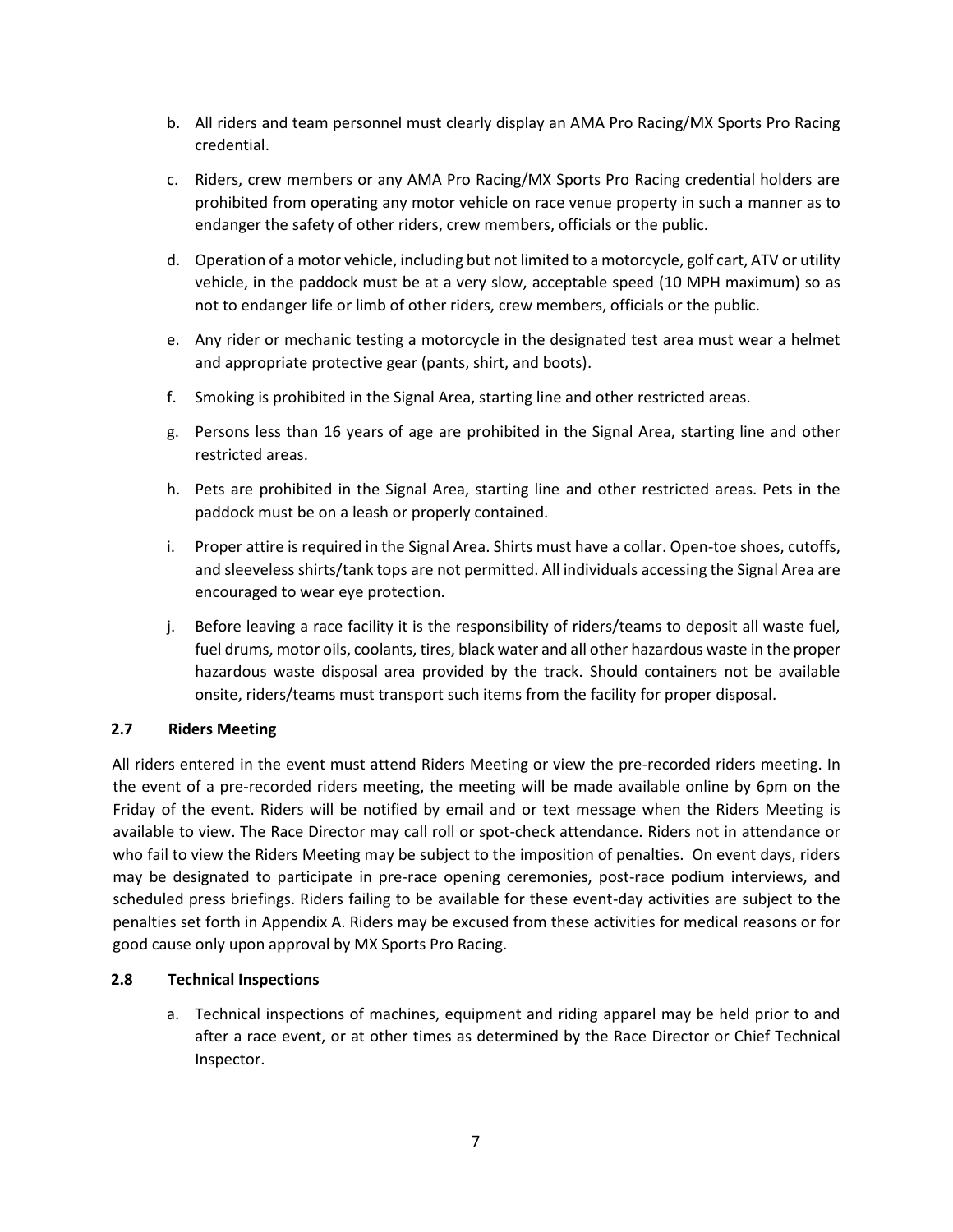b. All riders and team personnel must clearly display an AMA Pro Racing/MX Sports Pro Racing credential.

c. Riders, crew members or any AMA Pro Racing/MX Sports Pro Racing credential holders are prohibited from operating any motor vehicle on race venue property in such a manner as to endanger the safety of other riders, crew members, officials or the public.

d. Operation of a motor vehicle, including but not limited to a motorcycle, golf cart, ATV or utility vehicle, in the paddock must be at a very slow, acceptable speed (10 MPH maximum) so as not to endanger life or limb of other riders, crew members, officials or the public.

e. Any rider or mechanic testing a motorcycle in the designated test area must wear a helmet and appropriate protective gear (pants, shirt, and boots).

f. Smoking is prohibited in the Signal Area, starting line and other restricted areas.

g. Persons less than 16 years of age are prohibited in the Signal Area, starting line and other restricted areas.

h. Pets are prohibited in the Signal Area, starting line and other restricted areas. Pets in the paddock must be on a leash or properly contained.

i. Proper attire is required in the Signal Area. Shirts must have a collar. Open-toe shoes, cutoffs, and sleeveless shirts/tank tops are not permitted. All individuals accessing the Signal Area are encouraged to wear eye protection.

j. Before leaving a race facility it is the responsibility of riders/teams to deposit all waste fuel, fuel drums, motor oils, coolants, tires, black water and all other hazardous waste in the proper hazardous waste disposal area provided by the track. Should containers not be available onsite, riders/teams must transport such items from the facility for proper disposal.

### 2.7 Riders Meeting

All riders entered in the event must attend Riders Meeting or view the pre-recorded riders meeting. In the event of a pre-recorded riders meeting, the meeting will be made available online by 6pm on the Friday of the event. Riders will be notified by email and or text message when the Riders Meeting is available to view. The Race Director may call roll or spot-check attendance. Riders not in attendance or who fail to view the Riders Meeting may be subject to the imposition of penalties. On event days, riders may be designated to participate in pre-race opening ceremonies, post-race podium interviews, and scheduled press briefings. Riders failing to be available for these event-day activities are subject to the penalties set forth in Appendix A. Riders may be excused from these activities for medical reasons or for good cause only upon approval by MX Sports Pro Racing.

### 2.8 Technical Inspections

a. Technical inspections of machines, equipment and riding apparel may be held prior to and after a race event, or at other times as determined by the Race Director or Chief Technical Inspector.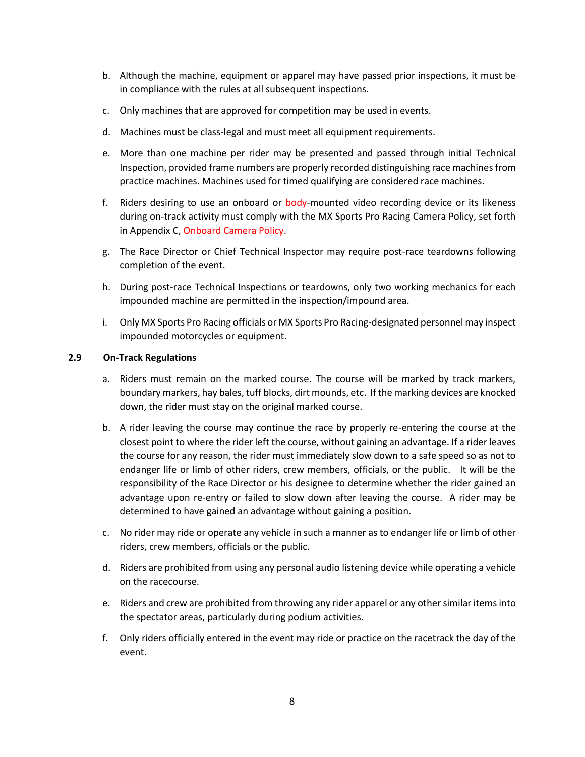b. Although the machine, equipment or apparel may have passed prior inspections, it must be in compliance with the rules at all subsequent inspections.

c. Only machines that are approved for competition may be used in events.

d. Machines must be class-legal and must meet all equipment requirements.

e. More than one machine per rider may be presented and passed through initial Technical Inspection, provided frame numbers are properly recorded distinguishing race machines from practice machines. Machines used for timed qualifying are considered race machines.

f. Riders desiring to use an onboard or body-mounted video recording device or its likeness during on-track activity must comply with the MX Sports Pro Racing Camera Policy, set forth in Appendix C, Onboard Camera Policy.

g. The Race Director or Chief Technical Inspector may require post-race teardowns following completion of the event.

h. During post-race Technical Inspections or teardowns, only two working mechanics for each impounded machine are permitted in the inspection/impound area.

i. Only MX Sports Pro Racing officials or MX Sports Pro Racing-designated personnel may inspect impounded motorcycles or equipment.

### 2.9 On-Track Regulations

a. Riders must remain on the marked course. The course will be marked by track markers, boundary markers, hay bales, tuff blocks, dirt mounds, etc. If the marking devices are knocked down, the rider must stay on the original marked course.

b. A rider leaving the course may continue the race by properly re-entering the course at the closest point to where the rider left the course, without gaining an advantage. If a rider leaves the course for any reason, the rider must immediately slow down to a safe speed so as not to endanger life or limb of other riders, crew members, officials, or the public. It will be the responsibility of the Race Director or his designee to determine whether the rider gained an advantage upon re-entry or failed to slow down after leaving the course. A rider may be determined to have gained an advantage without gaining a position.

c. No rider may ride or operate any vehicle in such a manner as to endanger life or limb of other riders, crew members, officials or the public.

d. Riders are prohibited from using any personal audio listening device while operating a vehicle on the racecourse.

e. Riders and crew are prohibited from throwing any rider apparel or any other similar items into the spectator areas, particularly during podium activities.

f. Only riders officially entered in the event may ride or practice on the racetrack the day of the event.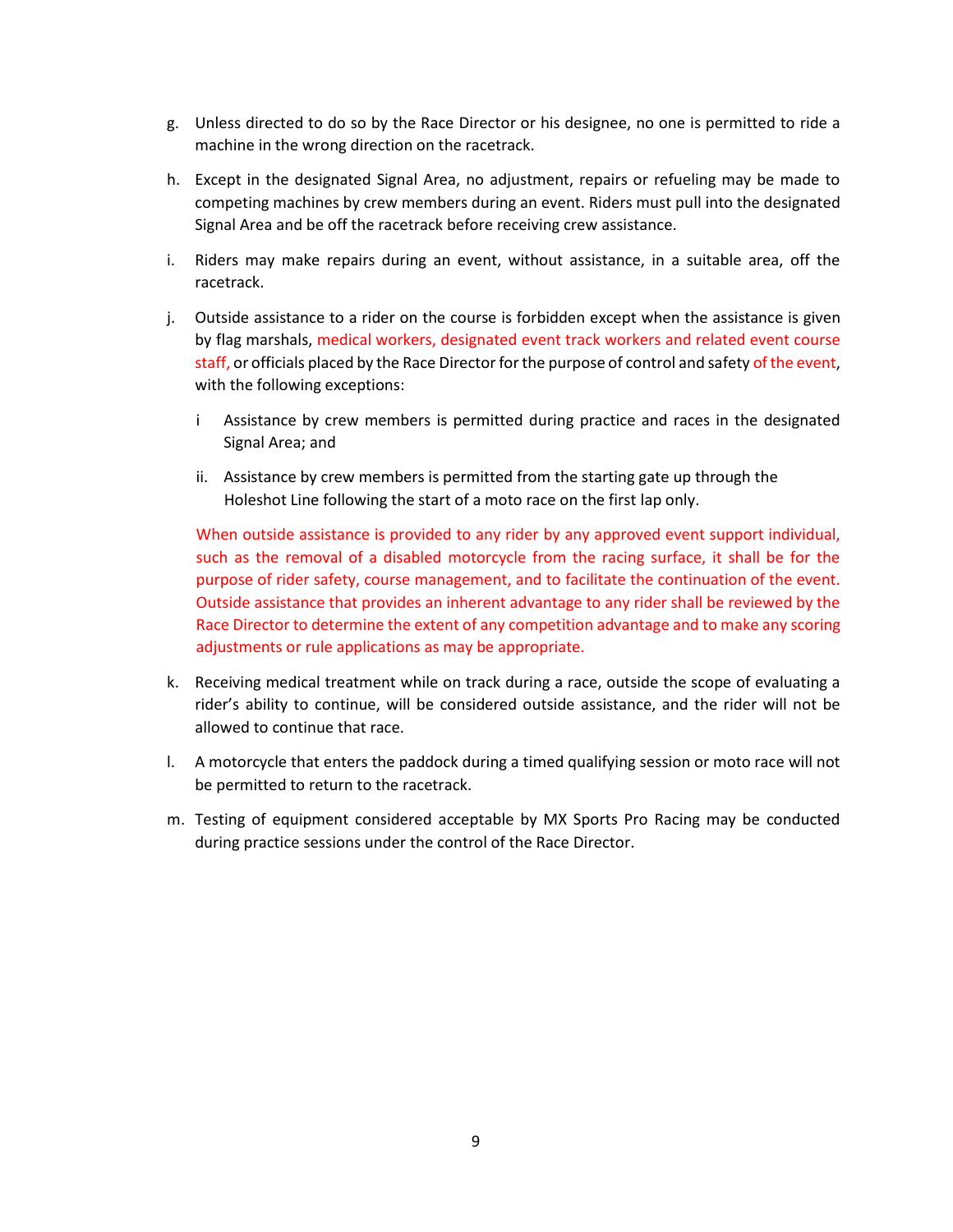g. Unless directed to do so by the Race Director or his designee, no one is permitted to ride a machine in the wrong direction on the racetrack.

h. Except in the designated Signal Area, no adjustment, repairs or refueling may be made to competing machines by crew members during an event. Riders must pull into the designated Signal Area and be off the racetrack before receiving crew assistance.

i. Riders may make repairs during an event, without assistance, in a suitable area, off the racetrack.

j. Outside assistance to a rider on the course is forbidden except when the assistance is given by flag marshals, medical workers, designated event track workers and related event course staff, or officials placed by the Race Director for the purpose of control and safety of the event, with the following exceptions:

   i Assistance by crew members is permitted during practice and races in the designated Signal Area; and

   ii. Assistance by crew members is permitted from the starting gate up through the Holeshot Line following the start of a moto race on the first lap only.

   When outside assistance is provided to any rider by any approved event support individual, such as the removal of a disabled motorcycle from the racing surface, it shall be for the purpose of rider safety, course management, and to facilitate the continuation of the event. Outside assistance that provides an inherent advantage to any rider shall be reviewed by the Race Director to determine the extent of any competition advantage and to make any scoring adjustments or rule applications as may be appropriate.

k. Receiving medical treatment while on track during a race, outside the scope of evaluating a rider's ability to continue, will be considered outside assistance, and the rider will not be allowed to continue that race.

l. A motorcycle that enters the paddock during a timed qualifying session or moto race will not be permitted to return to the racetrack.

m. Testing of equipment considered acceptable by MX Sports Pro Racing may be conducted during practice sessions under the control of the Race Director.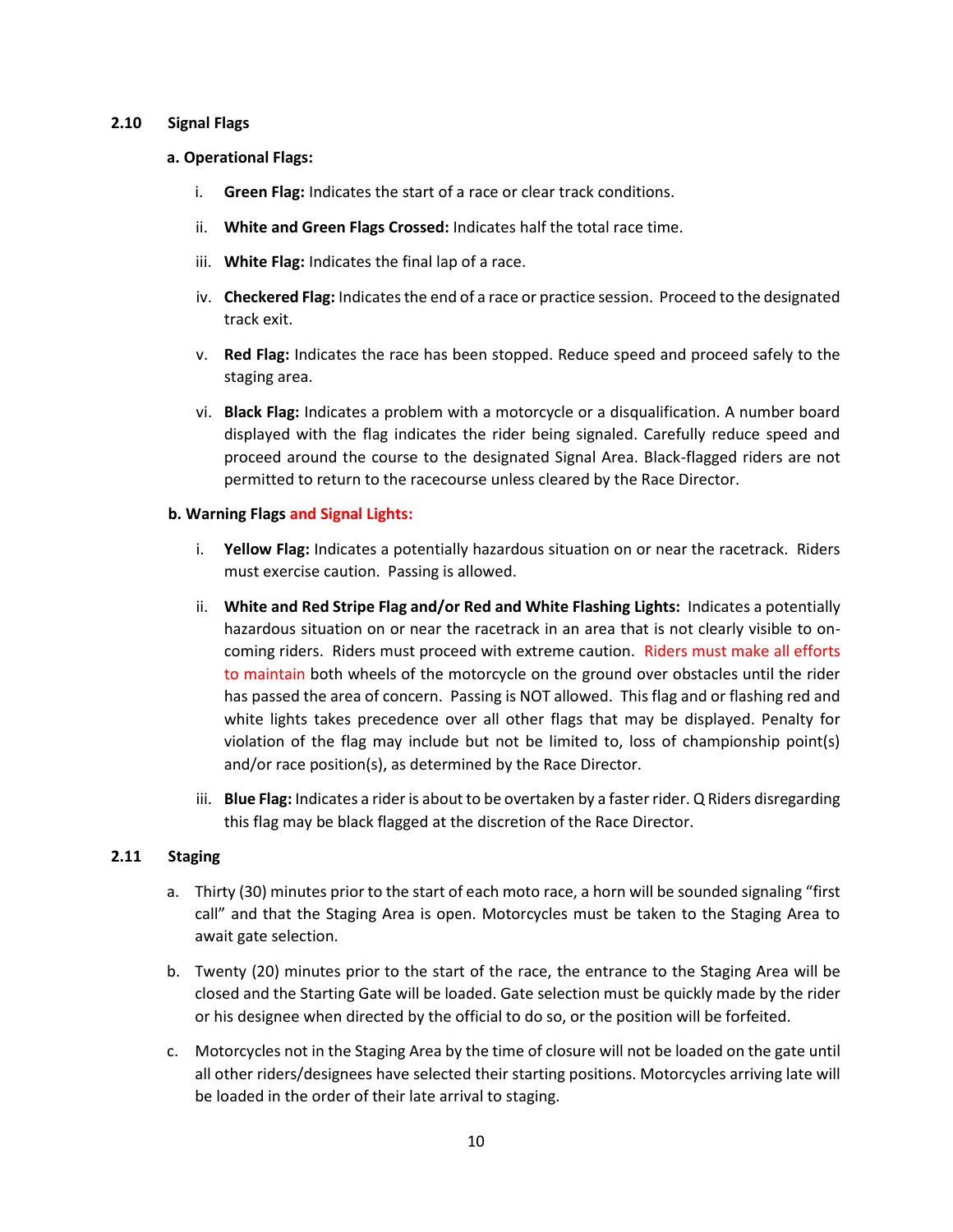## 2.10 Signal Flags

**a. Operational Flags:**

i. **Green Flag:** Indicates the start of a race or clear track conditions.

ii. **White and Green Flags Crossed:** Indicates half the total race time.

iii. **White Flag:** Indicates the final lap of a race.

iv. **Checkered Flag:** Indicates the end of a race or practice session. Proceed to the designated track exit.

v. **Red Flag:** Indicates the race has been stopped. Reduce speed and proceed safely to the staging area.

vi. **Black Flag:** Indicates a problem with a motorcycle or a disqualification. A number board displayed with the flag indicates the rider being signaled. Carefully reduce speed and proceed around the course to the designated Signal Area. Black-flagged riders are not permitted to return to the racecourse unless cleared by the Race Director.

**b. Warning Flags and Signal Lights:**

i. **Yellow Flag:** Indicates a potentially hazardous situation on or near the racetrack. Riders must exercise caution. Passing is allowed.

ii. **White and Red Stripe Flag and/or Red and White Flashing Lights:** Indicates a potentially hazardous situation on or near the racetrack in an area that is not clearly visible to on-coming riders. Riders must proceed with extreme caution. Riders must make all efforts to maintain both wheels of the motorcycle on the ground over obstacles until the rider has passed the area of concern. Passing is NOT allowed. This flag and or flashing red and white lights takes precedence over all other flags that may be displayed. Penalty for violation of the flag may include but not be limited to, loss of championship point(s) and/or race position(s), as determined by the Race Director.

iii. **Blue Flag:** Indicates a rider is about to be overtaken by a faster rider. Q Riders disregarding this flag may be black flagged at the discretion of the Race Director.

## 2.11 Staging

a. Thirty (30) minutes prior to the start of each moto race, a horn will be sounded signaling "first call" and that the Staging Area is open. Motorcycles must be taken to the Staging Area to await gate selection.

b. Twenty (20) minutes prior to the start of the race, the entrance to the Staging Area will be closed and the Starting Gate will be loaded. Gate selection must be quickly made by the rider or his designee when directed by the official to do so, or the position will be forfeited.

c. Motorcycles not in the Staging Area by the time of closure will not be loaded on the gate until all other riders/designees have selected their starting positions. Motorcycles arriving late will be loaded in the order of their late arrival to staging.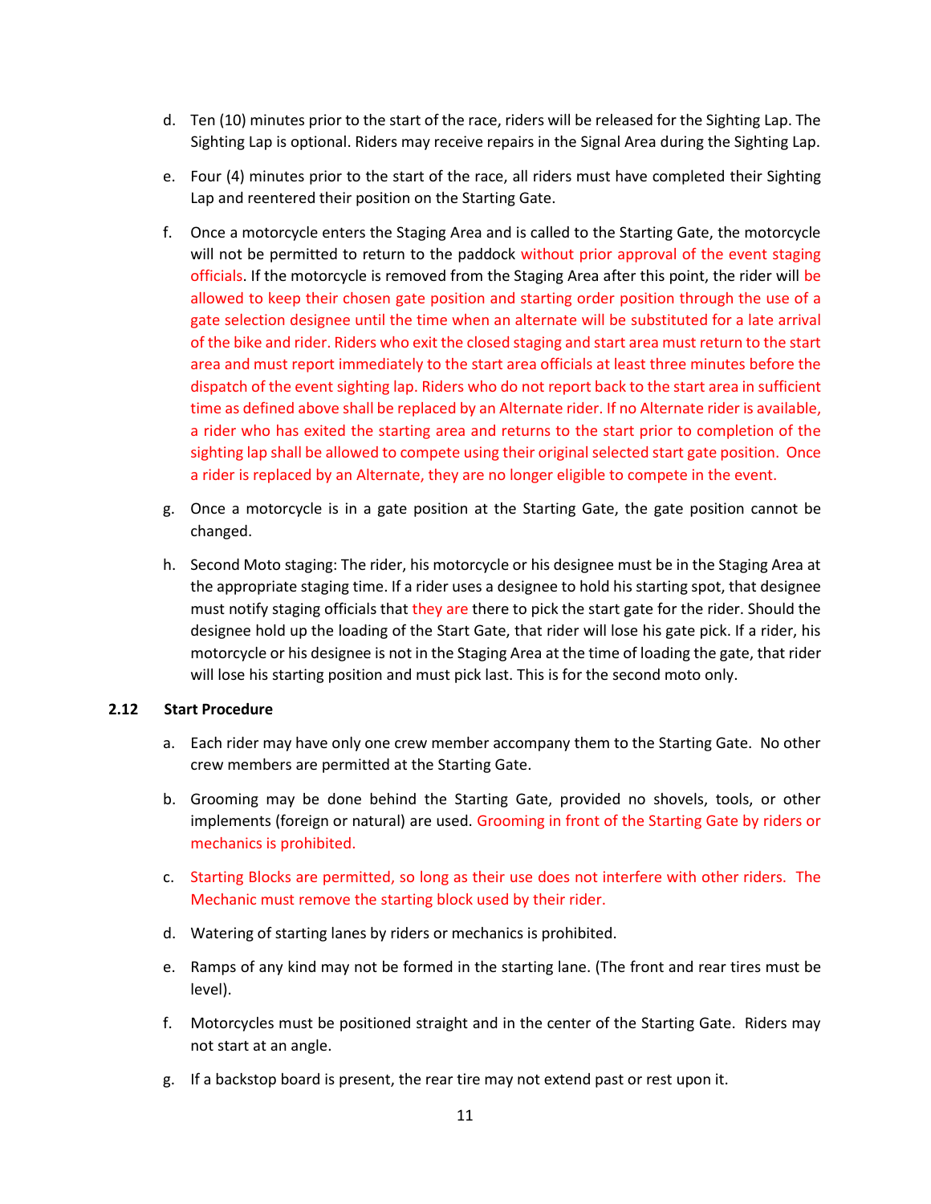d. Ten (10) minutes prior to the start of the race, riders will be released for the Sighting Lap. The Sighting Lap is optional. Riders may receive repairs in the Signal Area during the Sighting Lap.

e. Four (4) minutes prior to the start of the race, all riders must have completed their Sighting Lap and reentered their position on the Starting Gate.

f. Once a motorcycle enters the Staging Area and is called to the Starting Gate, the motorcycle will not be permitted to return to the paddock without prior approval of the event staging officials. If the motorcycle is removed from the Staging Area after this point, the rider will be allowed to keep their chosen gate position and starting order position through the use of a gate selection designee until the time when an alternate will be substituted for a late arrival of the bike and rider. Riders who exit the closed staging and start area must return to the start area and must report immediately to the start area officials at least three minutes before the dispatch of the event sighting lap. Riders who do not report back to the start area in sufficient time as defined above shall be replaced by an Alternate rider. If no Alternate rider is available, a rider who has exited the starting area and returns to the start prior to completion of the sighting lap shall be allowed to compete using their original selected start gate position. Once a rider is replaced by an Alternate, they are no longer eligible to compete in the event.

g. Once a motorcycle is in a gate position at the Starting Gate, the gate position cannot be changed.

h. Second Moto staging: The rider, his motorcycle or his designee must be in the Staging Area at the appropriate staging time. If a rider uses a designee to hold his starting spot, that designee must notify staging officials that they are there to pick the start gate for the rider. Should the designee hold up the loading of the Start Gate, that rider will lose his gate pick. If a rider, his motorcycle or his designee is not in the Staging Area at the time of loading the gate, that rider will lose his starting position and must pick last. This is for the second moto only.

### 2.12 Start Procedure

a. Each rider may have only one crew member accompany them to the Starting Gate. No other crew members are permitted at the Starting Gate.

b. Grooming may be done behind the Starting Gate, provided no shovels, tools, or other implements (foreign or natural) are used. Grooming in front of the Starting Gate by riders or mechanics is prohibited.

c. Starting Blocks are permitted, so long as their use does not interfere with other riders. The Mechanic must remove the starting block used by their rider.

d. Watering of starting lanes by riders or mechanics is prohibited.

e. Ramps of any kind may not be formed in the starting lane. (The front and rear tires must be level).

f. Motorcycles must be positioned straight and in the center of the Starting Gate. Riders may not start at an angle.

g. If a backstop board is present, the rear tire may not extend past or rest upon it.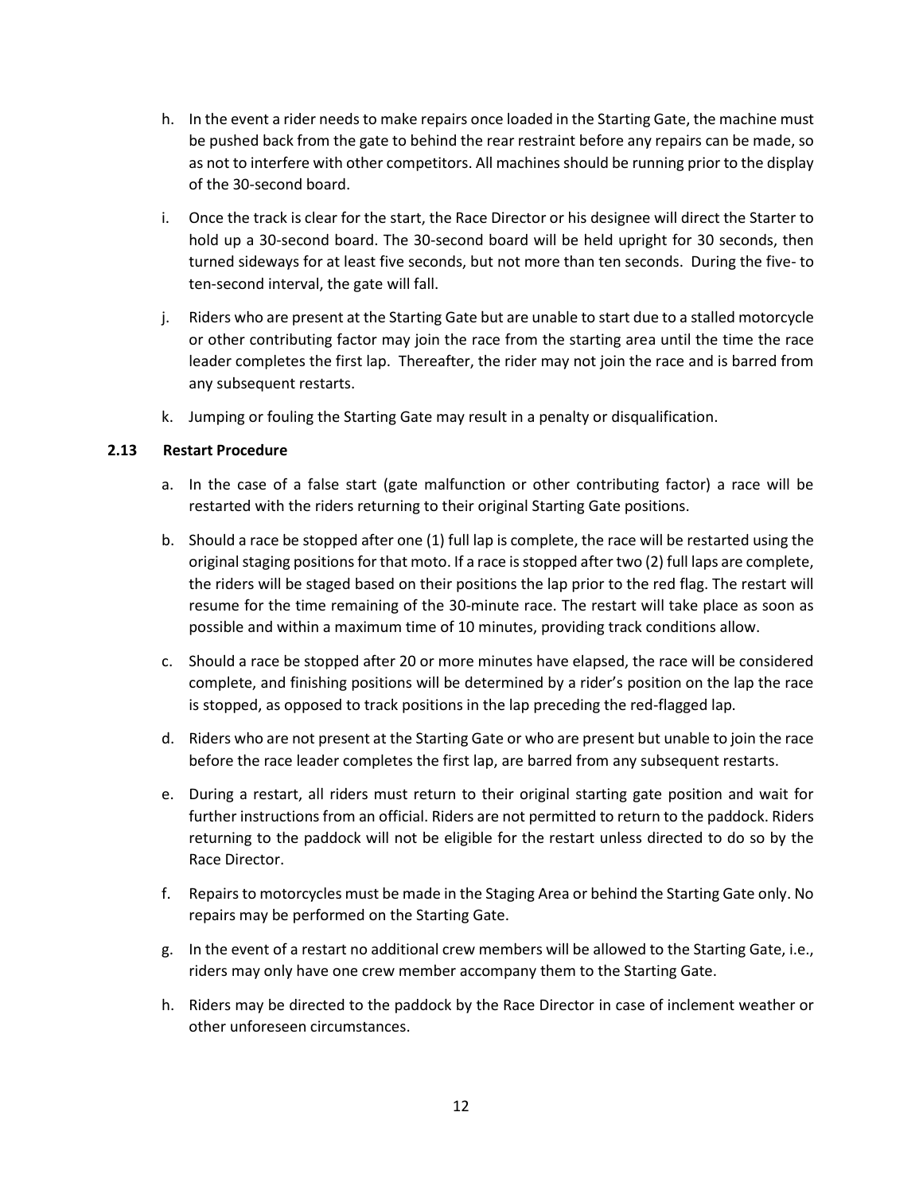h. In the event a rider needs to make repairs once loaded in the Starting Gate, the machine must be pushed back from the gate to behind the rear restraint before any repairs can be made, so as not to interfere with other competitors. All machines should be running prior to the display of the 30-second board.

i. Once the track is clear for the start, the Race Director or his designee will direct the Starter to hold up a 30-second board. The 30-second board will be held upright for 30 seconds, then turned sideways for at least five seconds, but not more than ten seconds. During the five- to ten-second interval, the gate will fall.

j. Riders who are present at the Starting Gate but are unable to start due to a stalled motorcycle or other contributing factor may join the race from the starting area until the time the race leader completes the first lap. Thereafter, the rider may not join the race and is barred from any subsequent restarts.

k. Jumping or fouling the Starting Gate may result in a penalty or disqualification.

### 2.13 Restart Procedure

a. In the case of a false start (gate malfunction or other contributing factor) a race will be restarted with the riders returning to their original Starting Gate positions.

b. Should a race be stopped after one (1) full lap is complete, the race will be restarted using the original staging positions for that moto. If a race is stopped after two (2) full laps are complete, the riders will be staged based on their positions the lap prior to the red flag. The restart will resume for the time remaining of the 30-minute race. The restart will take place as soon as possible and within a maximum time of 10 minutes, providing track conditions allow.

c. Should a race be stopped after 20 or more minutes have elapsed, the race will be considered complete, and finishing positions will be determined by a rider's position on the lap the race is stopped, as opposed to track positions in the lap preceding the red-flagged lap.

d. Riders who are not present at the Starting Gate or who are present but unable to join the race before the race leader completes the first lap, are barred from any subsequent restarts.

e. During a restart, all riders must return to their original starting gate position and wait for further instructions from an official. Riders are not permitted to return to the paddock. Riders returning to the paddock will not be eligible for the restart unless directed to do so by the Race Director.

f. Repairs to motorcycles must be made in the Staging Area or behind the Starting Gate only. No repairs may be performed on the Starting Gate.

g. In the event of a restart no additional crew members will be allowed to the Starting Gate, i.e., riders may only have one crew member accompany them to the Starting Gate.

h. Riders may be directed to the paddock by the Race Director in case of inclement weather or other unforeseen circumstances.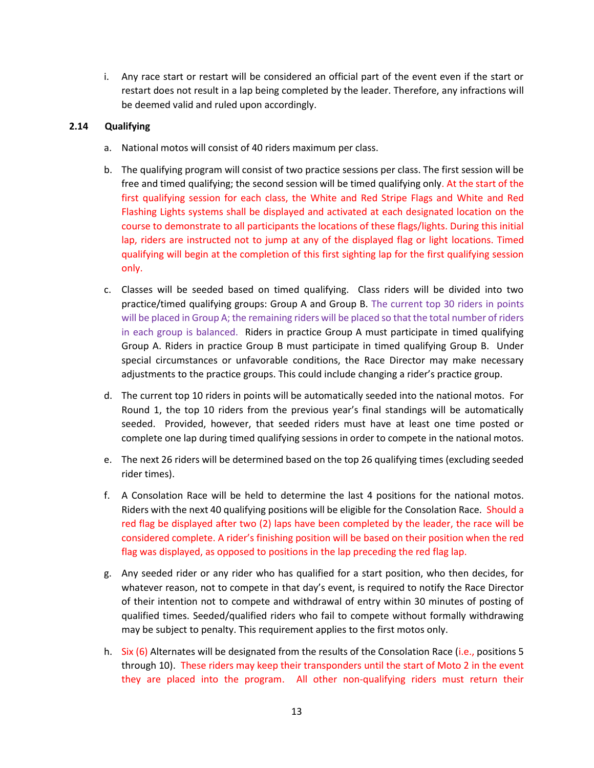i. Any race start or restart will be considered an official part of the event even if the start or restart does not result in a lap being completed by the leader. Therefore, any infractions will be deemed valid and ruled upon accordingly.

### 2.14 Qualifying

a. National motos will consist of 40 riders maximum per class.

b. The qualifying program will consist of two practice sessions per class. The first session will be free and timed qualifying; the second session will be timed qualifying only. At the start of the first qualifying session for each class, the White and Red Stripe Flags and White and Red Flashing Lights systems shall be displayed and activated at each designated location on the course to demonstrate to all participants the locations of these flags/lights. During this initial lap, riders are instructed not to jump at any of the displayed flag or light locations. Timed qualifying will begin at the completion of this first sighting lap for the first qualifying session only.

c. Classes will be seeded based on timed qualifying. Class riders will be divided into two practice/timed qualifying groups: Group A and Group B. The current top 30 riders in points will be placed in Group A; the remaining riders will be placed so that the total number of riders in each group is balanced. Riders in practice Group A must participate in timed qualifying Group A. Riders in practice Group B must participate in timed qualifying Group B. Under special circumstances or unfavorable conditions, the Race Director may make necessary adjustments to the practice groups. This could include changing a rider's practice group.

d. The current top 10 riders in points will be automatically seeded into the national motos. For Round 1, the top 10 riders from the previous year's final standings will be automatically seeded. Provided, however, that seeded riders must have at least one time posted or complete one lap during timed qualifying sessions in order to compete in the national motos.

e. The next 26 riders will be determined based on the top 26 qualifying times (excluding seeded rider times).

f. A Consolation Race will be held to determine the last 4 positions for the national motos. Riders with the next 40 qualifying positions will be eligible for the Consolation Race. Should a red flag be displayed after two (2) laps have been completed by the leader, the race will be considered complete. A rider's finishing position will be based on their position when the red flag was displayed, as opposed to positions in the lap preceding the red flag lap.

g. Any seeded rider or any rider who has qualified for a start position, who then decides, for whatever reason, not to compete in that day's event, is required to notify the Race Director of their intention not to compete and withdrawal of entry within 30 minutes of posting of qualified times. Seeded/qualified riders who fail to compete without formally withdrawing may be subject to penalty. This requirement applies to the first motos only.

h. Six (6) Alternates will be designated from the results of the Consolation Race (i.e., positions 5 through 10). These riders may keep their transponders until the start of Moto 2 in the event they are placed into the program. All other non-qualifying riders must return their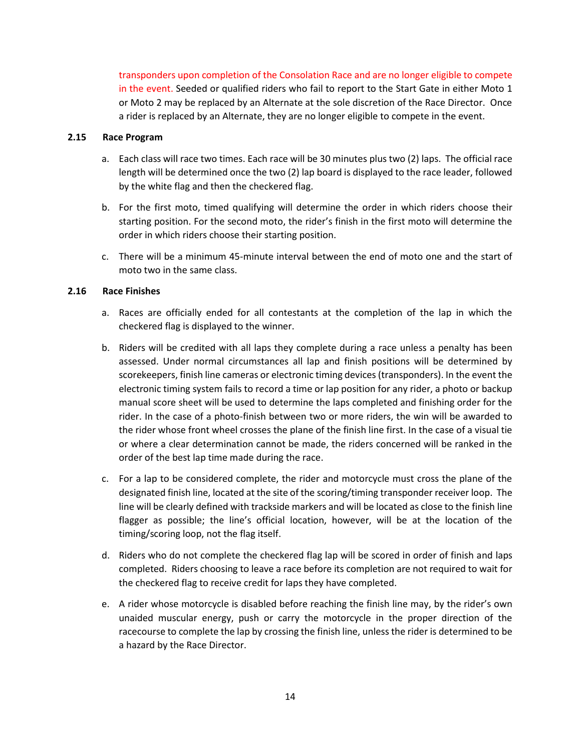transponders upon completion of the Consolation Race and are no longer eligible to compete in the event. Seeded or qualified riders who fail to report to the Start Gate in either Moto 1 or Moto 2 may be replaced by an Alternate at the sole discretion of the Race Director. Once a rider is replaced by an Alternate, they are no longer eligible to compete in the event.

### 2.15 Race Program

a. Each class will race two times. Each race will be 30 minutes plus two (2) laps. The official race length will be determined once the two (2) lap board is displayed to the race leader, followed by the white flag and then the checkered flag.

b. For the first moto, timed qualifying will determine the order in which riders choose their starting position. For the second moto, the rider's finish in the first moto will determine the order in which riders choose their starting position.

c. There will be a minimum 45-minute interval between the end of moto one and the start of moto two in the same class.

### 2.16 Race Finishes

a. Races are officially ended for all contestants at the completion of the lap in which the checkered flag is displayed to the winner.

b. Riders will be credited with all laps they complete during a race unless a penalty has been assessed. Under normal circumstances all lap and finish positions will be determined by scorekeepers, finish line cameras or electronic timing devices (transponders). In the event the electronic timing system fails to record a time or lap position for any rider, a photo or backup manual score sheet will be used to determine the laps completed and finishing order for the rider. In the case of a photo-finish between two or more riders, the win will be awarded to the rider whose front wheel crosses the plane of the finish line first. In the case of a visual tie or where a clear determination cannot be made, the riders concerned will be ranked in the order of the best lap time made during the race.

c. For a lap to be considered complete, the rider and motorcycle must cross the plane of the designated finish line, located at the site of the scoring/timing transponder receiver loop. The line will be clearly defined with trackside markers and will be located as close to the finish line flagger as possible; the line's official location, however, will be at the location of the timing/scoring loop, not the flag itself.

d. Riders who do not complete the checkered flag lap will be scored in order of finish and laps completed. Riders choosing to leave a race before its completion are not required to wait for the checkered flag to receive credit for laps they have completed.

e. A rider whose motorcycle is disabled before reaching the finish line may, by the rider's own unaided muscular energy, push or carry the motorcycle in the proper direction of the racecourse to complete the lap by crossing the finish line, unless the rider is determined to be a hazard by the Race Director.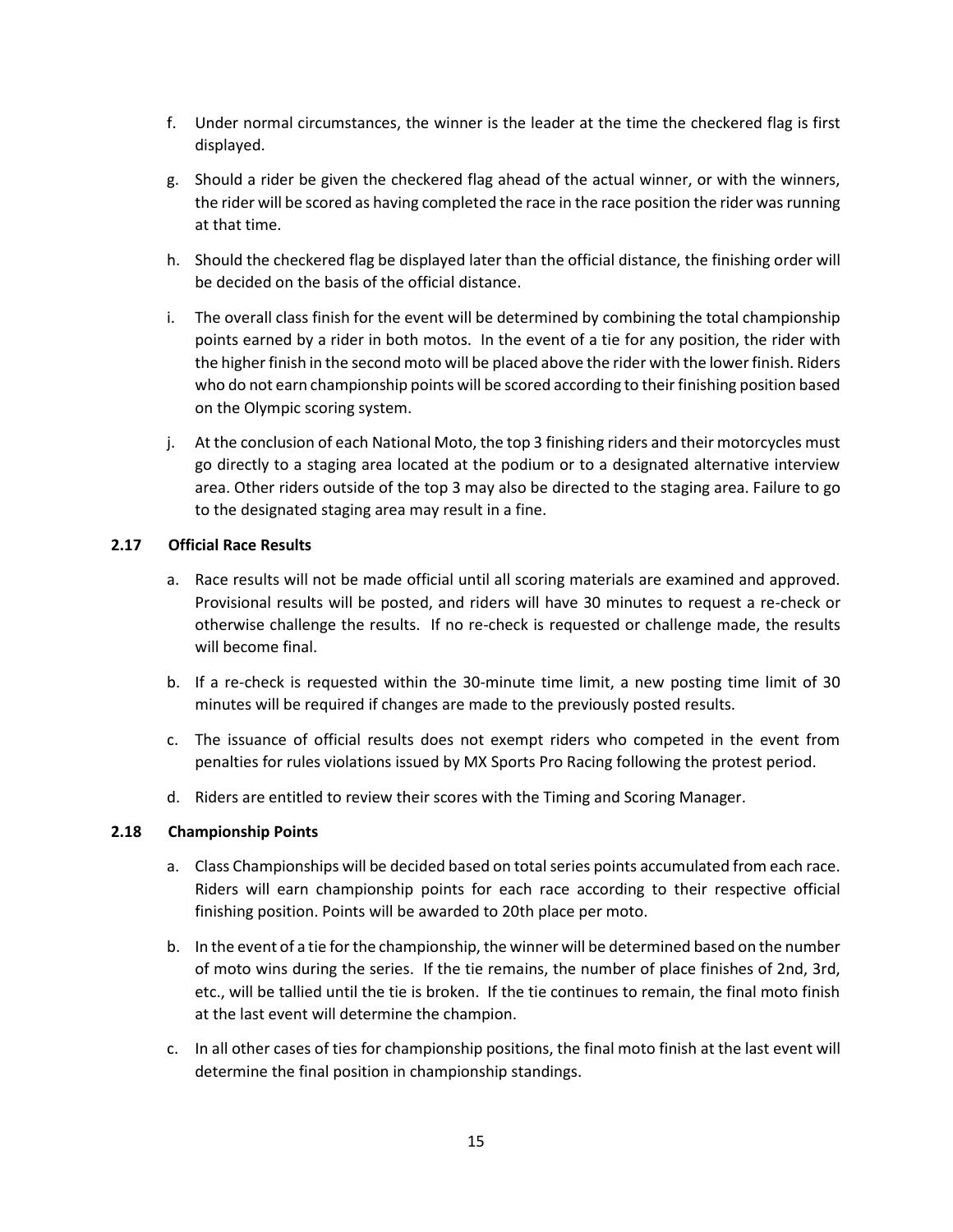f. Under normal circumstances, the winner is the leader at the time the checkered flag is first displayed.

g. Should a rider be given the checkered flag ahead of the actual winner, or with the winners, the rider will be scored as having completed the race in the race position the rider was running at that time.

h. Should the checkered flag be displayed later than the official distance, the finishing order will be decided on the basis of the official distance.

i. The overall class finish for the event will be determined by combining the total championship points earned by a rider in both motos. In the event of a tie for any position, the rider with the higher finish in the second moto will be placed above the rider with the lower finish. Riders who do not earn championship points will be scored according to their finishing position based on the Olympic scoring system.

j. At the conclusion of each National Moto, the top 3 finishing riders and their motorcycles must go directly to a staging area located at the podium or to a designated alternative interview area. Other riders outside of the top 3 may also be directed to the staging area. Failure to go to the designated staging area may result in a fine.

### 2.17 Official Race Results

a. Race results will not be made official until all scoring materials are examined and approved. Provisional results will be posted, and riders will have 30 minutes to request a re-check or otherwise challenge the results. If no re-check is requested or challenge made, the results will become final.

b. If a re-check is requested within the 30-minute time limit, a new posting time limit of 30 minutes will be required if changes are made to the previously posted results.

c. The issuance of official results does not exempt riders who competed in the event from penalties for rules violations issued by MX Sports Pro Racing following the protest period.

d. Riders are entitled to review their scores with the Timing and Scoring Manager.

### 2.18 Championship Points

a. Class Championships will be decided based on total series points accumulated from each race. Riders will earn championship points for each race according to their respective official finishing position. Points will be awarded to 20th place per moto.

b. In the event of a tie for the championship, the winner will be determined based on the number of moto wins during the series. If the tie remains, the number of place finishes of 2nd, 3rd, etc., will be tallied until the tie is broken. If the tie continues to remain, the final moto finish at the last event will determine the champion.

c. In all other cases of ties for championship positions, the final moto finish at the last event will determine the final position in championship standings.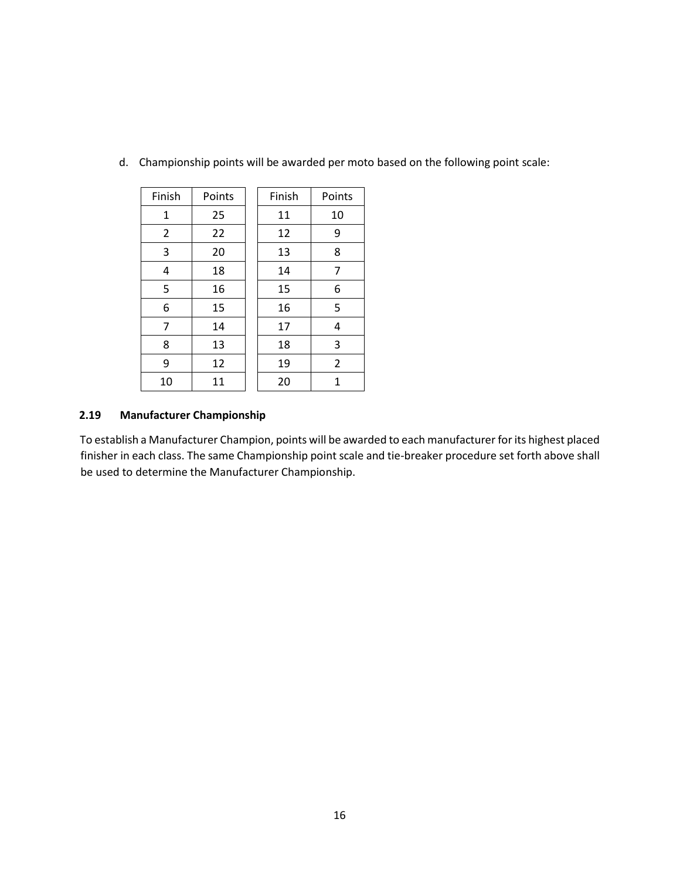d. Championship points will be awarded per moto based on the following point scale:

| Finish | Points |
|---|---|
| 1 | 25 |
| 2 | 22 |
| 3 | 20 |
| 4 | 18 |
| 5 | 16 |
| 6 | 15 |
| 7 | 14 |
| 8 | 13 |
| 9 | 12 |
| 10 | 11 |

| Finish | Points |
|---|---|
| 11 | 10 |
| 12 | 9 |
| 13 | 8 |
| 14 | 7 |
| 15 | 6 |
| 16 | 5 |
| 17 | 4 |
| 18 | 3 |
| 19 | 2 |
| 20 | 1 |

### 2.19 Manufacturer Championship

To establish a Manufacturer Champion, points will be awarded to each manufacturer for its highest placed finisher in each class. The same Championship point scale and tie-breaker procedure set forth above shall be used to determine the Manufacturer Championship.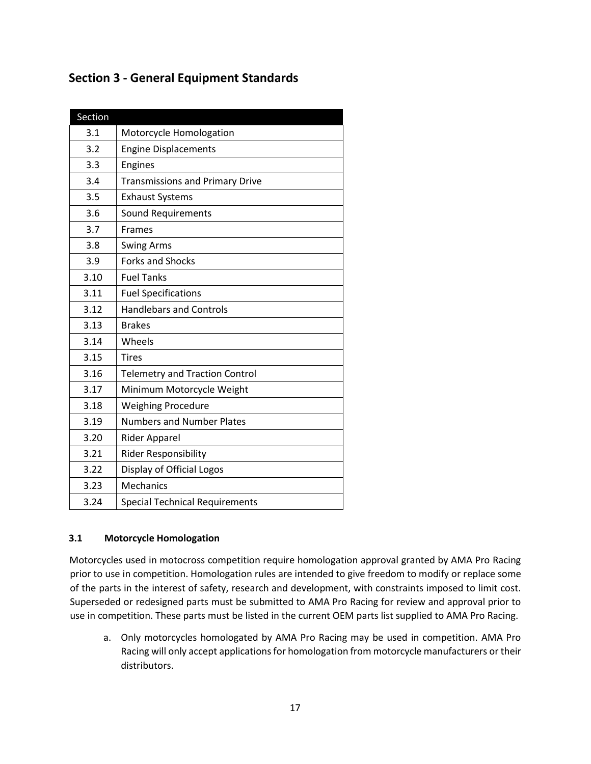## Section 3 - General Equipment Standards

| Section | |
|---|---|
| 3.1 | Motorcycle Homologation |
| 3.2 | Engine Displacements |
| 3.3 | Engines |
| 3.4 | Transmissions and Primary Drive |
| 3.5 | Exhaust Systems |
| 3.6 | Sound Requirements |
| 3.7 | Frames |
| 3.8 | Swing Arms |
| 3.9 | Forks and Shocks |
| 3.10 | Fuel Tanks |
| 3.11 | Fuel Specifications |
| 3.12 | Handlebars and Controls |
| 3.13 | Brakes |
| 3.14 | Wheels |
| 3.15 | Tires |
| 3.16 | Telemetry and Traction Control |
| 3.17 | Minimum Motorcycle Weight |
| 3.18 | Weighing Procedure |
| 3.19 | Numbers and Number Plates |
| 3.20 | Rider Apparel |
| 3.21 | Rider Responsibility |
| 3.22 | Display of Official Logos |
| 3.23 | Mechanics |
| 3.24 | Special Technical Requirements |

### 3.1 Motorcycle Homologation

Motorcycles used in motocross competition require homologation approval granted by AMA Pro Racing prior to use in competition. Homologation rules are intended to give freedom to modify or replace some of the parts in the interest of safety, research and development, with constraints imposed to limit cost. Superseded or redesigned parts must be submitted to AMA Pro Racing for review and approval prior to use in competition. These parts must be listed in the current OEM parts list supplied to AMA Pro Racing.

a. Only motorcycles homologated by AMA Pro Racing may be used in competition. AMA Pro Racing will only accept applications for homologation from motorcycle manufacturers or their distributors.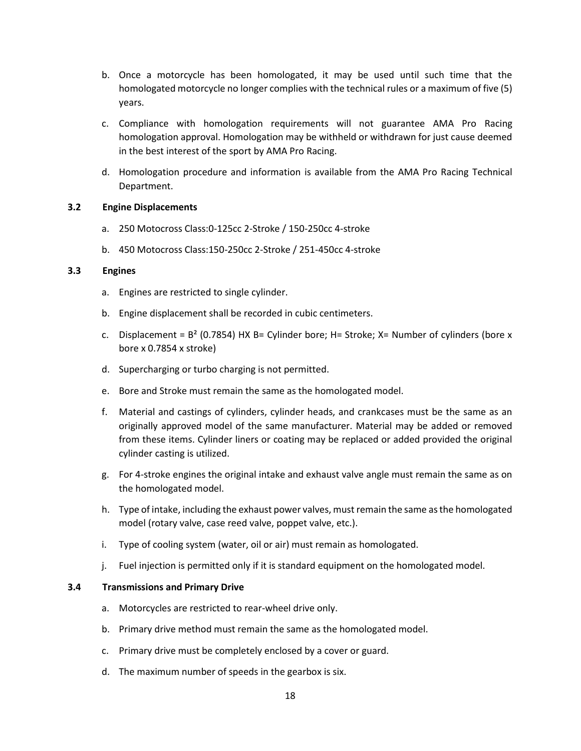b. Once a motorcycle has been homologated, it may be used until such time that the homologated motorcycle no longer complies with the technical rules or a maximum of five (5) years.

c. Compliance with homologation requirements will not guarantee AMA Pro Racing homologation approval. Homologation may be withheld or withdrawn for just cause deemed in the best interest of the sport by AMA Pro Racing.

d. Homologation procedure and information is available from the AMA Pro Racing Technical Department.

### 3.2 Engine Displacements

a. 250 Motocross Class:0-125cc 2-Stroke / 150-250cc 4-stroke

b. 450 Motocross Class:150-250cc 2-Stroke / 251-450cc 4-stroke

### 3.3 Engines

a. Engines are restricted to single cylinder.

b. Engine displacement shall be recorded in cubic centimeters.

c. Displacement = $B^2$ (0.7854) HX B= Cylinder bore; H= Stroke; X= Number of cylinders (bore x bore x 0.7854 x stroke)

d. Supercharging or turbo charging is not permitted.

e. Bore and Stroke must remain the same as the homologated model.

f. Material and castings of cylinders, cylinder heads, and crankcases must be the same as an originally approved model of the same manufacturer. Material may be added or removed from these items. Cylinder liners or coating may be replaced or added provided the original cylinder casting is utilized.

g. For 4-stroke engines the original intake and exhaust valve angle must remain the same as on the homologated model.

h. Type of intake, including the exhaust power valves, must remain the same as the homologated model (rotary valve, case reed valve, poppet valve, etc.).

i. Type of cooling system (water, oil or air) must remain as homologated.

j. Fuel injection is permitted only if it is standard equipment on the homologated model.

### 3.4 Transmissions and Primary Drive

a. Motorcycles are restricted to rear-wheel drive only.

b. Primary drive method must remain the same as the homologated model.

c. Primary drive must be completely enclosed by a cover or guard.

d. The maximum number of speeds in the gearbox is six.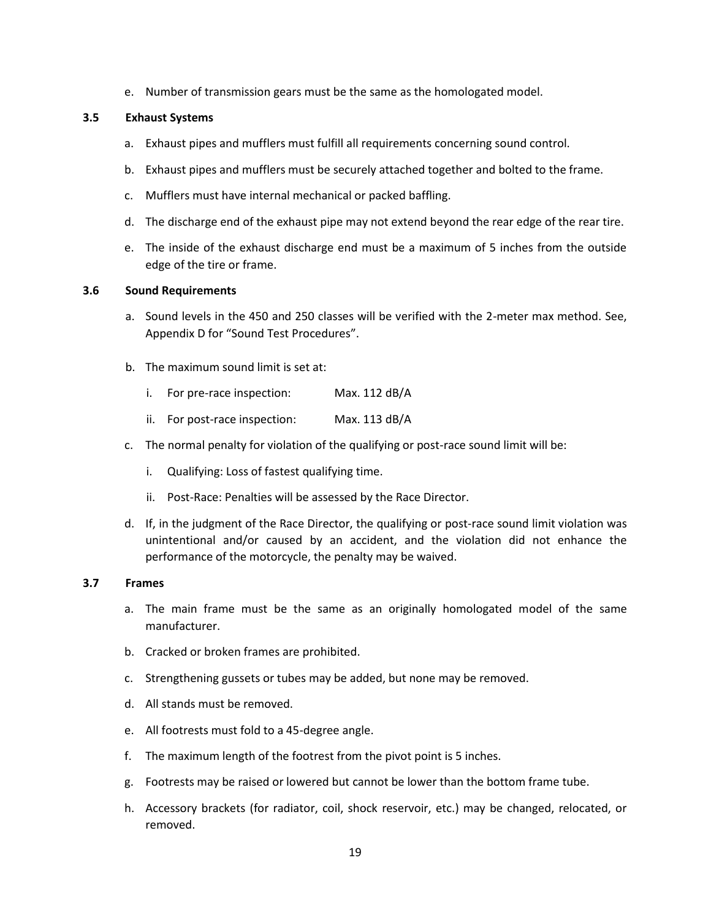e. Number of transmission gears must be the same as the homologated model.

### 3.5 Exhaust Systems

a. Exhaust pipes and mufflers must fulfill all requirements concerning sound control.

b. Exhaust pipes and mufflers must be securely attached together and bolted to the frame.

c. Mufflers must have internal mechanical or packed baffling.

d. The discharge end of the exhaust pipe may not extend beyond the rear edge of the rear tire.

e. The inside of the exhaust discharge end must be a maximum of 5 inches from the outside edge of the tire or frame.

### 3.6 Sound Requirements

a. Sound levels in the 450 and 250 classes will be verified with the 2-meter max method. See, Appendix D for "Sound Test Procedures".

b. The maximum sound limit is set at:

   i. For pre-race inspection: Max. 112 dB/A

   ii. For post-race inspection: Max. 113 dB/A

c. The normal penalty for violation of the qualifying or post-race sound limit will be:

   i. Qualifying: Loss of fastest qualifying time.

   ii. Post-Race: Penalties will be assessed by the Race Director.

d. If, in the judgment of the Race Director, the qualifying or post-race sound limit violation was unintentional and/or caused by an accident, and the violation did not enhance the performance of the motorcycle, the penalty may be waived.

### 3.7 Frames

a. The main frame must be the same as an originally homologated model of the same manufacturer.

b. Cracked or broken frames are prohibited.

c. Strengthening gussets or tubes may be added, but none may be removed.

d. All stands must be removed.

e. All footrests must fold to a 45-degree angle.

f. The maximum length of the footrest from the pivot point is 5 inches.

g. Footrests may be raised or lowered but cannot be lower than the bottom frame tube.

h. Accessory brackets (for radiator, coil, shock reservoir, etc.) may be changed, relocated, or removed.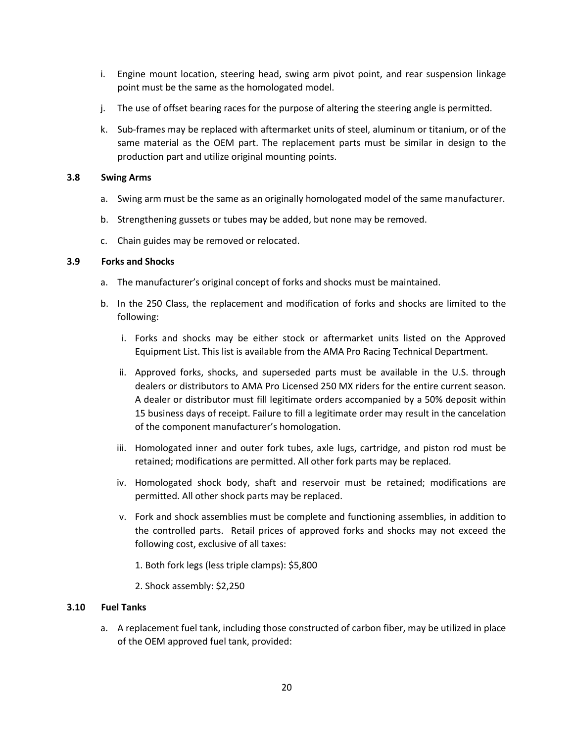i. Engine mount location, steering head, swing arm pivot point, and rear suspension linkage point must be the same as the homologated model.

j. The use of offset bearing races for the purpose of altering the steering angle is permitted.

k. Sub-frames may be replaced with aftermarket units of steel, aluminum or titanium, or of the same material as the OEM part. The replacement parts must be similar in design to the production part and utilize original mounting points.

### 3.8 Swing Arms

a. Swing arm must be the same as an originally homologated model of the same manufacturer.

b. Strengthening gussets or tubes may be added, but none may be removed.

c. Chain guides may be removed or relocated.

### 3.9 Forks and Shocks

a. The manufacturer's original concept of forks and shocks must be maintained.

b. In the 250 Class, the replacement and modification of forks and shocks are limited to the following:

   i. Forks and shocks may be either stock or aftermarket units listed on the Approved Equipment List. This list is available from the AMA Pro Racing Technical Department.

   ii. Approved forks, shocks, and superseded parts must be available in the U.S. through dealers or distributors to AMA Pro Licensed 250 MX riders for the entire current season. A dealer or distributor must fill legitimate orders accompanied by a 50% deposit within 15 business days of receipt. Failure to fill a legitimate order may result in the cancelation of the component manufacturer's homologation.

   iii. Homologated inner and outer fork tubes, axle lugs, cartridge, and piston rod must be retained; modifications are permitted. All other fork parts may be replaced.

   iv. Homologated shock body, shaft and reservoir must be retained; modifications are permitted. All other shock parts may be replaced.

   v. Fork and shock assemblies must be complete and functioning assemblies, in addition to the controlled parts. Retail prices of approved forks and shocks may not exceed the following cost, exclusive of all taxes:

      1. Both fork legs (less triple clamps): $5,800

      2. Shock assembly: $2,250

### 3.10 Fuel Tanks

a. A replacement fuel tank, including those constructed of carbon fiber, may be utilized in place of the OEM approved fuel tank, provided: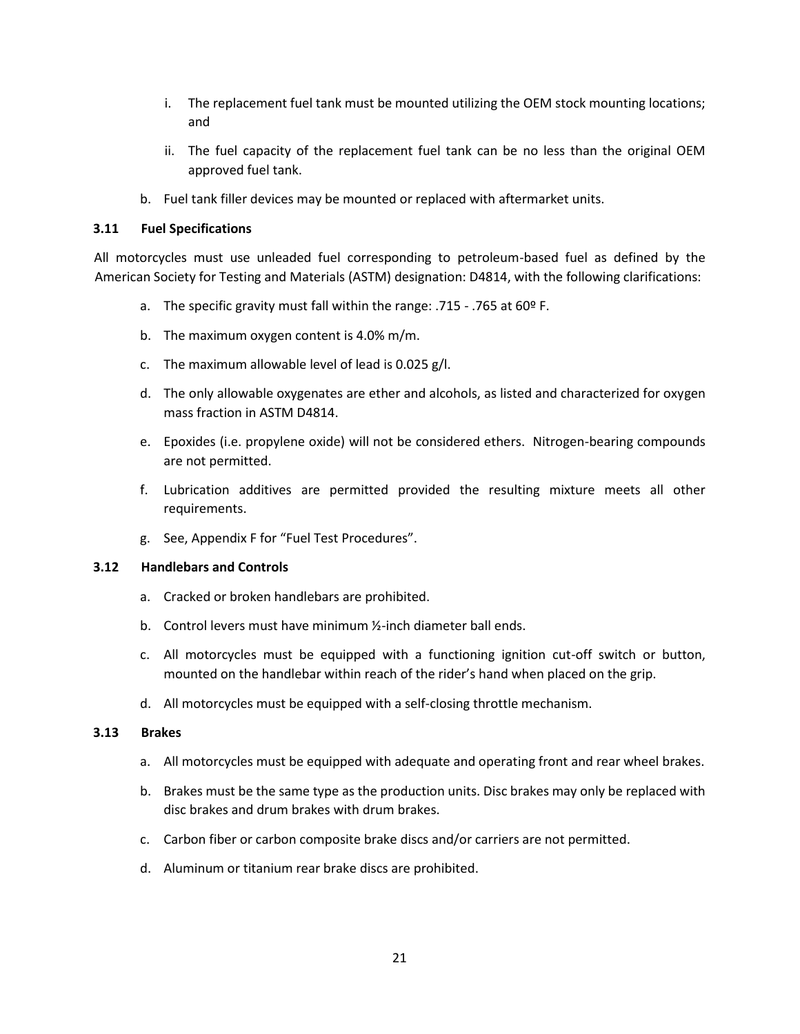i. The replacement fuel tank must be mounted utilizing the OEM stock mounting locations; and

   ii. The fuel capacity of the replacement fuel tank can be no less than the original OEM approved fuel tank.

b. Fuel tank filler devices may be mounted or replaced with aftermarket units.

### 3.11 Fuel Specifications

All motorcycles must use unleaded fuel corresponding to petroleum-based fuel as defined by the American Society for Testing and Materials (ASTM) designation: D4814, with the following clarifications:

a. The specific gravity must fall within the range: .715 - .765 at 60º F.

b. The maximum oxygen content is 4.0% m/m.

c. The maximum allowable level of lead is 0.025 g/l.

d. The only allowable oxygenates are ether and alcohols, as listed and characterized for oxygen mass fraction in ASTM D4814.

e. Epoxides (i.e. propylene oxide) will not be considered ethers. Nitrogen-bearing compounds are not permitted.

f. Lubrication additives are permitted provided the resulting mixture meets all other requirements.

g. See, Appendix F for "Fuel Test Procedures".

### 3.12 Handlebars and Controls

a. Cracked or broken handlebars are prohibited.

b. Control levers must have minimum ½-inch diameter ball ends.

c. All motorcycles must be equipped with a functioning ignition cut-off switch or button, mounted on the handlebar within reach of the rider's hand when placed on the grip.

d. All motorcycles must be equipped with a self-closing throttle mechanism.

### 3.13 Brakes

a. All motorcycles must be equipped with adequate and operating front and rear wheel brakes.

b. Brakes must be the same type as the production units. Disc brakes may only be replaced with disc brakes and drum brakes with drum brakes.

c. Carbon fiber or carbon composite brake discs and/or carriers are not permitted.

d. Aluminum or titanium rear brake discs are prohibited.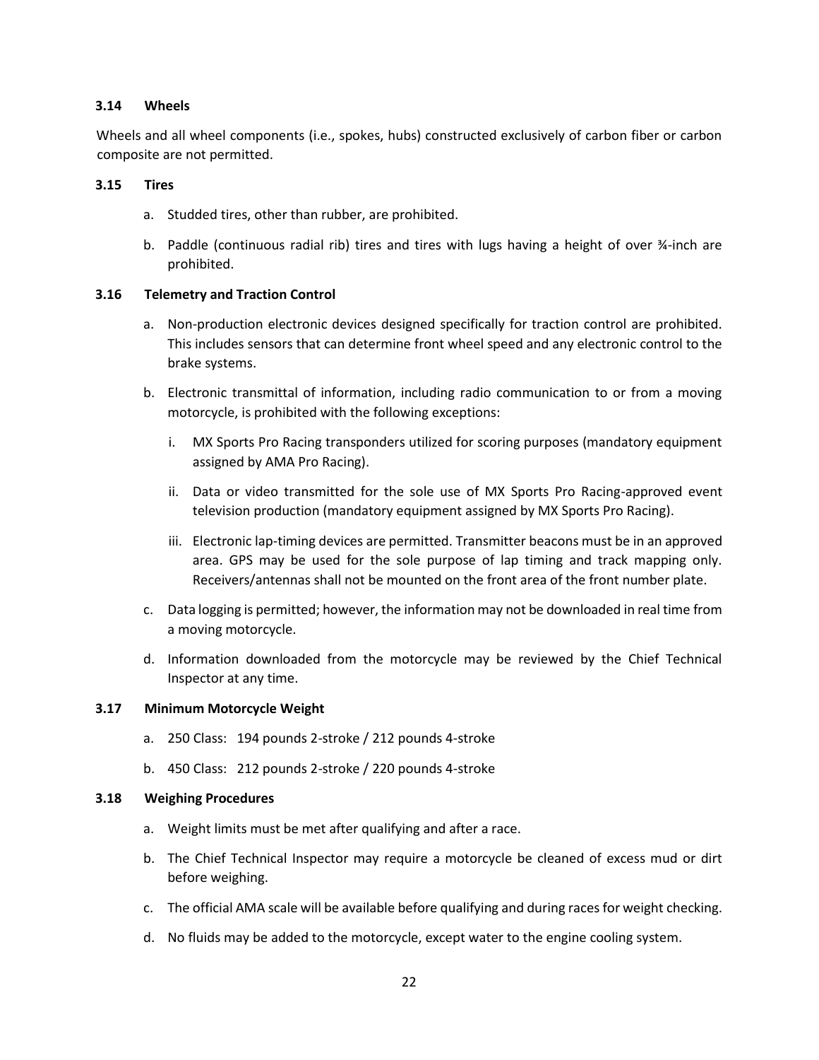### 3.14 Wheels

Wheels and all wheel components (i.e., spokes, hubs) constructed exclusively of carbon fiber or carbon composite are not permitted.

### 3.15 Tires

a. Studded tires, other than rubber, are prohibited.

b. Paddle (continuous radial rib) tires and tires with lugs having a height of over ¾-inch are prohibited.

### 3.16 Telemetry and Traction Control

a. Non-production electronic devices designed specifically for traction control are prohibited. This includes sensors that can determine front wheel speed and any electronic control to the brake systems.

b. Electronic transmittal of information, including radio communication to or from a moving motorcycle, is prohibited with the following exceptions:

   i. MX Sports Pro Racing transponders utilized for scoring purposes (mandatory equipment assigned by AMA Pro Racing).

   ii. Data or video transmitted for the sole use of MX Sports Pro Racing-approved event television production (mandatory equipment assigned by MX Sports Pro Racing).

   iii. Electronic lap-timing devices are permitted. Transmitter beacons must be in an approved area. GPS may be used for the sole purpose of lap timing and track mapping only. Receivers/antennas shall not be mounted on the front area of the front number plate.

c. Data logging is permitted; however, the information may not be downloaded in real time from a moving motorcycle.

d. Information downloaded from the motorcycle may be reviewed by the Chief Technical Inspector at any time.

### 3.17 Minimum Motorcycle Weight

a. 250 Class: 194 pounds 2-stroke / 212 pounds 4-stroke

b. 450 Class: 212 pounds 2-stroke / 220 pounds 4-stroke

### 3.18 Weighing Procedures

a. Weight limits must be met after qualifying and after a race.

b. The Chief Technical Inspector may require a motorcycle be cleaned of excess mud or dirt before weighing.

c. The official AMA scale will be available before qualifying and during races for weight checking.

d. No fluids may be added to the motorcycle, except water to the engine cooling system.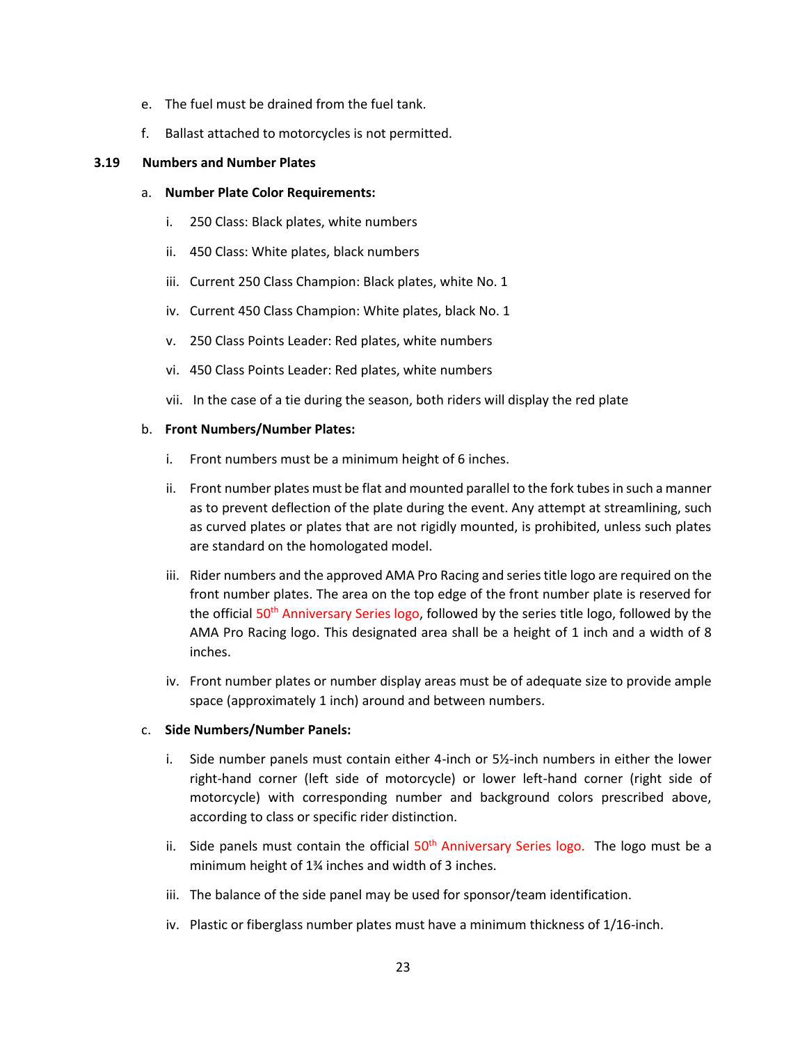e. The fuel must be drained from the fuel tank.

f. Ballast attached to motorcycles is not permitted.

### 3.19 Numbers and Number Plates

a. **Number Plate Color Requirements:**

   i. 250 Class: Black plates, white numbers

   ii. 450 Class: White plates, black numbers

   iii. Current 250 Class Champion: Black plates, white No. 1

   iv. Current 450 Class Champion: White plates, black No. 1

   v. 250 Class Points Leader: Red plates, white numbers

   vi. 450 Class Points Leader: Red plates, white numbers

   vii. In the case of a tie during the season, both riders will display the red plate

b. **Front Numbers/Number Plates:**

   i. Front numbers must be a minimum height of 6 inches.

   ii. Front number plates must be flat and mounted parallel to the fork tubes in such a manner as to prevent deflection of the plate during the event. Any attempt at streamlining, such as curved plates or plates that are not rigidly mounted, is prohibited, unless such plates are standard on the homologated model.

   iii. Rider numbers and the approved AMA Pro Racing and series title logo are required on the front number plates. The area on the top edge of the front number plate is reserved for the official 50th Anniversary Series logo, followed by the series title logo, followed by the AMA Pro Racing logo. This designated area shall be a height of 1 inch and a width of 8 inches.

   iv. Front number plates or number display areas must be of adequate size to provide ample space (approximately 1 inch) around and between numbers.

c. **Side Numbers/Number Panels:**

   i. Side number panels must contain either 4-inch or 5½-inch numbers in either the lower right-hand corner (left side of motorcycle) or lower left-hand corner (right side of motorcycle) with corresponding number and background colors prescribed above, according to class or specific rider distinction.

   ii. Side panels must contain the official 50th Anniversary Series logo. The logo must be a minimum height of 1¾ inches and width of 3 inches.

   iii. The balance of the side panel may be used for sponsor/team identification.

   iv. Plastic or fiberglass number plates must have a minimum thickness of 1/16-inch.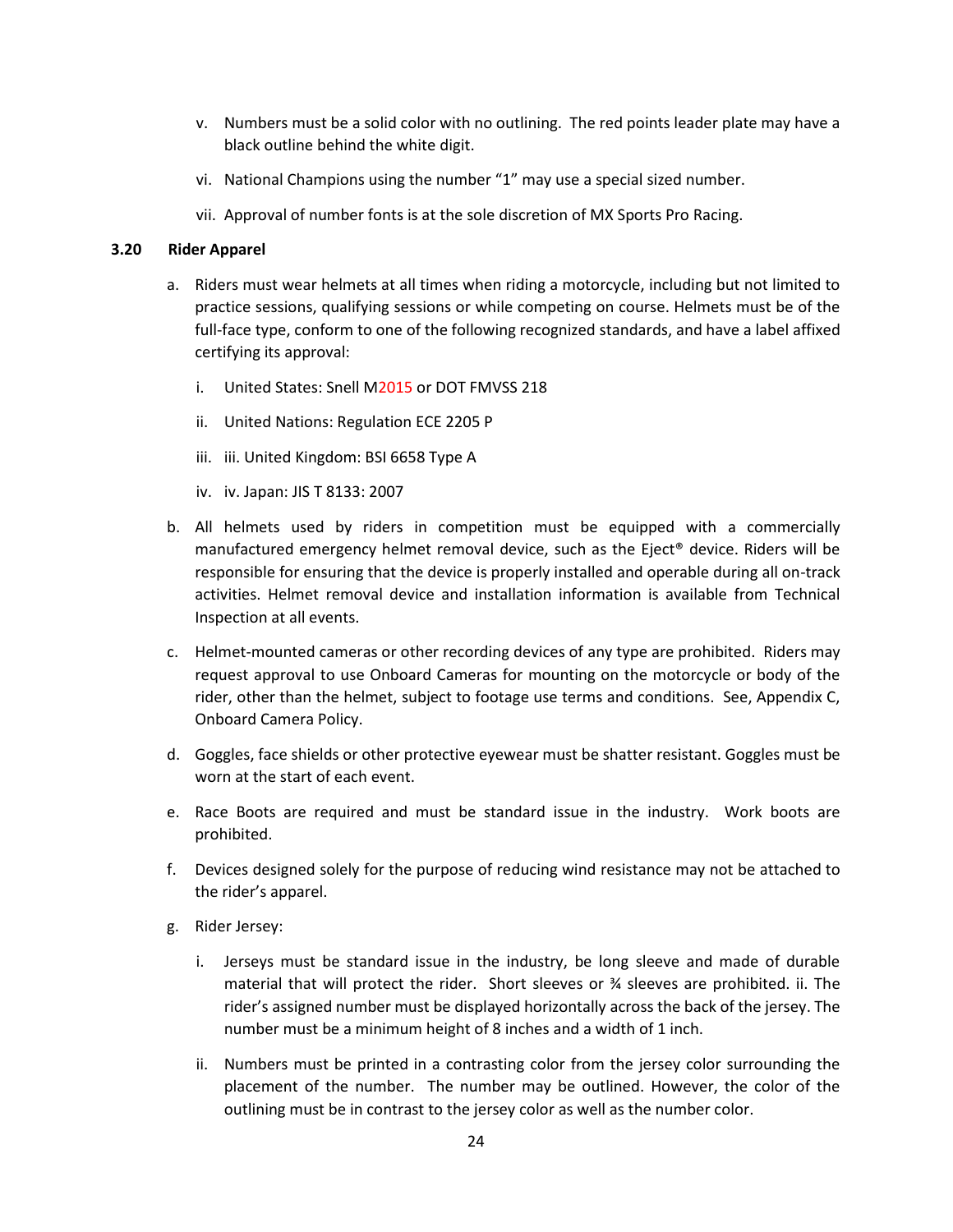v. Numbers must be a solid color with no outlining. The red points leader plate may have a black outline behind the white digit.

vi. National Champions using the number "1" may use a special sized number.

vii. Approval of number fonts is at the sole discretion of MX Sports Pro Racing.

### 3.20 Rider Apparel

a. Riders must wear helmets at all times when riding a motorcycle, including but not limited to practice sessions, qualifying sessions or while competing on course. Helmets must be of the full-face type, conform to one of the following recognized standards, and have a label affixed certifying its approval:

   i. United States: Snell M2015 or DOT FMVSS 218

   ii. United Nations: Regulation ECE 2205 P

   iii. iii. United Kingdom: BSI 6658 Type A

   iv. iv. Japan: JIS T 8133: 2007

b. All helmets used by riders in competition must be equipped with a commercially manufactured emergency helmet removal device, such as the Eject® device. Riders will be responsible for ensuring that the device is properly installed and operable during all on-track activities. Helmet removal device and installation information is available from Technical Inspection at all events.

c. Helmet-mounted cameras or other recording devices of any type are prohibited. Riders may request approval to use Onboard Cameras for mounting on the motorcycle or body of the rider, other than the helmet, subject to footage use terms and conditions. See, Appendix C, Onboard Camera Policy.

d. Goggles, face shields or other protective eyewear must be shatter resistant. Goggles must be worn at the start of each event.

e. Race Boots are required and must be standard issue in the industry. Work boots are prohibited.

f. Devices designed solely for the purpose of reducing wind resistance may not be attached to the rider's apparel.

g. Rider Jersey:

   i. Jerseys must be standard issue in the industry, be long sleeve and made of durable material that will protect the rider. Short sleeves or ¾ sleeves are prohibited. ii. The rider's assigned number must be displayed horizontally across the back of the jersey. The number must be a minimum height of 8 inches and a width of 1 inch.

   ii. Numbers must be printed in a contrasting color from the jersey color surrounding the placement of the number. The number may be outlined. However, the color of the outlining must be in contrast to the jersey color as well as the number color.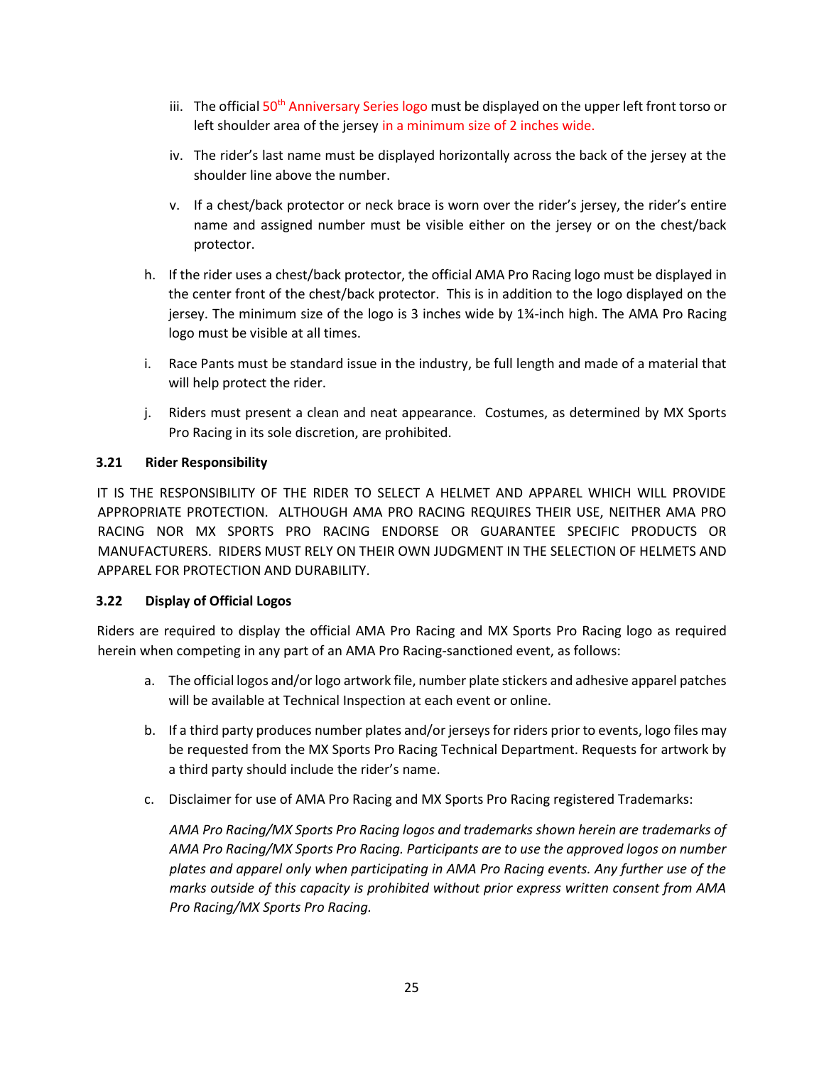iii. The official 50th Anniversary Series logo must be displayed on the upper left front torso or left shoulder area of the jersey in a minimum size of 2 inches wide.

   iv. The rider's last name must be displayed horizontally across the back of the jersey at the shoulder line above the number.

   v. If a chest/back protector or neck brace is worn over the rider's jersey, the rider's entire name and assigned number must be visible either on the jersey or on the chest/back protector.

h. If the rider uses a chest/back protector, the official AMA Pro Racing logo must be displayed in the center front of the chest/back protector. This is in addition to the logo displayed on the jersey. The minimum size of the logo is 3 inches wide by 1¾-inch high. The AMA Pro Racing logo must be visible at all times.

i. Race Pants must be standard issue in the industry, be full length and made of a material that will help protect the rider.

j. Riders must present a clean and neat appearance. Costumes, as determined by MX Sports Pro Racing in its sole discretion, are prohibited.

### 3.21 Rider Responsibility

IT IS THE RESPONSIBILITY OF THE RIDER TO SELECT A HELMET AND APPAREL WHICH WILL PROVIDE APPROPRIATE PROTECTION. ALTHOUGH AMA PRO RACING REQUIRES THEIR USE, NEITHER AMA PRO RACING NOR MX SPORTS PRO RACING ENDORSE OR GUARANTEE SPECIFIC PRODUCTS OR MANUFACTURERS. RIDERS MUST RELY ON THEIR OWN JUDGMENT IN THE SELECTION OF HELMETS AND APPAREL FOR PROTECTION AND DURABILITY.

### 3.22 Display of Official Logos

Riders are required to display the official AMA Pro Racing and MX Sports Pro Racing logo as required herein when competing in any part of an AMA Pro Racing-sanctioned event, as follows:

a. The official logos and/or logo artwork file, number plate stickers and adhesive apparel patches will be available at Technical Inspection at each event or online.

b. If a third party produces number plates and/or jerseys for riders prior to events, logo files may be requested from the MX Sports Pro Racing Technical Department. Requests for artwork by a third party should include the rider's name.

c. Disclaimer for use of AMA Pro Racing and MX Sports Pro Racing registered Trademarks:

   *AMA Pro Racing/MX Sports Pro Racing logos and trademarks shown herein are trademarks of AMA Pro Racing/MX Sports Pro Racing. Participants are to use the approved logos on number plates and apparel only when participating in AMA Pro Racing events. Any further use of the marks outside of this capacity is prohibited without prior express written consent from AMA Pro Racing/MX Sports Pro Racing.*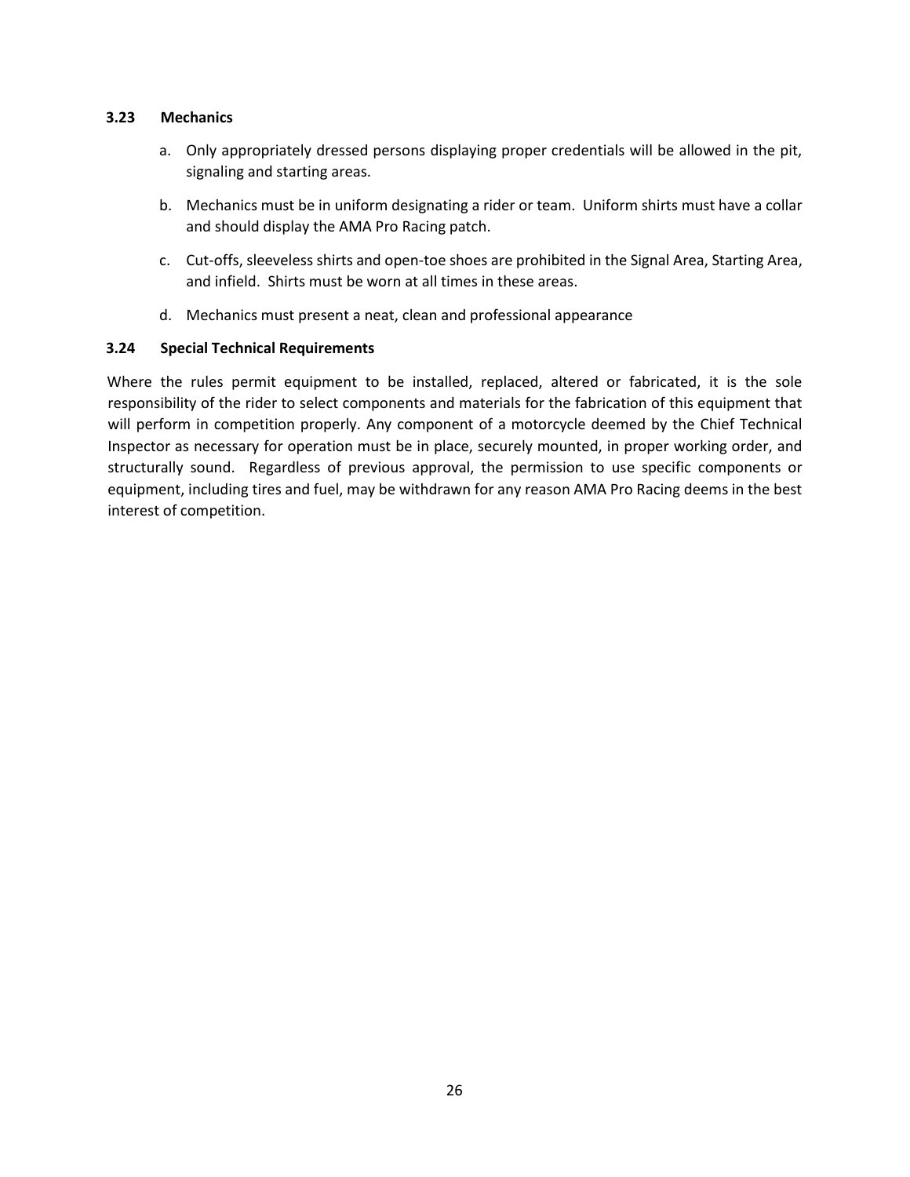### 3.23 Mechanics

a. Only appropriately dressed persons displaying proper credentials will be allowed in the pit, signaling and starting areas.

b. Mechanics must be in uniform designating a rider or team. Uniform shirts must have a collar and should display the AMA Pro Racing patch.

c. Cut-offs, sleeveless shirts and open-toe shoes are prohibited in the Signal Area, Starting Area, and infield. Shirts must be worn at all times in these areas.

d. Mechanics must present a neat, clean and professional appearance

### 3.24 Special Technical Requirements

Where the rules permit equipment to be installed, replaced, altered or fabricated, it is the sole responsibility of the rider to select components and materials for the fabrication of this equipment that will perform in competition properly. Any component of a motorcycle deemed by the Chief Technical Inspector as necessary for operation must be in place, securely mounted, in proper working order, and structurally sound. Regardless of previous approval, the permission to use specific components or equipment, including tires and fuel, may be withdrawn for any reason AMA Pro Racing deems in the best interest of competition.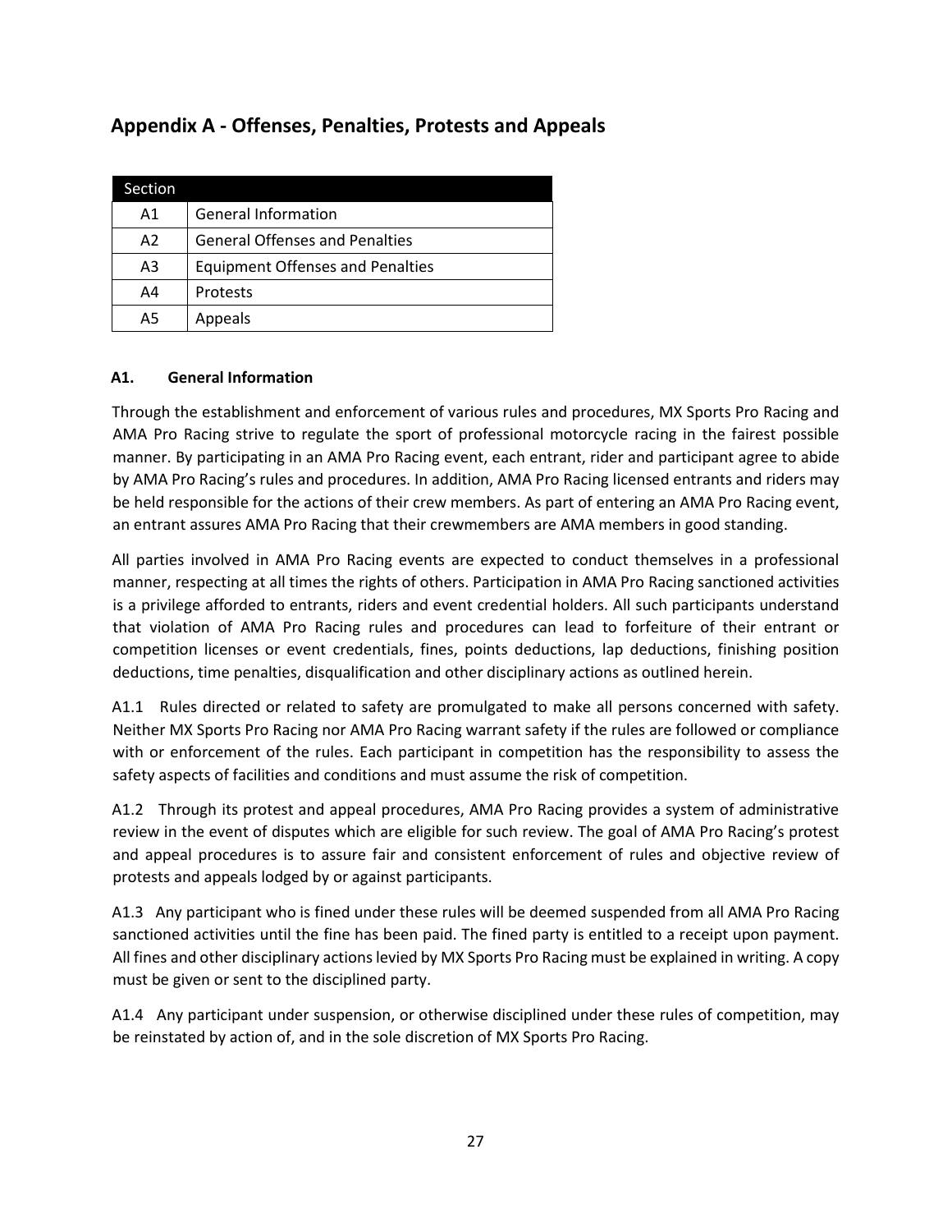## Appendix A - Offenses, Penalties, Protests and Appeals

| Section | |
|---|---|
| A1 | General Information |
| A2 | General Offenses and Penalties |
| A3 | Equipment Offenses and Penalties |
| A4 | Protests |
| A5 | Appeals |

### A1. General Information

Through the establishment and enforcement of various rules and procedures, MX Sports Pro Racing and AMA Pro Racing strive to regulate the sport of professional motorcycle racing in the fairest possible manner. By participating in an AMA Pro Racing event, each entrant, rider and participant agree to abide by AMA Pro Racing's rules and procedures. In addition, AMA Pro Racing licensed entrants and riders may be held responsible for the actions of their crew members. As part of entering an AMA Pro Racing event, an entrant assures AMA Pro Racing that their crewmembers are AMA members in good standing.

All parties involved in AMA Pro Racing events are expected to conduct themselves in a professional manner, respecting at all times the rights of others. Participation in AMA Pro Racing sanctioned activities is a privilege afforded to entrants, riders and event credential holders. All such participants understand that violation of AMA Pro Racing rules and procedures can lead to forfeiture of their entrant or competition licenses or event credentials, fines, points deductions, lap deductions, finishing position deductions, time penalties, disqualification and other disciplinary actions as outlined herein.

A1.1 Rules directed or related to safety are promulgated to make all persons concerned with safety. Neither MX Sports Pro Racing nor AMA Pro Racing warrant safety if the rules are followed or compliance with or enforcement of the rules. Each participant in competition has the responsibility to assess the safety aspects of facilities and conditions and must assume the risk of competition.

A1.2 Through its protest and appeal procedures, AMA Pro Racing provides a system of administrative review in the event of disputes which are eligible for such review. The goal of AMA Pro Racing's protest and appeal procedures is to assure fair and consistent enforcement of rules and objective review of protests and appeals lodged by or against participants.

A1.3 Any participant who is fined under these rules will be deemed suspended from all AMA Pro Racing sanctioned activities until the fine has been paid. The fined party is entitled to a receipt upon payment. All fines and other disciplinary actions levied by MX Sports Pro Racing must be explained in writing. A copy must be given or sent to the disciplined party.

A1.4 Any participant under suspension, or otherwise disciplined under these rules of competition, may be reinstated by action of, and in the sole discretion of MX Sports Pro Racing.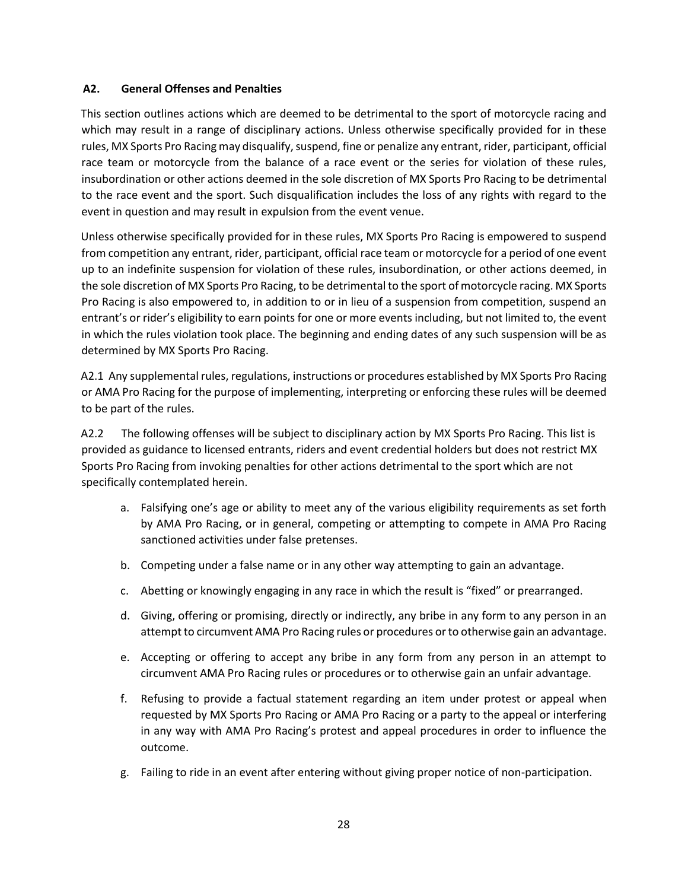### A2. General Offenses and Penalties

This section outlines actions which are deemed to be detrimental to the sport of motorcycle racing and which may result in a range of disciplinary actions. Unless otherwise specifically provided for in these rules, MX Sports Pro Racing may disqualify, suspend, fine or penalize any entrant, rider, participant, official race team or motorcycle from the balance of a race event or the series for violation of these rules, insubordination or other actions deemed in the sole discretion of MX Sports Pro Racing to be detrimental to the race event and the sport. Such disqualification includes the loss of any rights with regard to the event in question and may result in expulsion from the event venue.

Unless otherwise specifically provided for in these rules, MX Sports Pro Racing is empowered to suspend from competition any entrant, rider, participant, official race team or motorcycle for a period of one event up to an indefinite suspension for violation of these rules, insubordination, or other actions deemed, in the sole discretion of MX Sports Pro Racing, to be detrimental to the sport of motorcycle racing. MX Sports Pro Racing is also empowered to, in addition to or in lieu of a suspension from competition, suspend an entrant's or rider's eligibility to earn points for one or more events including, but not limited to, the event in which the rules violation took place. The beginning and ending dates of any such suspension will be as determined by MX Sports Pro Racing.

A2.1 Any supplemental rules, regulations, instructions or procedures established by MX Sports Pro Racing or AMA Pro Racing for the purpose of implementing, interpreting or enforcing these rules will be deemed to be part of the rules.

A2.2 The following offenses will be subject to disciplinary action by MX Sports Pro Racing. This list is provided as guidance to licensed entrants, riders and event credential holders but does not restrict MX Sports Pro Racing from invoking penalties for other actions detrimental to the sport which are not specifically contemplated herein.

a. Falsifying one's age or ability to meet any of the various eligibility requirements as set forth by AMA Pro Racing, or in general, competing or attempting to compete in AMA Pro Racing sanctioned activities under false pretenses.

b. Competing under a false name or in any other way attempting to gain an advantage.

c. Abetting or knowingly engaging in any race in which the result is "fixed" or prearranged.

d. Giving, offering or promising, directly or indirectly, any bribe in any form to any person in an attempt to circumvent AMA Pro Racing rules or procedures or to otherwise gain an advantage.

e. Accepting or offering to accept any bribe in any form from any person in an attempt to circumvent AMA Pro Racing rules or procedures or to otherwise gain an unfair advantage.

f. Refusing to provide a factual statement regarding an item under protest or appeal when requested by MX Sports Pro Racing or AMA Pro Racing or a party to the appeal or interfering in any way with AMA Pro Racing's protest and appeal procedures in order to influence the outcome.

g. Failing to ride in an event after entering without giving proper notice of non-participation.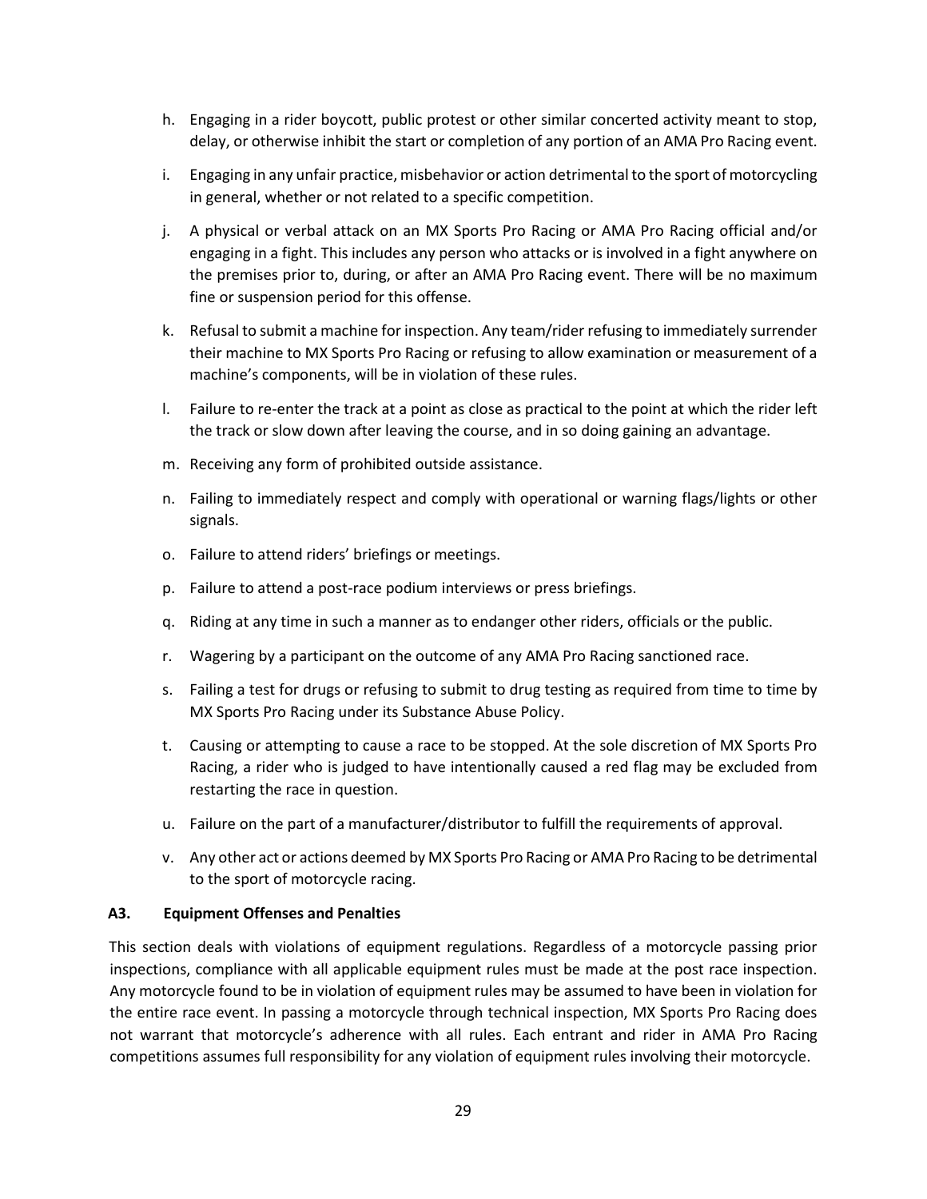h. Engaging in a rider boycott, public protest or other similar concerted activity meant to stop, delay, or otherwise inhibit the start or completion of any portion of an AMA Pro Racing event.

i. Engaging in any unfair practice, misbehavior or action detrimental to the sport of motorcycling in general, whether or not related to a specific competition.

j. A physical or verbal attack on an MX Sports Pro Racing or AMA Pro Racing official and/or engaging in a fight. This includes any person who attacks or is involved in a fight anywhere on the premises prior to, during, or after an AMA Pro Racing event. There will be no maximum fine or suspension period for this offense.

k. Refusal to submit a machine for inspection. Any team/rider refusing to immediately surrender their machine to MX Sports Pro Racing or refusing to allow examination or measurement of a machine's components, will be in violation of these rules.

l. Failure to re-enter the track at a point as close as practical to the point at which the rider left the track or slow down after leaving the course, and in so doing gaining an advantage.

m. Receiving any form of prohibited outside assistance.

n. Failing to immediately respect and comply with operational or warning flags/lights or other signals.

o. Failure to attend riders' briefings or meetings.

p. Failure to attend a post-race podium interviews or press briefings.

q. Riding at any time in such a manner as to endanger other riders, officials or the public.

r. Wagering by a participant on the outcome of any AMA Pro Racing sanctioned race.

s. Failing a test for drugs or refusing to submit to drug testing as required from time to time by MX Sports Pro Racing under its Substance Abuse Policy.

t. Causing or attempting to cause a race to be stopped. At the sole discretion of MX Sports Pro Racing, a rider who is judged to have intentionally caused a red flag may be excluded from restarting the race in question.

u. Failure on the part of a manufacturer/distributor to fulfill the requirements of approval.

v. Any other act or actions deemed by MX Sports Pro Racing or AMA Pro Racing to be detrimental to the sport of motorcycle racing.

### A3. Equipment Offenses and Penalties

This section deals with violations of equipment regulations. Regardless of a motorcycle passing prior inspections, compliance with all applicable equipment rules must be made at the post race inspection. Any motorcycle found to be in violation of equipment rules may be assumed to have been in violation for the entire race event. In passing a motorcycle through technical inspection, MX Sports Pro Racing does not warrant that motorcycle's adherence with all rules. Each entrant and rider in AMA Pro Racing competitions assumes full responsibility for any violation of equipment rules involving their motorcycle.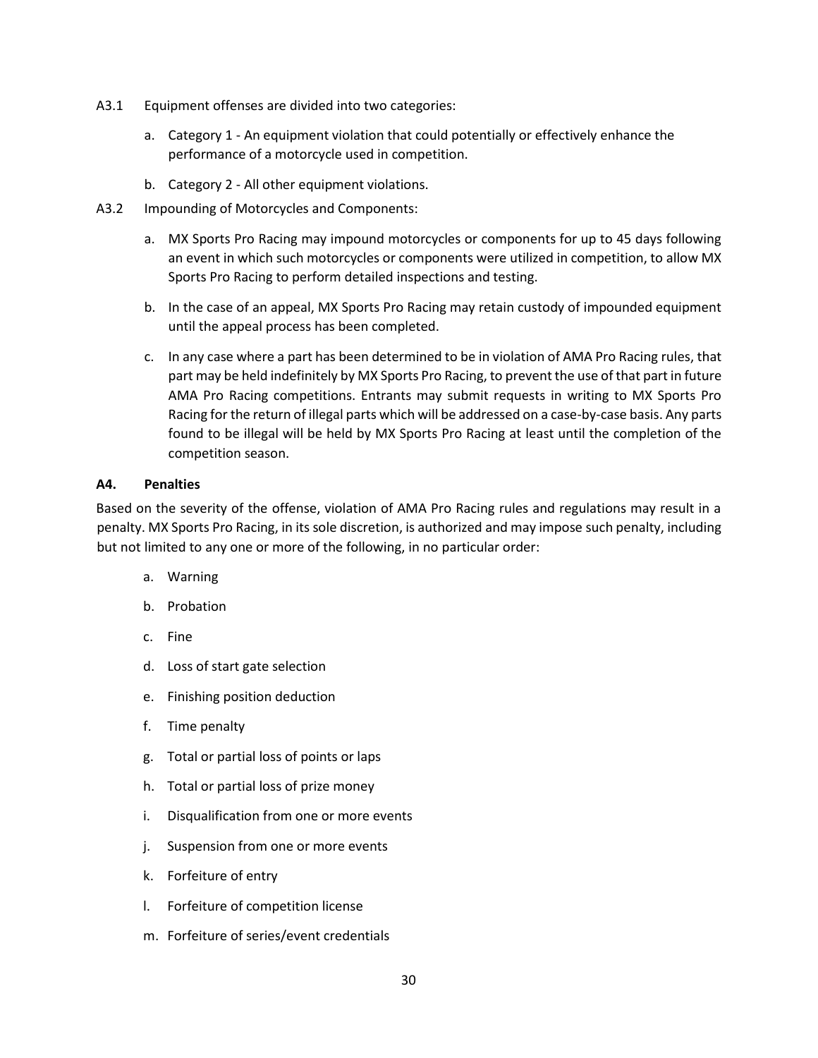A3.1 Equipment offenses are divided into two categories:

a. Category 1 - An equipment violation that could potentially or effectively enhance the performance of a motorcycle used in competition.

b. Category 2 - All other equipment violations.

A3.2 Impounding of Motorcycles and Components:

a. MX Sports Pro Racing may impound motorcycles or components for up to 45 days following an event in which such motorcycles or components were utilized in competition, to allow MX Sports Pro Racing to perform detailed inspections and testing.

b. In the case of an appeal, MX Sports Pro Racing may retain custody of impounded equipment until the appeal process has been completed.

c. In any case where a part has been determined to be in violation of AMA Pro Racing rules, that part may be held indefinitely by MX Sports Pro Racing, to prevent the use of that part in future AMA Pro Racing competitions. Entrants may submit requests in writing to MX Sports Pro Racing for the return of illegal parts which will be addressed on a case-by-case basis. Any parts found to be illegal will be held by MX Sports Pro Racing at least until the completion of the competition season.

### A4. Penalties

Based on the severity of the offense, violation of AMA Pro Racing rules and regulations may result in a penalty. MX Sports Pro Racing, in its sole discretion, is authorized and may impose such penalty, including but not limited to any one or more of the following, in no particular order:

a. Warning

b. Probation

c. Fine

d. Loss of start gate selection

e. Finishing position deduction

f. Time penalty

g. Total or partial loss of points or laps

h. Total or partial loss of prize money

i. Disqualification from one or more events

j. Suspension from one or more events

k. Forfeiture of entry

l. Forfeiture of competition license

m. Forfeiture of series/event credentials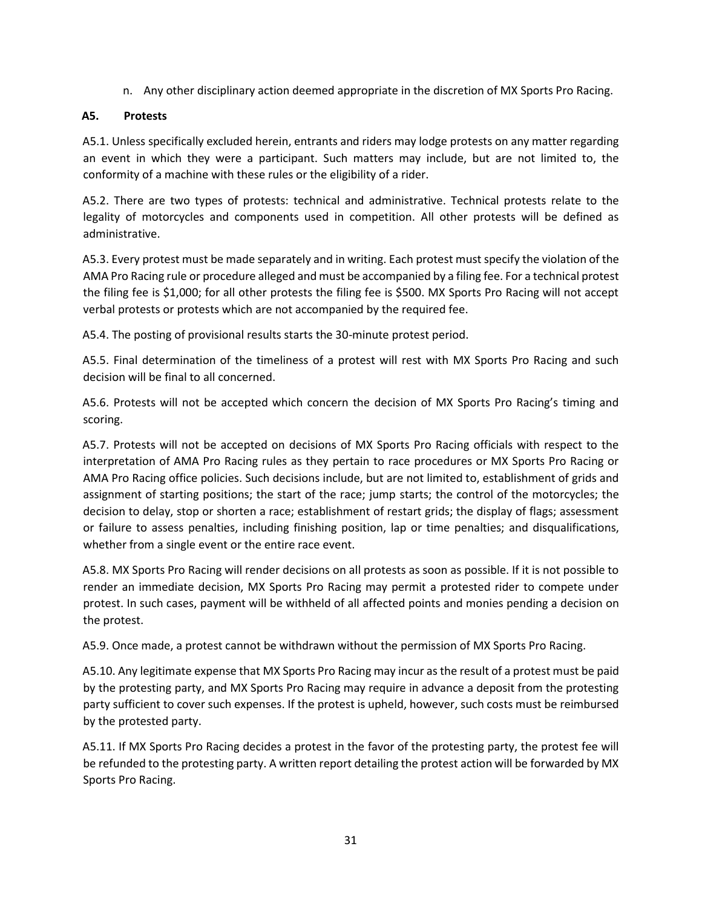n. Any other disciplinary action deemed appropriate in the discretion of MX Sports Pro Racing.

### A5. Protests

A5.1. Unless specifically excluded herein, entrants and riders may lodge protests on any matter regarding an event in which they were a participant. Such matters may include, but are not limited to, the conformity of a machine with these rules or the eligibility of a rider.

A5.2. There are two types of protests: technical and administrative. Technical protests relate to the legality of motorcycles and components used in competition. All other protests will be defined as administrative.

A5.3. Every protest must be made separately and in writing. Each protest must specify the violation of the AMA Pro Racing rule or procedure alleged and must be accompanied by a filing fee. For a technical protest the filing fee is $1,000; for all other protests the filing fee is $500. MX Sports Pro Racing will not accept verbal protests or protests which are not accompanied by the required fee.

A5.4. The posting of provisional results starts the 30-minute protest period.

A5.5. Final determination of the timeliness of a protest will rest with MX Sports Pro Racing and such decision will be final to all concerned.

A5.6. Protests will not be accepted which concern the decision of MX Sports Pro Racing's timing and scoring.

A5.7. Protests will not be accepted on decisions of MX Sports Pro Racing officials with respect to the interpretation of AMA Pro Racing rules as they pertain to race procedures or MX Sports Pro Racing or AMA Pro Racing office policies. Such decisions include, but are not limited to, establishment of grids and assignment of starting positions; the start of the race; jump starts; the control of the motorcycles; the decision to delay, stop or shorten a race; establishment of restart grids; the display of flags; assessment or failure to assess penalties, including finishing position, lap or time penalties; and disqualifications, whether from a single event or the entire race event.

A5.8. MX Sports Pro Racing will render decisions on all protests as soon as possible. If it is not possible to render an immediate decision, MX Sports Pro Racing may permit a protested rider to compete under protest. In such cases, payment will be withheld of all affected points and monies pending a decision on the protest.

A5.9. Once made, a protest cannot be withdrawn without the permission of MX Sports Pro Racing.

A5.10. Any legitimate expense that MX Sports Pro Racing may incur as the result of a protest must be paid by the protesting party, and MX Sports Pro Racing may require in advance a deposit from the protesting party sufficient to cover such expenses. If the protest is upheld, however, such costs must be reimbursed by the protested party.

A5.11. If MX Sports Pro Racing decides a protest in the favor of the protesting party, the protest fee will be refunded to the protesting party. A written report detailing the protest action will be forwarded by MX Sports Pro Racing.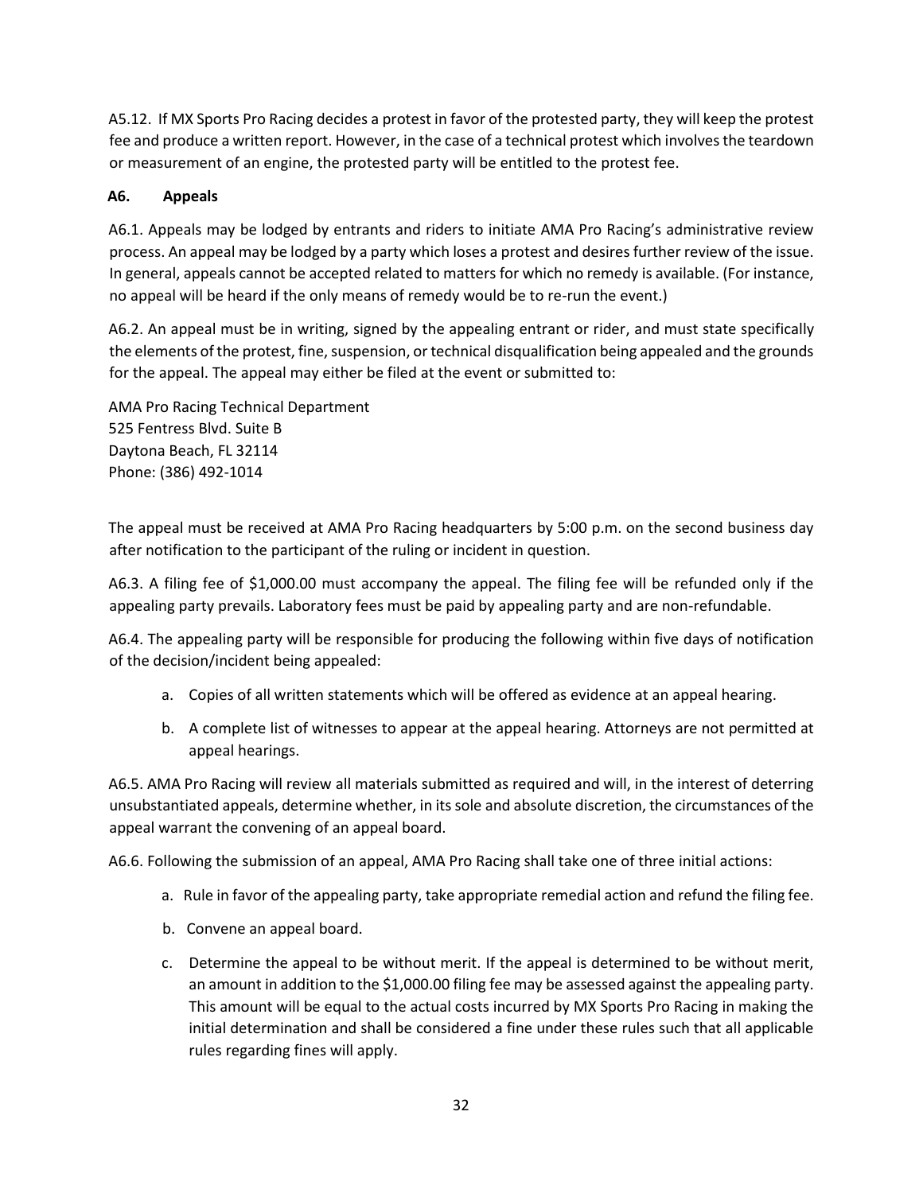A5.12. If MX Sports Pro Racing decides a protest in favor of the protested party, they will keep the protest fee and produce a written report. However, in the case of a technical protest which involves the teardown or measurement of an engine, the protested party will be entitled to the protest fee.

## A6. Appeals

A6.1. Appeals may be lodged by entrants and riders to initiate AMA Pro Racing's administrative review process. An appeal may be lodged by a party which loses a protest and desires further review of the issue. In general, appeals cannot be accepted related to matters for which no remedy is available. (For instance, no appeal will be heard if the only means of remedy would be to re-run the event.)

A6.2. An appeal must be in writing, signed by the appealing entrant or rider, and must state specifically the elements of the protest, fine, suspension, or technical disqualification being appealed and the grounds for the appeal. The appeal may either be filed at the event or submitted to:

AMA Pro Racing Technical Department
525 Fentress Blvd. Suite B
Daytona Beach, FL 32114
Phone: (386) 492-1014

The appeal must be received at AMA Pro Racing headquarters by 5:00 p.m. on the second business day after notification to the participant of the ruling or incident in question.

A6.3. A filing fee of $1,000.00 must accompany the appeal. The filing fee will be refunded only if the appealing party prevails. Laboratory fees must be paid by appealing party and are non-refundable.

A6.4. The appealing party will be responsible for producing the following within five days of notification of the decision/incident being appealed:

a. Copies of all written statements which will be offered as evidence at an appeal hearing.

b. A complete list of witnesses to appear at the appeal hearing. Attorneys are not permitted at appeal hearings.

A6.5. AMA Pro Racing will review all materials submitted as required and will, in the interest of deterring unsubstantiated appeals, determine whether, in its sole and absolute discretion, the circumstances of the appeal warrant the convening of an appeal board.

A6.6. Following the submission of an appeal, AMA Pro Racing shall take one of three initial actions:

a. Rule in favor of the appealing party, take appropriate remedial action and refund the filing fee.

b. Convene an appeal board.

c. Determine the appeal to be without merit. If the appeal is determined to be without merit, an amount in addition to the $1,000.00 filing fee may be assessed against the appealing party. This amount will be equal to the actual costs incurred by MX Sports Pro Racing in making the initial determination and shall be considered a fine under these rules such that all applicable rules regarding fines will apply.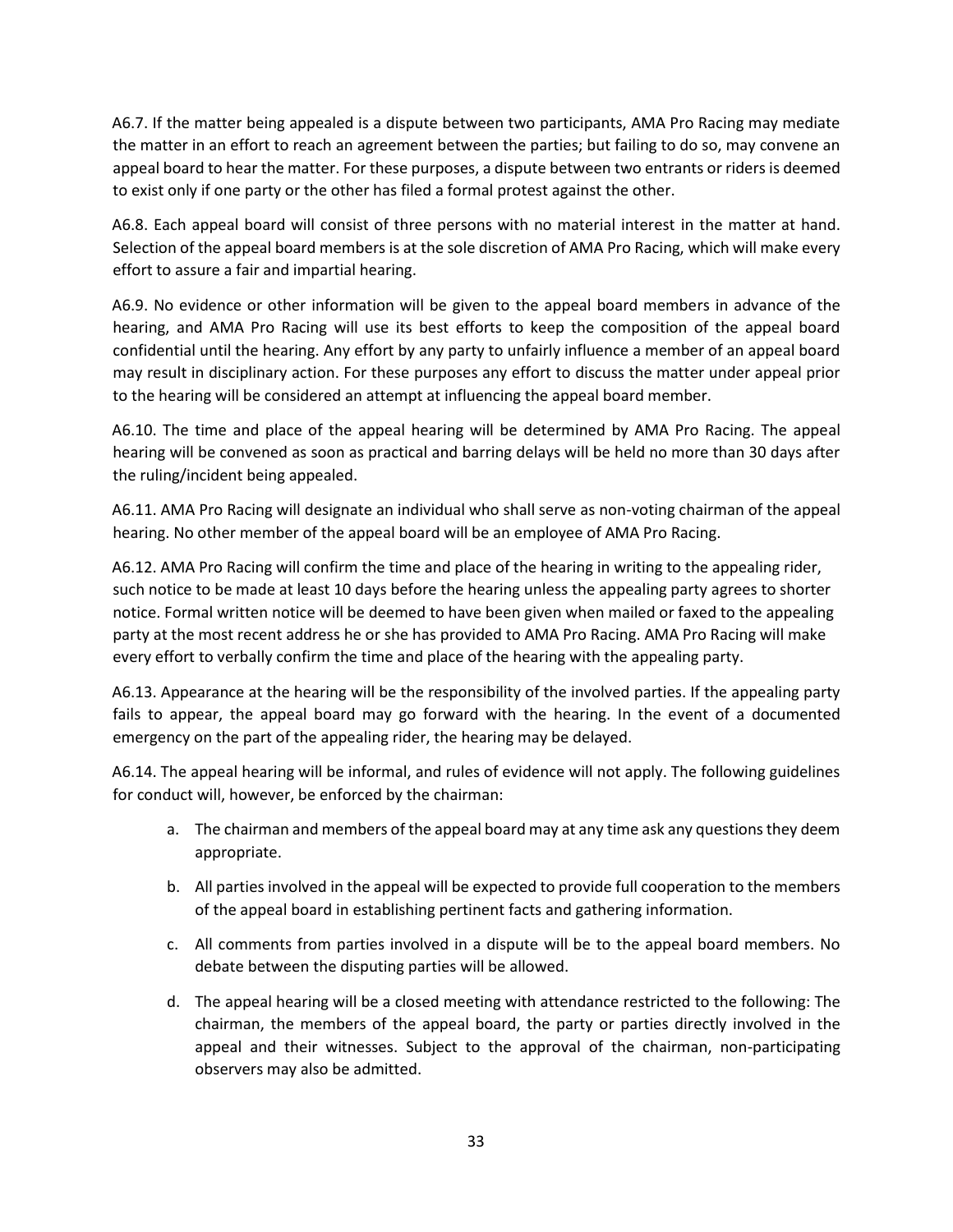A6.7. If the matter being appealed is a dispute between two participants, AMA Pro Racing may mediate the matter in an effort to reach an agreement between the parties; but failing to do so, may convene an appeal board to hear the matter. For these purposes, a dispute between two entrants or riders is deemed to exist only if one party or the other has filed a formal protest against the other.

A6.8. Each appeal board will consist of three persons with no material interest in the matter at hand. Selection of the appeal board members is at the sole discretion of AMA Pro Racing, which will make every effort to assure a fair and impartial hearing.

A6.9. No evidence or other information will be given to the appeal board members in advance of the hearing, and AMA Pro Racing will use its best efforts to keep the composition of the appeal board confidential until the hearing. Any effort by any party to unfairly influence a member of an appeal board may result in disciplinary action. For these purposes any effort to discuss the matter under appeal prior to the hearing will be considered an attempt at influencing the appeal board member.

A6.10. The time and place of the appeal hearing will be determined by AMA Pro Racing. The appeal hearing will be convened as soon as practical and barring delays will be held no more than 30 days after the ruling/incident being appealed.

A6.11. AMA Pro Racing will designate an individual who shall serve as non-voting chairman of the appeal hearing. No other member of the appeal board will be an employee of AMA Pro Racing.

A6.12. AMA Pro Racing will confirm the time and place of the hearing in writing to the appealing rider, such notice to be made at least 10 days before the hearing unless the appealing party agrees to shorter notice. Formal written notice will be deemed to have been given when mailed or faxed to the appealing party at the most recent address he or she has provided to AMA Pro Racing. AMA Pro Racing will make every effort to verbally confirm the time and place of the hearing with the appealing party.

A6.13. Appearance at the hearing will be the responsibility of the involved parties. If the appealing party fails to appear, the appeal board may go forward with the hearing. In the event of a documented emergency on the part of the appealing rider, the hearing may be delayed.

A6.14. The appeal hearing will be informal, and rules of evidence will not apply. The following guidelines for conduct will, however, be enforced by the chairman:

a. The chairman and members of the appeal board may at any time ask any questions they deem appropriate.

b. All parties involved in the appeal will be expected to provide full cooperation to the members of the appeal board in establishing pertinent facts and gathering information.

c. All comments from parties involved in a dispute will be to the appeal board members. No debate between the disputing parties will be allowed.

d. The appeal hearing will be a closed meeting with attendance restricted to the following: The chairman, the members of the appeal board, the party or parties directly involved in the appeal and their witnesses. Subject to the approval of the chairman, non-participating observers may also be admitted.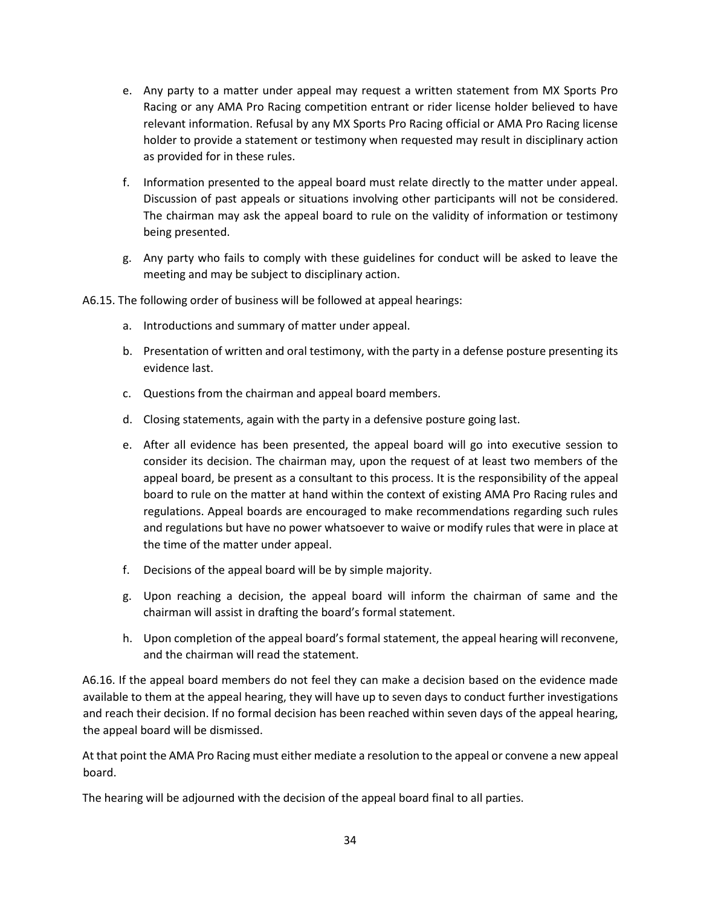e. Any party to a matter under appeal may request a written statement from MX Sports Pro Racing or any AMA Pro Racing competition entrant or rider license holder believed to have relevant information. Refusal by any MX Sports Pro Racing official or AMA Pro Racing license holder to provide a statement or testimony when requested may result in disciplinary action as provided for in these rules.

f. Information presented to the appeal board must relate directly to the matter under appeal. Discussion of past appeals or situations involving other participants will not be considered. The chairman may ask the appeal board to rule on the validity of information or testimony being presented.

g. Any party who fails to comply with these guidelines for conduct will be asked to leave the meeting and may be subject to disciplinary action.

A6.15. The following order of business will be followed at appeal hearings:

a. Introductions and summary of matter under appeal.

b. Presentation of written and oral testimony, with the party in a defense posture presenting its evidence last.

c. Questions from the chairman and appeal board members.

d. Closing statements, again with the party in a defensive posture going last.

e. After all evidence has been presented, the appeal board will go into executive session to consider its decision. The chairman may, upon the request of at least two members of the appeal board, be present as a consultant to this process. It is the responsibility of the appeal board to rule on the matter at hand within the context of existing AMA Pro Racing rules and regulations. Appeal boards are encouraged to make recommendations regarding such rules and regulations but have no power whatsoever to waive or modify rules that were in place at the time of the matter under appeal.

f. Decisions of the appeal board will be by simple majority.

g. Upon reaching a decision, the appeal board will inform the chairman of same and the chairman will assist in drafting the board's formal statement.

h. Upon completion of the appeal board's formal statement, the appeal hearing will reconvene, and the chairman will read the statement.

A6.16. If the appeal board members do not feel they can make a decision based on the evidence made available to them at the appeal hearing, they will have up to seven days to conduct further investigations and reach their decision. If no formal decision has been reached within seven days of the appeal hearing, the appeal board will be dismissed.

At that point the AMA Pro Racing must either mediate a resolution to the appeal or convene a new appeal board.

The hearing will be adjourned with the decision of the appeal board final to all parties.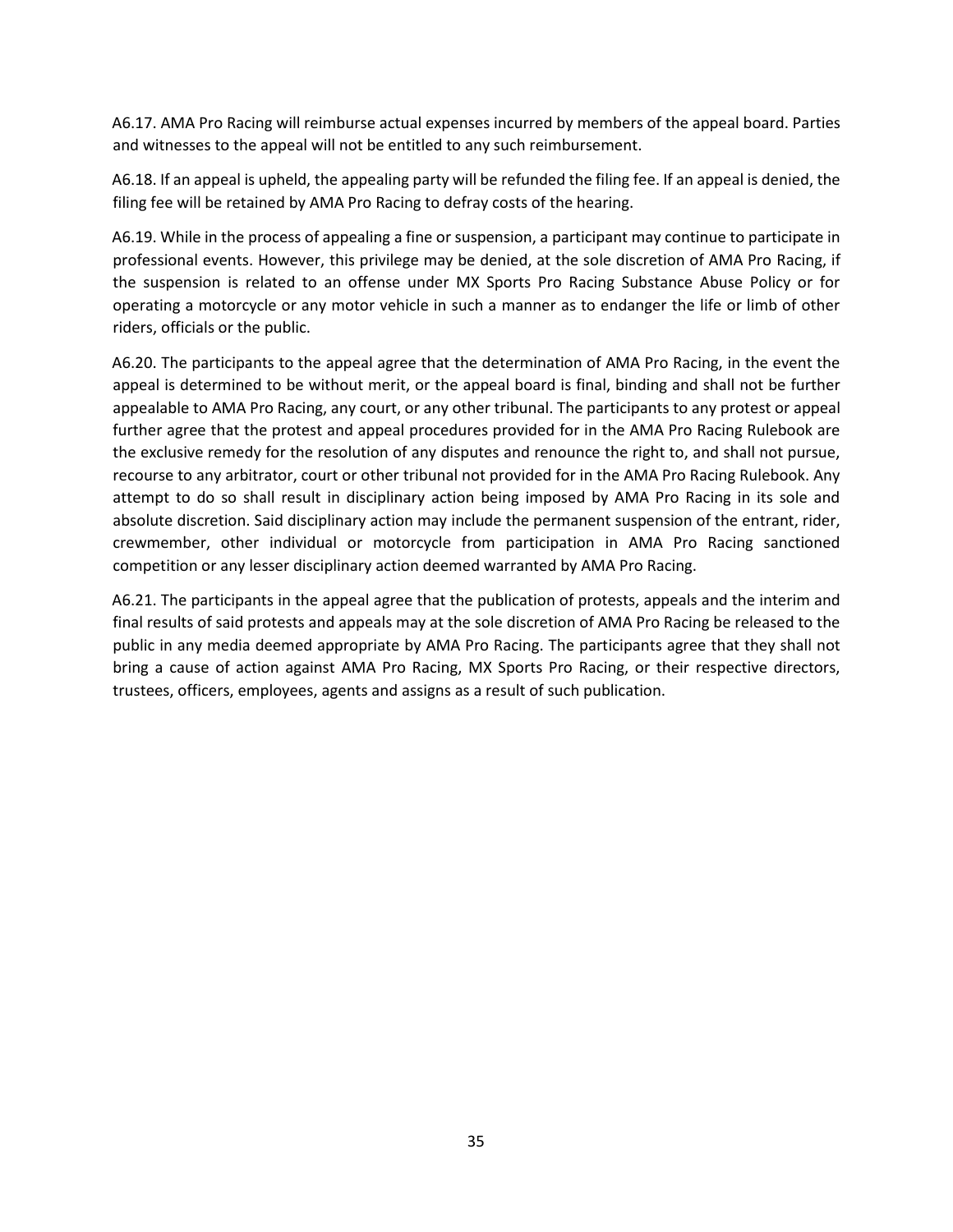A6.17. AMA Pro Racing will reimburse actual expenses incurred by members of the appeal board. Parties and witnesses to the appeal will not be entitled to any such reimbursement.

A6.18. If an appeal is upheld, the appealing party will be refunded the filing fee. If an appeal is denied, the filing fee will be retained by AMA Pro Racing to defray costs of the hearing.

A6.19. While in the process of appealing a fine or suspension, a participant may continue to participate in professional events. However, this privilege may be denied, at the sole discretion of AMA Pro Racing, if the suspension is related to an offense under MX Sports Pro Racing Substance Abuse Policy or for operating a motorcycle or any motor vehicle in such a manner as to endanger the life or limb of other riders, officials or the public.

A6.20. The participants to the appeal agree that the determination of AMA Pro Racing, in the event the appeal is determined to be without merit, or the appeal board is final, binding and shall not be further appealable to AMA Pro Racing, any court, or any other tribunal. The participants to any protest or appeal further agree that the protest and appeal procedures provided for in the AMA Pro Racing Rulebook are the exclusive remedy for the resolution of any disputes and renounce the right to, and shall not pursue, recourse to any arbitrator, court or other tribunal not provided for in the AMA Pro Racing Rulebook. Any attempt to do so shall result in disciplinary action being imposed by AMA Pro Racing in its sole and absolute discretion. Said disciplinary action may include the permanent suspension of the entrant, rider, crewmember, other individual or motorcycle from participation in AMA Pro Racing sanctioned competition or any lesser disciplinary action deemed warranted by AMA Pro Racing.

A6.21. The participants in the appeal agree that the publication of protests, appeals and the interim and final results of said protests and appeals may at the sole discretion of AMA Pro Racing be released to the public in any media deemed appropriate by AMA Pro Racing. The participants agree that they shall not bring a cause of action against AMA Pro Racing, MX Sports Pro Racing, or their respective directors, trustees, officers, employees, agents and assigns as a result of such publication.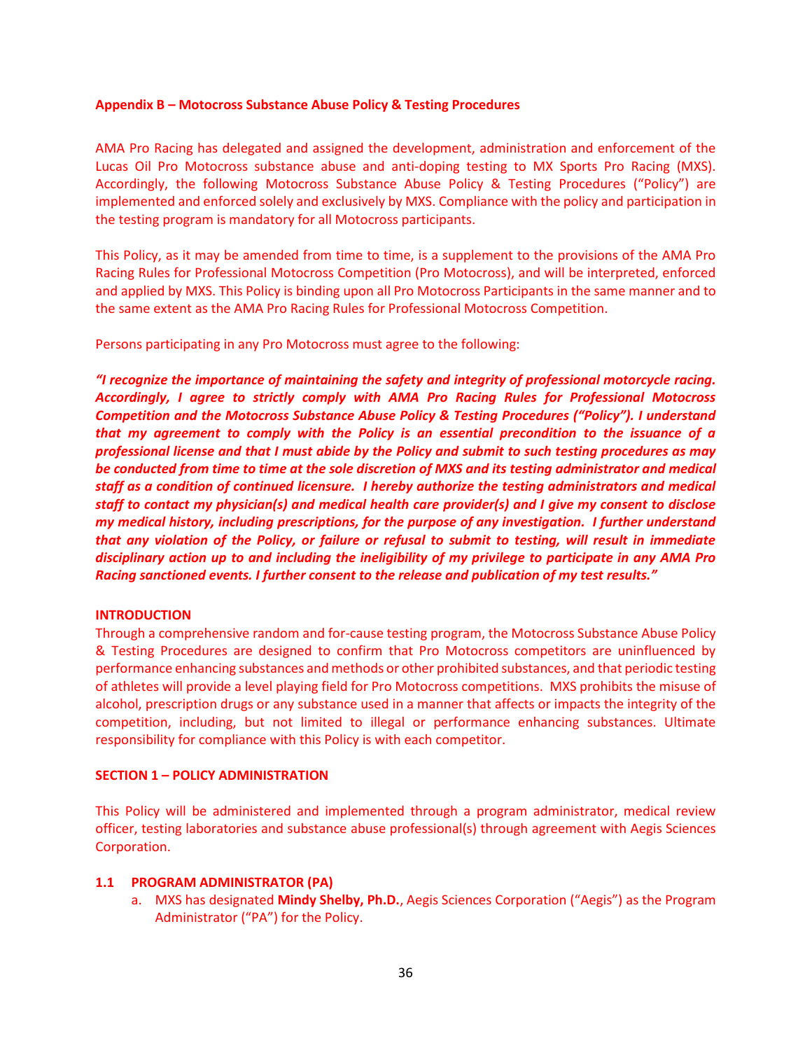**Appendix B – Motocross Substance Abuse Policy & Testing Procedures**

AMA Pro Racing has delegated and assigned the development, administration and enforcement of the Lucas Oil Pro Motocross substance abuse and anti-doping testing to MX Sports Pro Racing (MXS). Accordingly, the following Motocross Substance Abuse Policy & Testing Procedures ("Policy") are implemented and enforced solely and exclusively by MXS. Compliance with the policy and participation in the testing program is mandatory for all Motocross participants.

This Policy, as it may be amended from time to time, is a supplement to the provisions of the AMA Pro Racing Rules for Professional Motocross Competition (Pro Motocross), and will be interpreted, enforced and applied by MXS. This Policy is binding upon all Pro Motocross Participants in the same manner and to the same extent as the AMA Pro Racing Rules for Professional Motocross Competition.

Persons participating in any Pro Motocross must agree to the following:

***"I recognize the importance of maintaining the safety and integrity of professional motorcycle racing. Accordingly, I agree to strictly comply with AMA Pro Racing Rules for Professional Motocross Competition and the Motocross Substance Abuse Policy & Testing Procedures ("Policy"). I understand that my agreement to comply with the Policy is an essential precondition to the issuance of a professional license and that I must abide by the Policy and submit to such testing procedures as may be conducted from time to time at the sole discretion of MXS and its testing administrator and medical staff as a condition of continued licensure. I hereby authorize the testing administrators and medical staff to contact my physician(s) and medical health care provider(s) and I give my consent to disclose my medical history, including prescriptions, for the purpose of any investigation. I further understand that any violation of the Policy, or failure or refusal to submit to testing, will result in immediate disciplinary action up to and including the ineligibility of my privilege to participate in any AMA Pro Racing sanctioned events. I further consent to the release and publication of my test results."***

**INTRODUCTION**

Through a comprehensive random and for-cause testing program, the Motocross Substance Abuse Policy & Testing Procedures are designed to confirm that Pro Motocross competitors are uninfluenced by performance enhancing substances and methods or other prohibited substances, and that periodic testing of athletes will provide a level playing field for Pro Motocross competitions. MXS prohibits the misuse of alcohol, prescription drugs or any substance used in a manner that affects or impacts the integrity of the competition, including, but not limited to illegal or performance enhancing substances. Ultimate responsibility for compliance with this Policy is with each competitor.

**SECTION 1 – POLICY ADMINISTRATION**

This Policy will be administered and implemented through a program administrator, medical review officer, testing laboratories and substance abuse professional(s) through agreement with Aegis Sciences Corporation.

**1.1 PROGRAM ADMINISTRATOR (PA)**

a. MXS has designated **Mindy Shelby, Ph.D.**, Aegis Sciences Corporation ("Aegis") as the Program Administrator ("PA") for the Policy.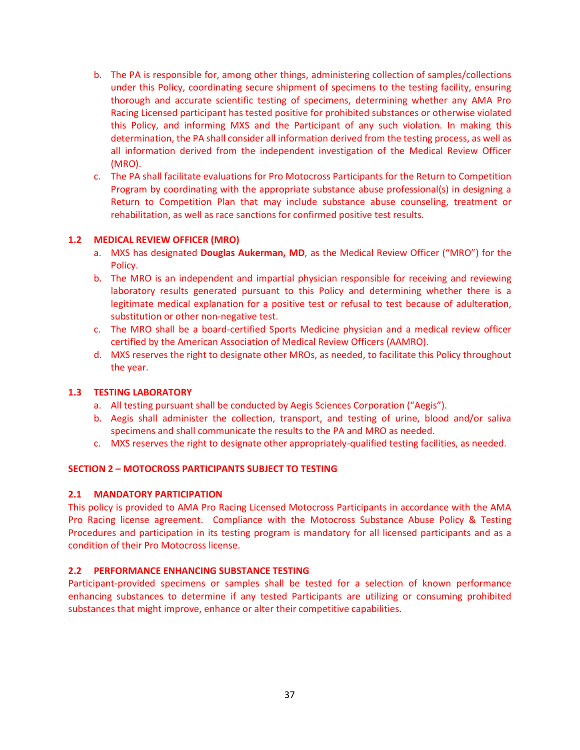b. The PA is responsible for, among other things, administering collection of samples/collections under this Policy, coordinating secure shipment of specimens to the testing facility, ensuring thorough and accurate scientific testing of specimens, determining whether any AMA Pro Racing Licensed participant has tested positive for prohibited substances or otherwise violated this Policy, and informing MXS and the Participant of any such violation. In making this determination, the PA shall consider all information derived from the testing process, as well as all information derived from the independent investigation of the Medical Review Officer (MRO).

c. The PA shall facilitate evaluations for Pro Motocross Participants for the Return to Competition Program by coordinating with the appropriate substance abuse professional(s) in designing a Return to Competition Plan that may include substance abuse counseling, treatment or rehabilitation, as well as race sanctions for confirmed positive test results.

### 1.2 MEDICAL REVIEW OFFICER (MRO)

a. MXS has designated **Douglas Aukerman, MD**, as the Medical Review Officer ("MRO") for the Policy.

b. The MRO is an independent and impartial physician responsible for receiving and reviewing laboratory results generated pursuant to this Policy and determining whether there is a legitimate medical explanation for a positive test or refusal to test because of adulteration, substitution or other non-negative test.

c. The MRO shall be a board-certified Sports Medicine physician and a medical review officer certified by the American Association of Medical Review Officers (AAMRO).

d. MXS reserves the right to designate other MROs, as needed, to facilitate this Policy throughout the year.

### 1.3 TESTING LABORATORY

a. All testing pursuant shall be conducted by Aegis Sciences Corporation ("Aegis").

b. Aegis shall administer the collection, transport, and testing of urine, blood and/or saliva specimens and shall communicate the results to the PA and MRO as needed.

c. MXS reserves the right to designate other appropriately-qualified testing facilities, as needed.

## SECTION 2 – MOTOCROSS PARTICIPANTS SUBJECT TO TESTING

### 2.1 MANDATORY PARTICIPATION

This policy is provided to AMA Pro Racing Licensed Motocross Participants in accordance with the AMA Pro Racing license agreement. Compliance with the Motocross Substance Abuse Policy & Testing Procedures and participation in its testing program is mandatory for all licensed participants and as a condition of their Pro Motocross license.

### 2.2 PERFORMANCE ENHANCING SUBSTANCE TESTING

Participant-provided specimens or samples shall be tested for a selection of known performance enhancing substances to determine if any tested Participants are utilizing or consuming prohibited substances that might improve, enhance or alter their competitive capabilities.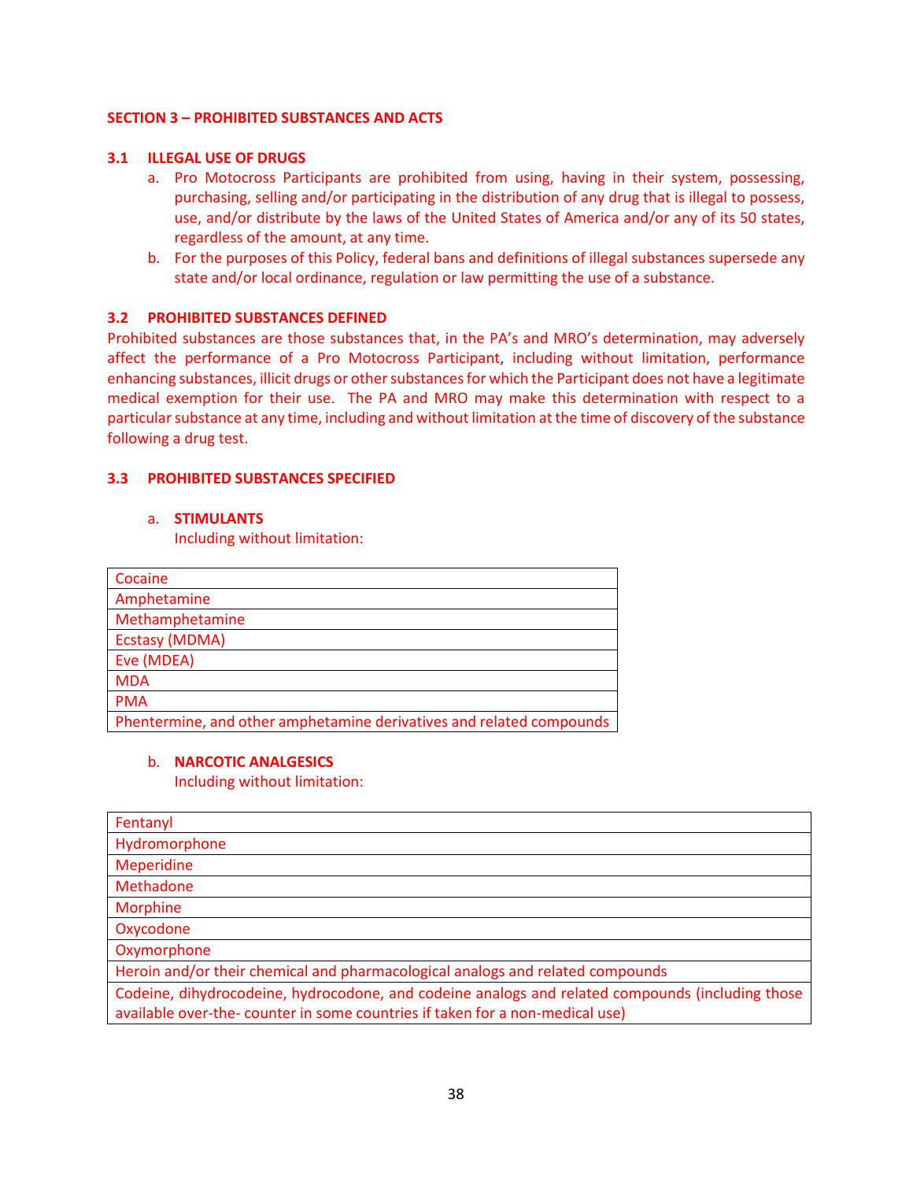## SECTION 3 – PROHIBITED SUBSTANCES AND ACTS

### 3.1 ILLEGAL USE OF DRUGS

a. Pro Motocross Participants are prohibited from using, having in their system, possessing, purchasing, selling and/or participating in the distribution of any drug that is illegal to possess, use, and/or distribute by the laws of the United States of America and/or any of its 50 states, regardless of the amount, at any time.

b. For the purposes of this Policy, federal bans and definitions of illegal substances supersede any state and/or local ordinance, regulation or law permitting the use of a substance.

### 3.2 PROHIBITED SUBSTANCES DEFINED

Prohibited substances are those substances that, in the PA's and MRO's determination, may adversely affect the performance of a Pro Motocross Participant, including without limitation, performance enhancing substances, illicit drugs or other substances for which the Participant does not have a legitimate medical exemption for their use. The PA and MRO may make this determination with respect to a particular substance at any time, including and without limitation at the time of discovery of the substance following a drug test.

### 3.3 PROHIBITED SUBSTANCES SPECIFIED

a. **STIMULANTS**
Including without limitation:

| Stimulants |
|---|
| Cocaine |
| Amphetamine |
| Methamphetamine |
| Ecstasy (MDMA) |
| Eve (MDEA) |
| MDA |
| PMA |
| Phentermine, and other amphetamine derivatives and related compounds |

b. **NARCOTIC ANALGESICS**
Including without limitation:

| Narcotic Analgesics |
|---|
| Fentanyl |
| Hydromorphone |
| Meperidine |
| Methadone |
| Morphine |
| Oxycodone |
| Oxymorphone |
| Heroin and/or their chemical and pharmacological analogs and related compounds |
| Codeine, dihydrocodeine, hydrocodone, and codeine analogs and related compounds (including those available over-the- counter in some countries if taken for a non-medical use) |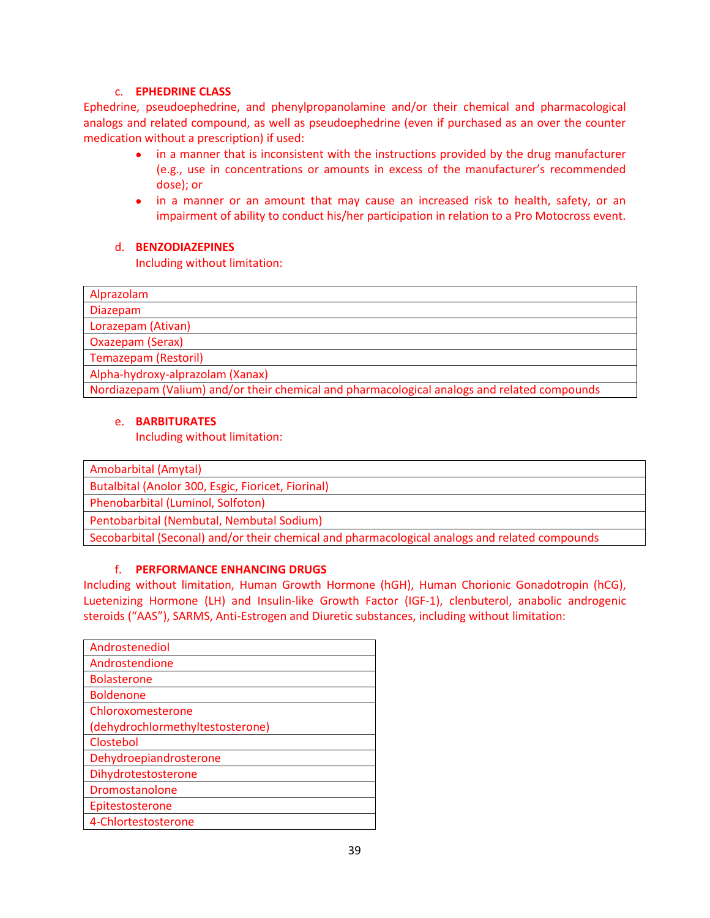c. **EPHEDRINE CLASS**

Ephedrine, pseudoephedrine, and phenylpropanolamine and/or their chemical and pharmacological analogs and related compound, as well as pseudoephedrine (even if purchased as an over the counter medication without a prescription) if used:

- in a manner that is inconsistent with the instructions provided by the drug manufacturer (e.g., use in concentrations or amounts in excess of the manufacturer's recommended dose); or
- in a manner or an amount that may cause an increased risk to health, safety, or an impairment of ability to conduct his/her participation in relation to a Pro Motocross event.

d. **BENZODIAZEPINES**

Including without limitation:

| |
|---|
| Alprazolam |
| Diazepam |
| Lorazepam (Ativan) |
| Oxazepam (Serax) |
| Temazepam (Restoril) |
| Alpha-hydroxy-alprazolam (Xanax) |
| Nordiazepam (Valium) and/or their chemical and pharmacological analogs and related compounds |

e. **BARBITURATES**

Including without limitation:

| |
|---|
| Amobarbital (Amytal) |
| Butalbital (Anolor 300, Esgic, Fioricet, Fiorinal) |
| Phenobarbital (Luminol, Solfoton) |
| Pentobarbital (Nembutal, Nembutal Sodium) |
| Secobarbital (Seconal) and/or their chemical and pharmacological analogs and related compounds |

f. **PERFORMANCE ENHANCING DRUGS**

Including without limitation, Human Growth Hormone (hGH), Human Chorionic Gonadotropin (hCG), Luetenizing Hormone (LH) and Insulin-like Growth Factor (IGF-1), clenbuterol, anabolic androgenic steroids ("AAS"), SARMS, Anti-Estrogen and Diuretic substances, including without limitation:

| |
|---|
| Androstenediol |
| Androstendione |
| Bolasterone |
| Boldenone |
| Chloroxomesterone (dehydrochlormethyltestosterone) |
| Clostebol |
| Dehydroepiandrosterone |
| Dihydrotestosterone |
| Dromostanolone |
| Epitestosterone |
| 4-Chlortestosterone |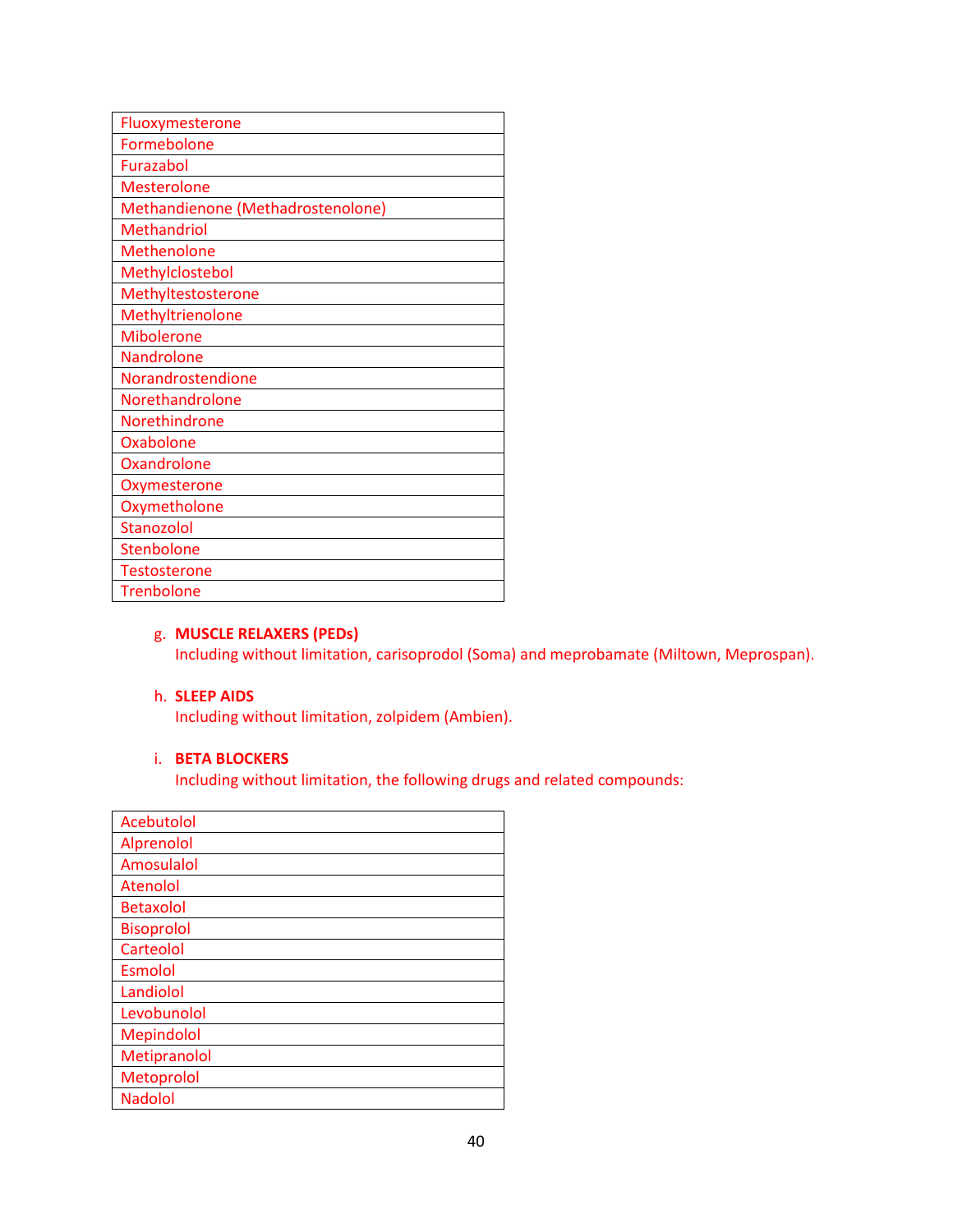| Fluoxymesterone |
|---|
| Formebolone |
| Furazabol |
| Mesterolone |
| Methandienone (Methadrostenolone) |
| Methandriol |
| Methenolone |
| Methylclostebol |
| Methyltestosterone |
| Methyltrienolone |
| Mibolerone |
| Nandrolone |
| Norandrostendione |
| Norethandrolone |
| Norethindrone |
| Oxabolone |
| Oxandrolone |
| Oxymesterone |
| Oxymetholone |
| Stanozolol |
| Stenbolone |
| Testosterone |
| Trenbolone |

g. **MUSCLE RELAXERS (PEDs)**
Including without limitation, carisoprodol (Soma) and meprobamate (Miltown, Meprospan).

h. **SLEEP AIDS**
Including without limitation, zolpidem (Ambien).

i. **BETA BLOCKERS**
Including without limitation, the following drugs and related compounds:

| Acebutolol |
|---|
| Alprenolol |
| Amosulalol |
| Atenolol |
| Betaxolol |
| Bisoprolol |
| Carteolol |
| Esmolol |
| Landiolol |
| Levobunolol |
| Mepindolol |
| Metipranolol |
| Metoprolol |
| Nadolol |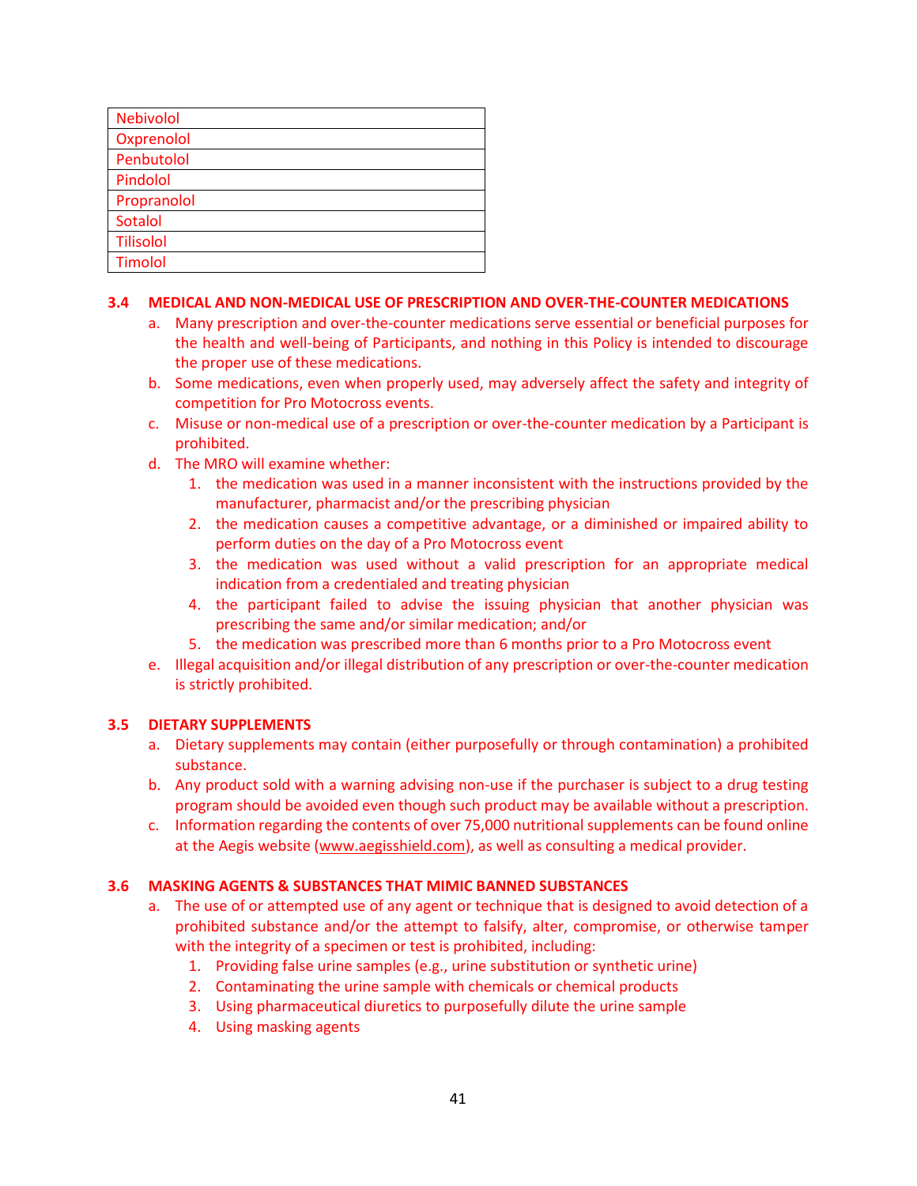| Nebivolol |
|---|
| Oxprenolol |
| Penbutolol |
| Pindolol |
| Propranolol |
| Sotalol |
| Tilisolol |
| Timolol |

### 3.4 MEDICAL AND NON-MEDICAL USE OF PRESCRIPTION AND OVER-THE-COUNTER MEDICATIONS

a. Many prescription and over-the-counter medications serve essential or beneficial purposes for the health and well-being of Participants, and nothing in this Policy is intended to discourage the proper use of these medications.

b. Some medications, even when properly used, may adversely affect the safety and integrity of competition for Pro Motocross events.

c. Misuse or non-medical use of a prescription or over-the-counter medication by a Participant is prohibited.

d. The MRO will examine whether:

   1. the medication was used in a manner inconsistent with the instructions provided by the manufacturer, pharmacist and/or the prescribing physician
   2. the medication causes a competitive advantage, or a diminished or impaired ability to perform duties on the day of a Pro Motocross event
   3. the medication was used without a valid prescription for an appropriate medical indication from a credentialed and treating physician
   4. the participant failed to advise the issuing physician that another physician was prescribing the same and/or similar medication; and/or
   5. the medication was prescribed more than 6 months prior to a Pro Motocross event

e. Illegal acquisition and/or illegal distribution of any prescription or over-the-counter medication is strictly prohibited.

### 3.5 DIETARY SUPPLEMENTS

a. Dietary supplements may contain (either purposefully or through contamination) a prohibited substance.

b. Any product sold with a warning advising non-use if the purchaser is subject to a drug testing program should be avoided even though such product may be available without a prescription.

c. Information regarding the contents of over 75,000 nutritional supplements can be found online at the Aegis website (www.aegisshield.com), as well as consulting a medical provider.

### 3.6 MASKING AGENTS & SUBSTANCES THAT MIMIC BANNED SUBSTANCES

a. The use of or attempted use of any agent or technique that is designed to avoid detection of a prohibited substance and/or the attempt to falsify, alter, compromise, or otherwise tamper with the integrity of a specimen or test is prohibited, including:

   1. Providing false urine samples (e.g., urine substitution or synthetic urine)
   2. Contaminating the urine sample with chemicals or chemical products
   3. Using pharmaceutical diuretics to purposefully dilute the urine sample
   4. Using masking agents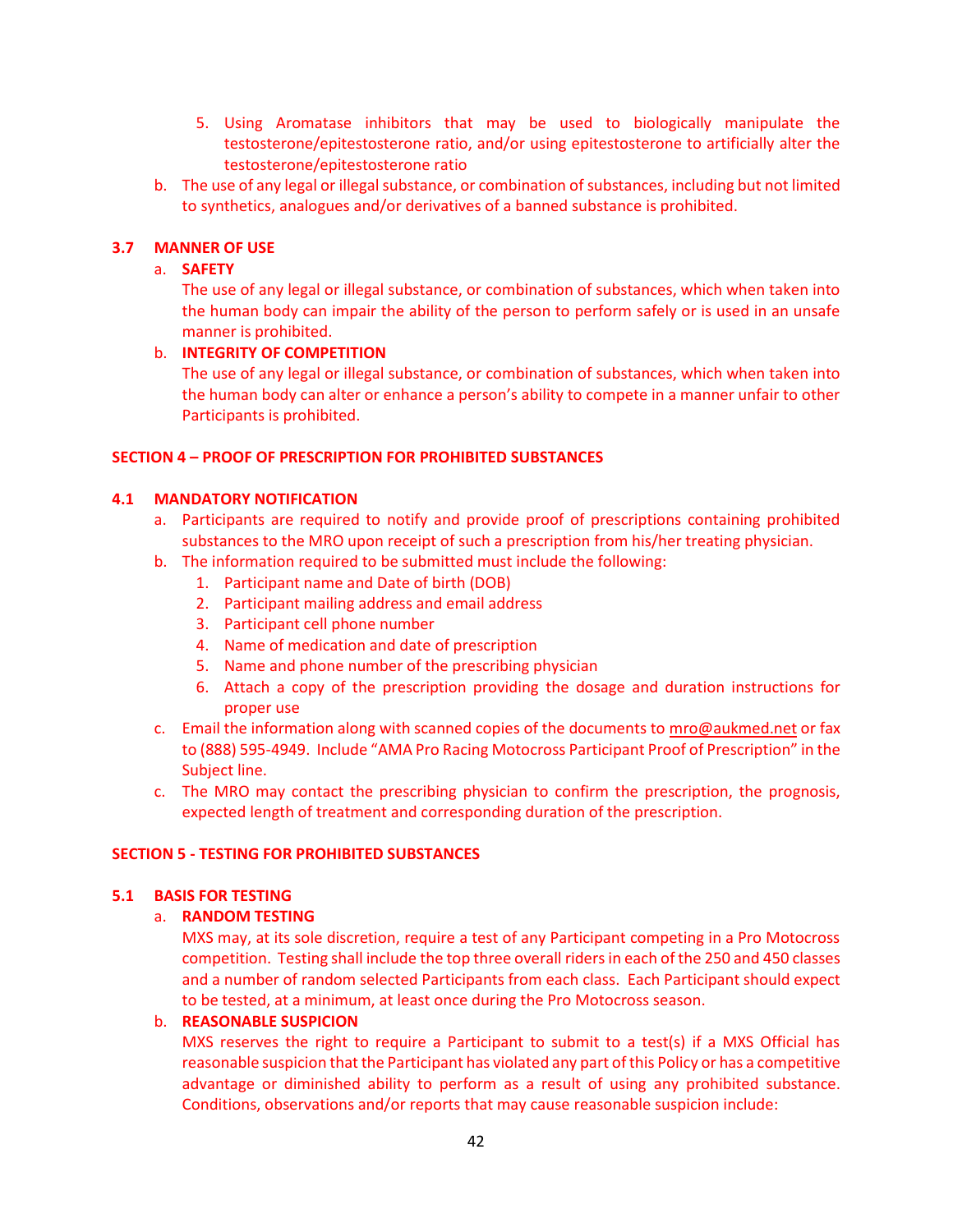5. Using Aromatase inhibitors that may be used to biologically manipulate the testosterone/epitestosterone ratio, and/or using epitestosterone to artificially alter the testosterone/epitestosterone ratio

b. The use of any legal or illegal substance, or combination of substances, including but not limited to synthetics, analogues and/or derivatives of a banned substance is prohibited.

### 3.7 MANNER OF USE

a. **SAFETY**

The use of any legal or illegal substance, or combination of substances, which when taken into the human body can impair the ability of the person to perform safely or is used in an unsafe manner is prohibited.

b. **INTEGRITY OF COMPETITION**

The use of any legal or illegal substance, or combination of substances, which when taken into the human body can alter or enhance a person's ability to compete in a manner unfair to other Participants is prohibited.

## SECTION 4 – PROOF OF PRESCRIPTION FOR PROHIBITED SUBSTANCES

### 4.1 MANDATORY NOTIFICATION

a. Participants are required to notify and provide proof of prescriptions containing prohibited substances to the MRO upon receipt of such a prescription from his/her treating physician.

b. The information required to be submitted must include the following:
   1. Participant name and Date of birth (DOB)
   2. Participant mailing address and email address
   3. Participant cell phone number
   4. Name of medication and date of prescription
   5. Name and phone number of the prescribing physician
   6. Attach a copy of the prescription providing the dosage and duration instructions for proper use

c. Email the information along with scanned copies of the documents to mro@aukmed.net or fax to (888) 595-4949. Include "AMA Pro Racing Motocross Participant Proof of Prescription" in the Subject line.

c. The MRO may contact the prescribing physician to confirm the prescription, the prognosis, expected length of treatment and corresponding duration of the prescription.

## SECTION 5 - TESTING FOR PROHIBITED SUBSTANCES

### 5.1 BASIS FOR TESTING

a. **RANDOM TESTING**

MXS may, at its sole discretion, require a test of any Participant competing in a Pro Motocross competition. Testing shall include the top three overall riders in each of the 250 and 450 classes and a number of random selected Participants from each class. Each Participant should expect to be tested, at a minimum, at least once during the Pro Motocross season.

b. **REASONABLE SUSPICION**

MXS reserves the right to require a Participant to submit to a test(s) if a MXS Official has reasonable suspicion that the Participant has violated any part of this Policy or has a competitive advantage or diminished ability to perform as a result of using any prohibited substance. Conditions, observations and/or reports that may cause reasonable suspicion include: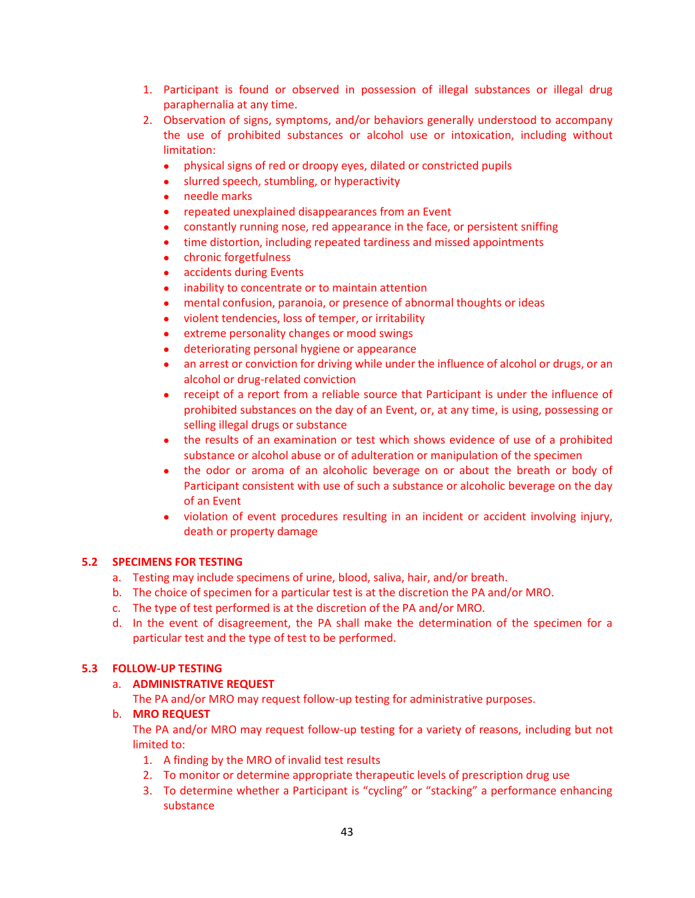1. Participant is found or observed in possession of illegal substances or illegal drug paraphernalia at any time.
2. Observation of signs, symptoms, and/or behaviors generally understood to accompany the use of prohibited substances or alcohol use or intoxication, including without limitation:
   - physical signs of red or droopy eyes, dilated or constricted pupils
   - slurred speech, stumbling, or hyperactivity
   - needle marks
   - repeated unexplained disappearances from an Event
   - constantly running nose, red appearance in the face, or persistent sniffing
   - time distortion, including repeated tardiness and missed appointments
   - chronic forgetfulness
   - accidents during Events
   - inability to concentrate or to maintain attention
   - mental confusion, paranoia, or presence of abnormal thoughts or ideas
   - violent tendencies, loss of temper, or irritability
   - extreme personality changes or mood swings
   - deteriorating personal hygiene or appearance
   - an arrest or conviction for driving while under the influence of alcohol or drugs, or an alcohol or drug-related conviction
   - receipt of a report from a reliable source that Participant is under the influence of prohibited substances on the day of an Event, or, at any time, is using, possessing or selling illegal drugs or substance
   - the results of an examination or test which shows evidence of use of a prohibited substance or alcohol abuse or of adulteration or manipulation of the specimen
   - the odor or aroma of an alcoholic beverage on or about the breath or body of Participant consistent with use of such a substance or alcoholic beverage on the day of an Event
   - violation of event procedures resulting in an incident or accident involving injury, death or property damage

### 5.2 SPECIMENS FOR TESTING

a. Testing may include specimens of urine, blood, saliva, hair, and/or breath.
b. The choice of specimen for a particular test is at the discretion the PA and/or MRO.
c. The type of test performed is at the discretion of the PA and/or MRO.
d. In the event of disagreement, the PA shall make the determination of the specimen for a particular test and the type of test to be performed.

### 5.3 FOLLOW-UP TESTING

a. **ADMINISTRATIVE REQUEST**
   The PA and/or MRO may request follow-up testing for administrative purposes.
b. **MRO REQUEST**
   The PA and/or MRO may request follow-up testing for a variety of reasons, including but not limited to:
   1. A finding by the MRO of invalid test results
   2. To monitor or determine appropriate therapeutic levels of prescription drug use
   3. To determine whether a Participant is "cycling" or "stacking" a performance enhancing substance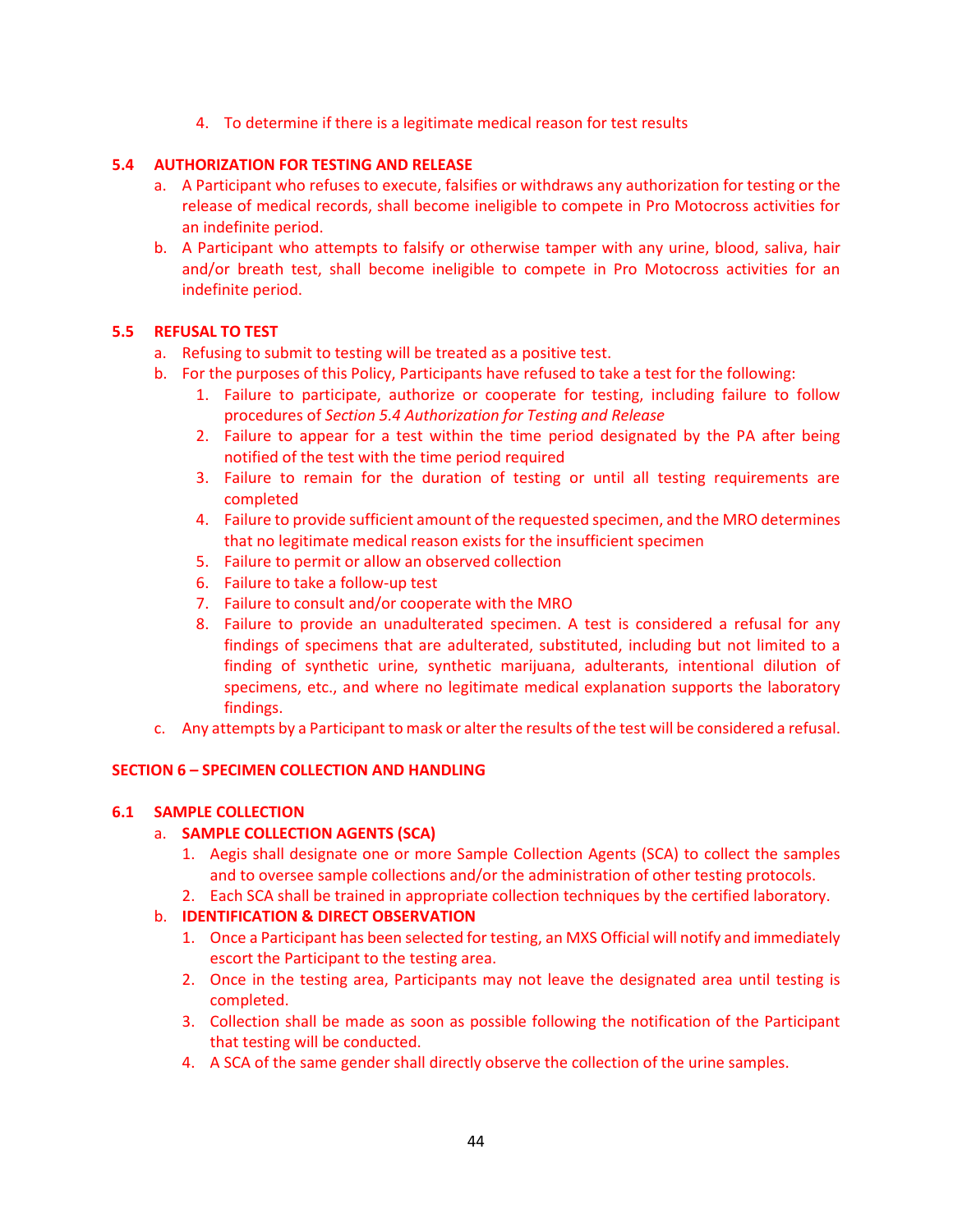4. To determine if there is a legitimate medical reason for test results

### 5.4 AUTHORIZATION FOR TESTING AND RELEASE

a. A Participant who refuses to execute, falsifies or withdraws any authorization for testing or the release of medical records, shall become ineligible to compete in Pro Motocross activities for an indefinite period.

b. A Participant who attempts to falsify or otherwise tamper with any urine, blood, saliva, hair and/or breath test, shall become ineligible to compete in Pro Motocross activities for an indefinite period.

### 5.5 REFUSAL TO TEST

a. Refusing to submit to testing will be treated as a positive test.

b. For the purposes of this Policy, Participants have refused to take a test for the following:

   1. Failure to participate, authorize or cooperate for testing, including failure to follow procedures of *Section 5.4 Authorization for Testing and Release*
   2. Failure to appear for a test within the time period designated by the PA after being notified of the test with the time period required
   3. Failure to remain for the duration of testing or until all testing requirements are completed
   4. Failure to provide sufficient amount of the requested specimen, and the MRO determines that no legitimate medical reason exists for the insufficient specimen
   5. Failure to permit or allow an observed collection
   6. Failure to take a follow-up test
   7. Failure to consult and/or cooperate with the MRO
   8. Failure to provide an unadulterated specimen. A test is considered a refusal for any findings of specimens that are adulterated, substituted, including but not limited to a finding of synthetic urine, synthetic marijuana, adulterants, intentional dilution of specimens, etc., and where no legitimate medical explanation supports the laboratory findings.

c. Any attempts by a Participant to mask or alter the results of the test will be considered a refusal.

## SECTION 6 – SPECIMEN COLLECTION AND HANDLING

### 6.1 SAMPLE COLLECTION

a. **SAMPLE COLLECTION AGENTS (SCA)**

   1. Aegis shall designate one or more Sample Collection Agents (SCA) to collect the samples and to oversee sample collections and/or the administration of other testing protocols.
   2. Each SCA shall be trained in appropriate collection techniques by the certified laboratory.

b. **IDENTIFICATION & DIRECT OBSERVATION**

   1. Once a Participant has been selected for testing, an MXS Official will notify and immediately escort the Participant to the testing area.
   2. Once in the testing area, Participants may not leave the designated area until testing is completed.
   3. Collection shall be made as soon as possible following the notification of the Participant that testing will be conducted.
   4. A SCA of the same gender shall directly observe the collection of the urine samples.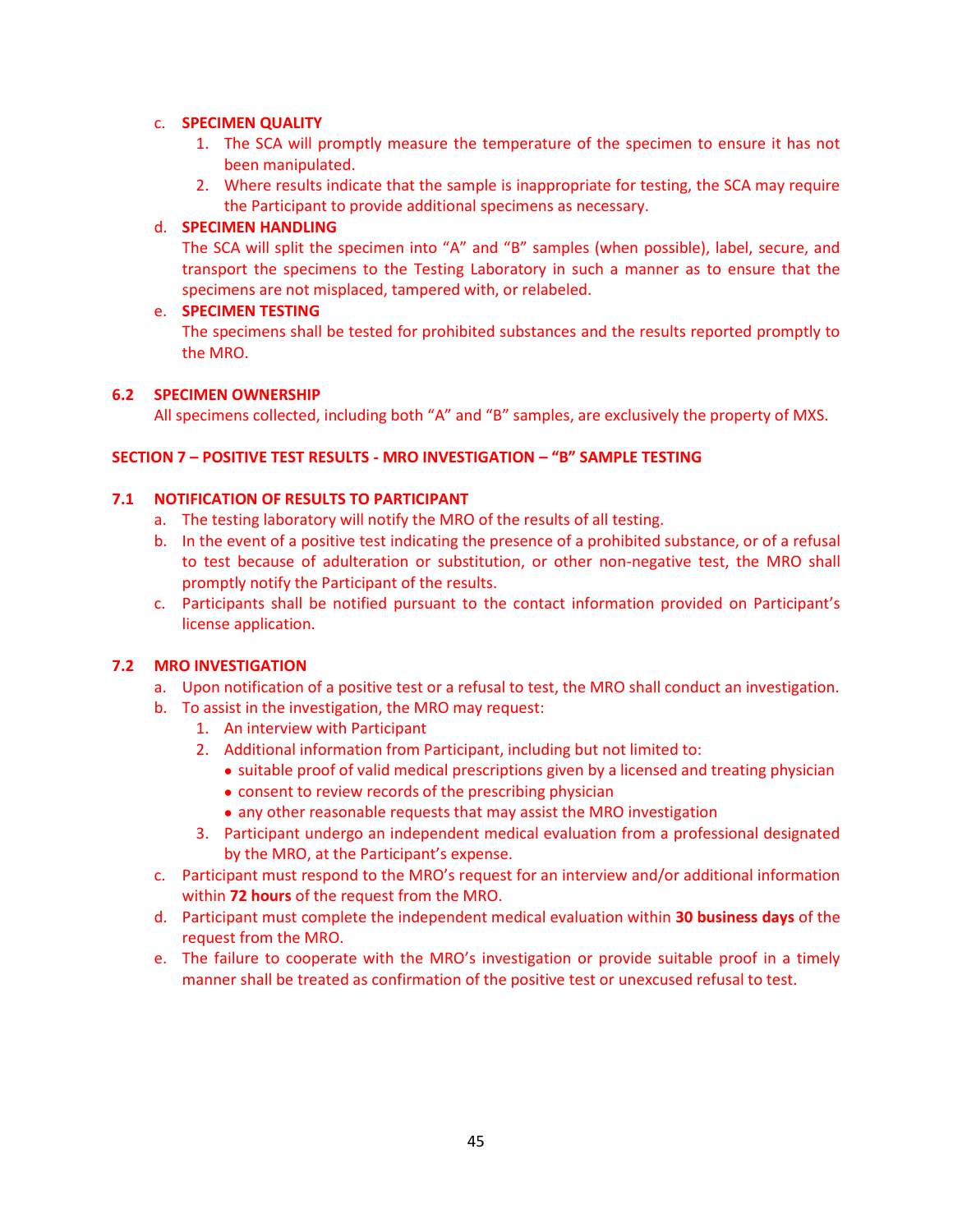c. **SPECIMEN QUALITY**
    1. The SCA will promptly measure the temperature of the specimen to ensure it has not been manipulated.
    2. Where results indicate that the sample is inappropriate for testing, the SCA may require the Participant to provide additional specimens as necessary.

d. **SPECIMEN HANDLING**
    The SCA will split the specimen into "A" and "B" samples (when possible), label, secure, and transport the specimens to the Testing Laboratory in such a manner as to ensure that the specimens are not misplaced, tampered with, or relabeled.

e. **SPECIMEN TESTING**
    The specimens shall be tested for prohibited substances and the results reported promptly to the MRO.

### 6.2 SPECIMEN OWNERSHIP

All specimens collected, including both "A" and "B" samples, are exclusively the property of MXS.

## SECTION 7 – POSITIVE TEST RESULTS - MRO INVESTIGATION – "B" SAMPLE TESTING

### 7.1 NOTIFICATION OF RESULTS TO PARTICIPANT

a. The testing laboratory will notify the MRO of the results of all testing.
b. In the event of a positive test indicating the presence of a prohibited substance, or of a refusal to test because of adulteration or substitution, or other non-negative test, the MRO shall promptly notify the Participant of the results.
c. Participants shall be notified pursuant to the contact information provided on Participant's license application.

### 7.2 MRO INVESTIGATION

a. Upon notification of a positive test or a refusal to test, the MRO shall conduct an investigation.
b. To assist in the investigation, the MRO may request:
    1. An interview with Participant
    2. Additional information from Participant, including but not limited to:
        - suitable proof of valid medical prescriptions given by a licensed and treating physician
        - consent to review records of the prescribing physician
        - any other reasonable requests that may assist the MRO investigation
    3. Participant undergo an independent medical evaluation from a professional designated by the MRO, at the Participant's expense.
c. Participant must respond to the MRO's request for an interview and/or additional information within **72 hours** of the request from the MRO.
d. Participant must complete the independent medical evaluation within **30 business days** of the request from the MRO.
e. The failure to cooperate with the MRO's investigation or provide suitable proof in a timely manner shall be treated as confirmation of the positive test or unexcused refusal to test.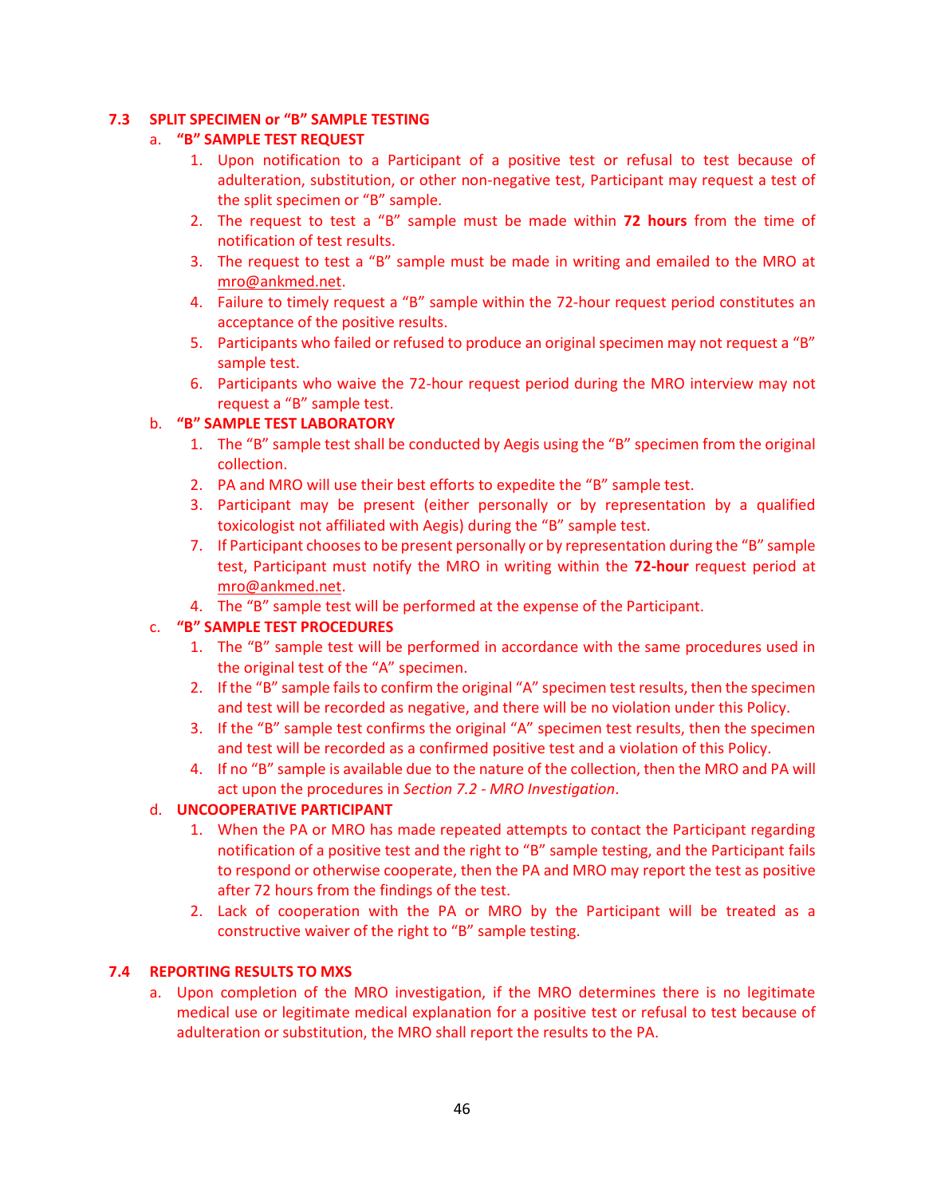### 7.3 SPLIT SPECIMEN or "B" SAMPLE TESTING

a. **"B" SAMPLE TEST REQUEST**

1. Upon notification to a Participant of a positive test or refusal to test because of adulteration, substitution, or other non-negative test, Participant may request a test of the split specimen or "B" sample.
2. The request to test a "B" sample must be made within **72 hours** from the time of notification of test results.
3. The request to test a "B" sample must be made in writing and emailed to the MRO at mro@ankmed.net.
4. Failure to timely request a "B" sample within the 72-hour request period constitutes an acceptance of the positive results.
5. Participants who failed or refused to produce an original specimen may not request a "B" sample test.
6. Participants who waive the 72-hour request period during the MRO interview may not request a "B" sample test.

b. **"B" SAMPLE TEST LABORATORY**

1. The "B" sample test shall be conducted by Aegis using the "B" specimen from the original collection.
2. PA and MRO will use their best efforts to expedite the "B" sample test.
3. Participant may be present (either personally or by representation by a qualified toxicologist not affiliated with Aegis) during the "B" sample test.
7. If Participant chooses to be present personally or by representation during the "B" sample test, Participant must notify the MRO in writing within the **72-hour** request period at mro@ankmed.net.
4. The "B" sample test will be performed at the expense of the Participant.

c. **"B" SAMPLE TEST PROCEDURES**

1. The "B" sample test will be performed in accordance with the same procedures used in the original test of the "A" specimen.
2. If the "B" sample fails to confirm the original "A" specimen test results, then the specimen and test will be recorded as negative, and there will be no violation under this Policy.
3. If the "B" sample test confirms the original "A" specimen test results, then the specimen and test will be recorded as a confirmed positive test and a violation of this Policy.
4. If no "B" sample is available due to the nature of the collection, then the MRO and PA will act upon the procedures in *Section 7.2 - MRO Investigation*.

d. **UNCOOPERATIVE PARTICIPANT**

1. When the PA or MRO has made repeated attempts to contact the Participant regarding notification of a positive test and the right to "B" sample testing, and the Participant fails to respond or otherwise cooperate, then the PA and MRO may report the test as positive after 72 hours from the findings of the test.
2. Lack of cooperation with the PA or MRO by the Participant will be treated as a constructive waiver of the right to "B" sample testing.

### 7.4 REPORTING RESULTS TO MXS

a. Upon completion of the MRO investigation, if the MRO determines there is no legitimate medical use or legitimate medical explanation for a positive test or refusal to test because of adulteration or substitution, the MRO shall report the results to the PA.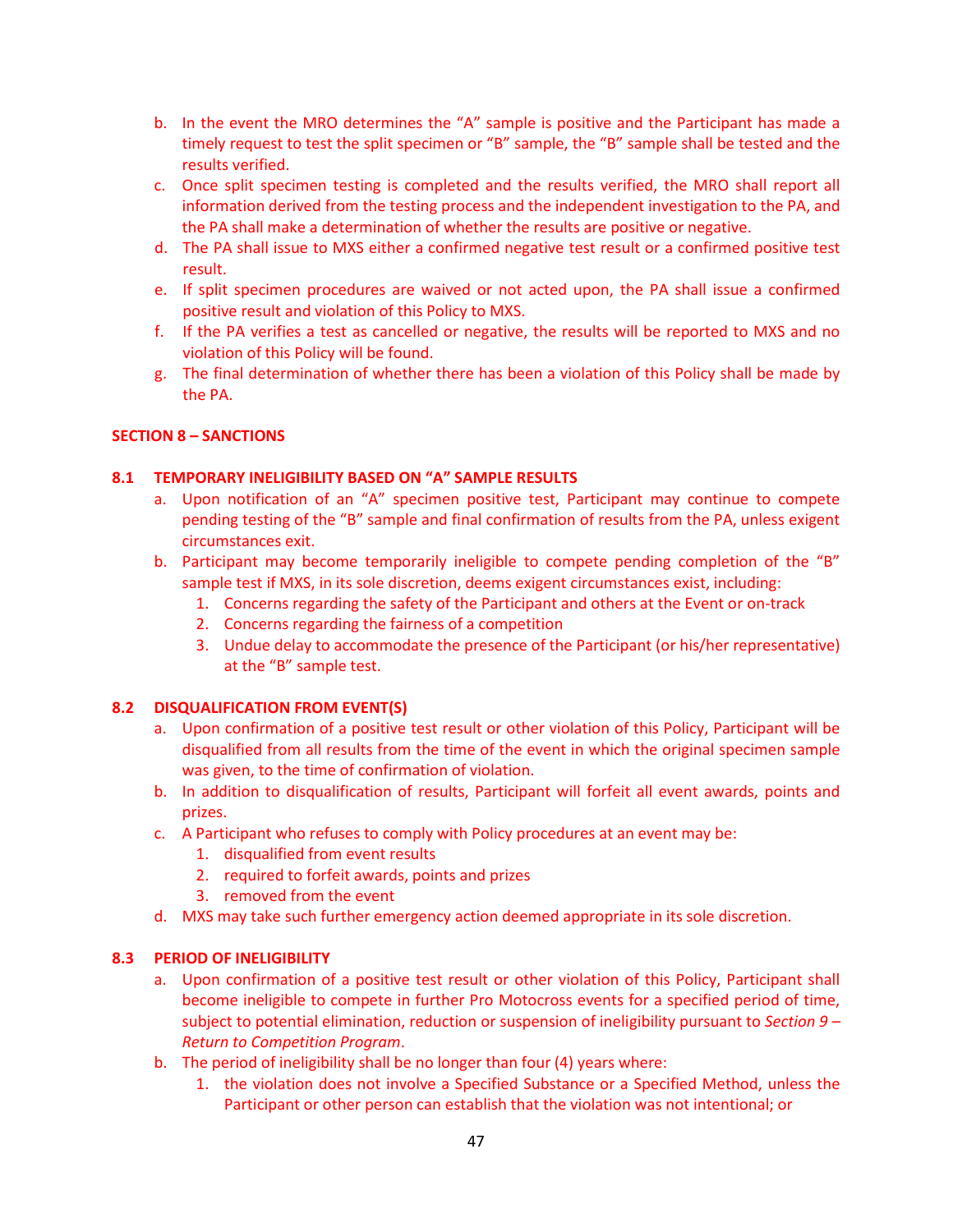b. In the event the MRO determines the "A" sample is positive and the Participant has made a timely request to test the split specimen or "B" sample, the "B" sample shall be tested and the results verified.
c. Once split specimen testing is completed and the results verified, the MRO shall report all information derived from the testing process and the independent investigation to the PA, and the PA shall make a determination of whether the results are positive or negative.
d. The PA shall issue to MXS either a confirmed negative test result or a confirmed positive test result.
e. If split specimen procedures are waived or not acted upon, the PA shall issue a confirmed positive result and violation of this Policy to MXS.
f. If the PA verifies a test as cancelled or negative, the results will be reported to MXS and no violation of this Policy will be found.
g. The final determination of whether there has been a violation of this Policy shall be made by the PA.

## SECTION 8 – SANCTIONS

### 8.1 TEMPORARY INELIGIBILITY BASED ON "A" SAMPLE RESULTS

a. Upon notification of an "A" specimen positive test, Participant may continue to compete pending testing of the "B" sample and final confirmation of results from the PA, unless exigent circumstances exit.
b. Participant may become temporarily ineligible to compete pending completion of the "B" sample test if MXS, in its sole discretion, deems exigent circumstances exist, including:
   1. Concerns regarding the safety of the Participant and others at the Event or on-track
   2. Concerns regarding the fairness of a competition
   3. Undue delay to accommodate the presence of the Participant (or his/her representative) at the "B" sample test.

### 8.2 DISQUALIFICATION FROM EVENT(S)

a. Upon confirmation of a positive test result or other violation of this Policy, Participant will be disqualified from all results from the time of the event in which the original specimen sample was given, to the time of confirmation of violation.
b. In addition to disqualification of results, Participant will forfeit all event awards, points and prizes.
c. A Participant who refuses to comply with Policy procedures at an event may be:
   1. disqualified from event results
   2. required to forfeit awards, points and prizes
   3. removed from the event
d. MXS may take such further emergency action deemed appropriate in its sole discretion.

### 8.3 PERIOD OF INELIGIBILITY

a. Upon confirmation of a positive test result or other violation of this Policy, Participant shall become ineligible to compete in further Pro Motocross events for a specified period of time, subject to potential elimination, reduction or suspension of ineligibility pursuant to *Section 9 – Return to Competition Program*.
b. The period of ineligibility shall be no longer than four (4) years where:
   1. the violation does not involve a Specified Substance or a Specified Method, unless the Participant or other person can establish that the violation was not intentional; or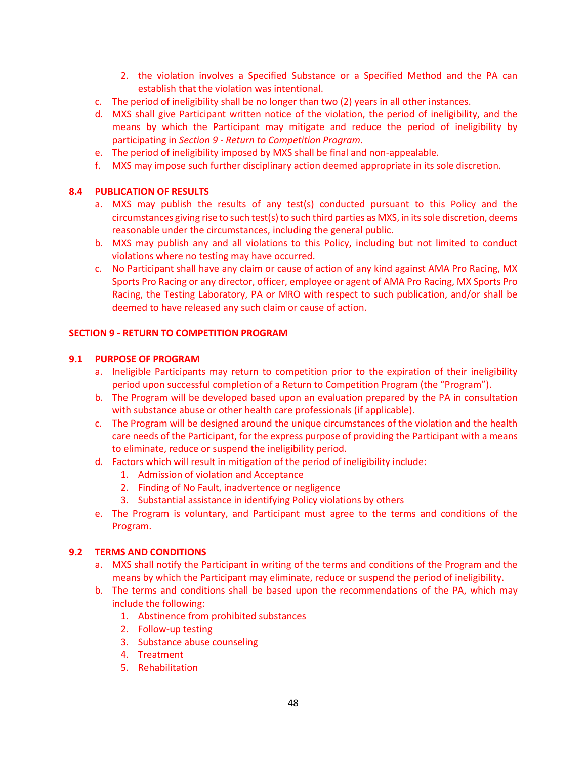2. the violation involves a Specified Substance or a Specified Method and the PA can establish that the violation was intentional.

c. The period of ineligibility shall be no longer than two (2) years in all other instances.

d. MXS shall give Participant written notice of the violation, the period of ineligibility, and the means by which the Participant may mitigate and reduce the period of ineligibility by participating in *Section 9 - Return to Competition Program*.

e. The period of ineligibility imposed by MXS shall be final and non-appealable.

f. MXS may impose such further disciplinary action deemed appropriate in its sole discretion.

### 8.4 PUBLICATION OF RESULTS

a. MXS may publish the results of any test(s) conducted pursuant to this Policy and the circumstances giving rise to such test(s) to such third parties as MXS, in its sole discretion, deems reasonable under the circumstances, including the general public.

b. MXS may publish any and all violations to this Policy, including but not limited to conduct violations where no testing may have occurred.

c. No Participant shall have any claim or cause of action of any kind against AMA Pro Racing, MX Sports Pro Racing or any director, officer, employee or agent of AMA Pro Racing, MX Sports Pro Racing, the Testing Laboratory, PA or MRO with respect to such publication, and/or shall be deemed to have released any such claim or cause of action.

## SECTION 9 - RETURN TO COMPETITION PROGRAM

### 9.1 PURPOSE OF PROGRAM

a. Ineligible Participants may return to competition prior to the expiration of their ineligibility period upon successful completion of a Return to Competition Program (the "Program").

b. The Program will be developed based upon an evaluation prepared by the PA in consultation with substance abuse or other health care professionals (if applicable).

c. The Program will be designed around the unique circumstances of the violation and the health care needs of the Participant, for the express purpose of providing the Participant with a means to eliminate, reduce or suspend the ineligibility period.

d. Factors which will result in mitigation of the period of ineligibility include:
   1. Admission of violation and Acceptance
   2. Finding of No Fault, inadvertence or negligence
   3. Substantial assistance in identifying Policy violations by others

e. The Program is voluntary, and Participant must agree to the terms and conditions of the Program.

### 9.2 TERMS AND CONDITIONS

a. MXS shall notify the Participant in writing of the terms and conditions of the Program and the means by which the Participant may eliminate, reduce or suspend the period of ineligibility.

b. The terms and conditions shall be based upon the recommendations of the PA, which may include the following:
   1. Abstinence from prohibited substances
   2. Follow-up testing
   3. Substance abuse counseling
   4. Treatment
   5. Rehabilitation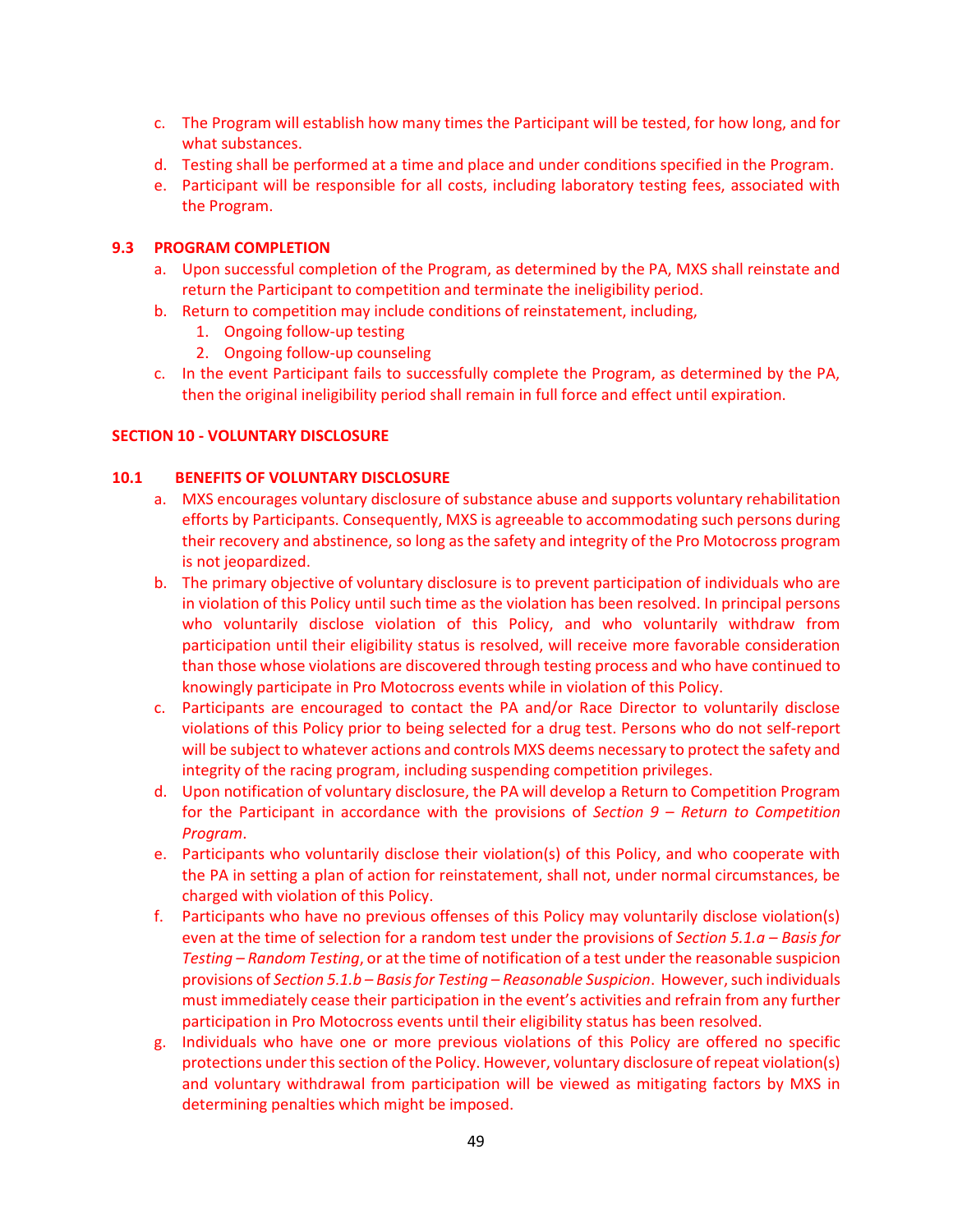c. The Program will establish how many times the Participant will be tested, for how long, and for what substances.
d. Testing shall be performed at a time and place and under conditions specified in the Program.
e. Participant will be responsible for all costs, including laboratory testing fees, associated with the Program.

### 9.3 PROGRAM COMPLETION

a. Upon successful completion of the Program, as determined by the PA, MXS shall reinstate and return the Participant to competition and terminate the ineligibility period.
b. Return to competition may include conditions of reinstatement, including,
   1. Ongoing follow-up testing
   2. Ongoing follow-up counseling
c. In the event Participant fails to successfully complete the Program, as determined by the PA, then the original ineligibility period shall remain in full force and effect until expiration.

## SECTION 10 - VOLUNTARY DISCLOSURE

### 10.1 BENEFITS OF VOLUNTARY DISCLOSURE

a. MXS encourages voluntary disclosure of substance abuse and supports voluntary rehabilitation efforts by Participants. Consequently, MXS is agreeable to accommodating such persons during their recovery and abstinence, so long as the safety and integrity of the Pro Motocross program is not jeopardized.
b. The primary objective of voluntary disclosure is to prevent participation of individuals who are in violation of this Policy until such time as the violation has been resolved. In principal persons who voluntarily disclose violation of this Policy, and who voluntarily withdraw from participation until their eligibility status is resolved, will receive more favorable consideration than those whose violations are discovered through testing process and who have continued to knowingly participate in Pro Motocross events while in violation of this Policy.
c. Participants are encouraged to contact the PA and/or Race Director to voluntarily disclose violations of this Policy prior to being selected for a drug test. Persons who do not self-report will be subject to whatever actions and controls MXS deems necessary to protect the safety and integrity of the racing program, including suspending competition privileges.
d. Upon notification of voluntary disclosure, the PA will develop a Return to Competition Program for the Participant in accordance with the provisions of *Section 9 – Return to Competition Program*.
e. Participants who voluntarily disclose their violation(s) of this Policy, and who cooperate with the PA in setting a plan of action for reinstatement, shall not, under normal circumstances, be charged with violation of this Policy.
f. Participants who have no previous offenses of this Policy may voluntarily disclose violation(s) even at the time of selection for a random test under the provisions of *Section 5.1.a – Basis for Testing – Random Testing*, or at the time of notification of a test under the reasonable suspicion provisions of *Section 5.1.b – Basis for Testing – Reasonable Suspicion*. However, such individuals must immediately cease their participation in the event's activities and refrain from any further participation in Pro Motocross events until their eligibility status has been resolved.
g. Individuals who have one or more previous violations of this Policy are offered no specific protections under this section of the Policy. However, voluntary disclosure of repeat violation(s) and voluntary withdrawal from participation will be viewed as mitigating factors by MXS in determining penalties which might be imposed.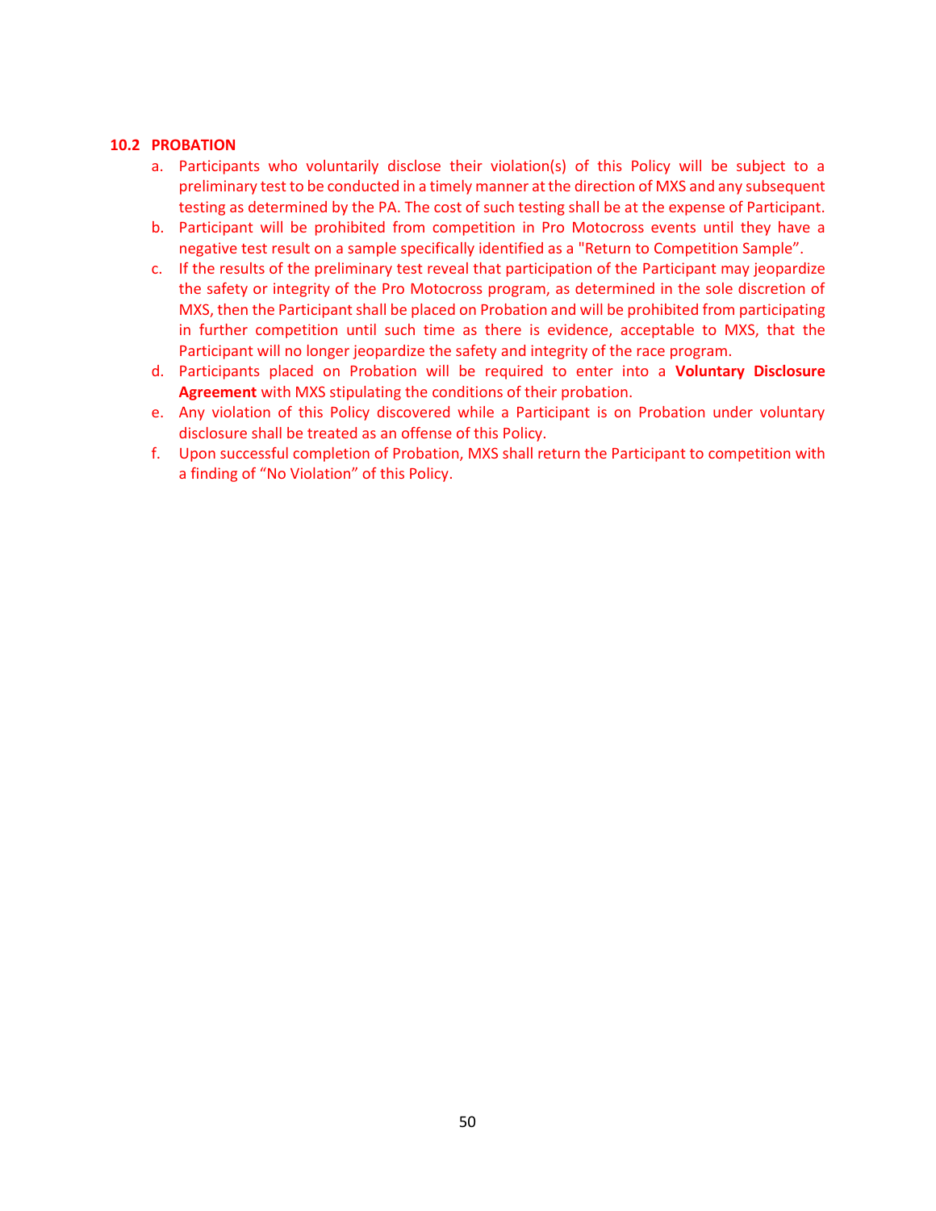### 10.2 PROBATION

a. Participants who voluntarily disclose their violation(s) of this Policy will be subject to a preliminary test to be conducted in a timely manner at the direction of MXS and any subsequent testing as determined by the PA. The cost of such testing shall be at the expense of Participant.
b. Participant will be prohibited from competition in Pro Motocross events until they have a negative test result on a sample specifically identified as a "Return to Competition Sample".
c. If the results of the preliminary test reveal that participation of the Participant may jeopardize the safety or integrity of the Pro Motocross program, as determined in the sole discretion of MXS, then the Participant shall be placed on Probation and will be prohibited from participating in further competition until such time as there is evidence, acceptable to MXS, that the Participant will no longer jeopardize the safety and integrity of the race program.
d. Participants placed on Probation will be required to enter into a **Voluntary Disclosure Agreement** with MXS stipulating the conditions of their probation.
e. Any violation of this Policy discovered while a Participant is on Probation under voluntary disclosure shall be treated as an offense of this Policy.
f. Upon successful completion of Probation, MXS shall return the Participant to competition with a finding of "No Violation" of this Policy.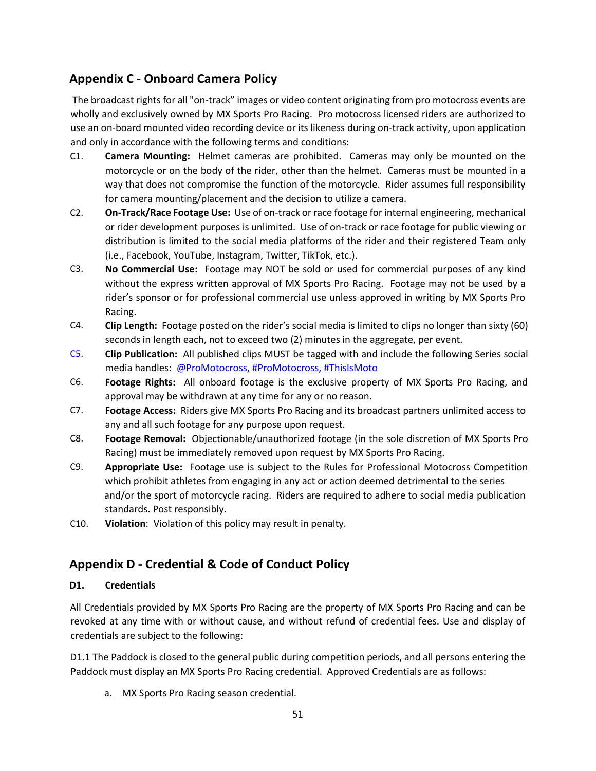## Appendix C - Onboard Camera Policy

The broadcast rights for all "on-track" images or video content originating from pro motocross events are wholly and exclusively owned by MX Sports Pro Racing. Pro motocross licensed riders are authorized to use an on-board mounted video recording device or its likeness during on-track activity, upon application and only in accordance with the following terms and conditions:

C1. **Camera Mounting:** Helmet cameras are prohibited. Cameras may only be mounted on the motorcycle or on the body of the rider, other than the helmet. Cameras must be mounted in a way that does not compromise the function of the motorcycle. Rider assumes full responsibility for camera mounting/placement and the decision to utilize a camera.

C2. **On-Track/Race Footage Use:** Use of on-track or race footage for internal engineering, mechanical or rider development purposes is unlimited. Use of on-track or race footage for public viewing or distribution is limited to the social media platforms of the rider and their registered Team only (i.e., Facebook, YouTube, Instagram, Twitter, TikTok, etc.).

C3. **No Commercial Use:** Footage may NOT be sold or used for commercial purposes of any kind without the express written approval of MX Sports Pro Racing. Footage may not be used by a rider's sponsor or for professional commercial use unless approved in writing by MX Sports Pro Racing.

C4. **Clip Length:** Footage posted on the rider's social media is limited to clips no longer than sixty (60) seconds in length each, not to exceed two (2) minutes in the aggregate, per event.

C5. **Clip Publication:** All published clips MUST be tagged with and include the following Series social media handles: @ProMotocross, #ProMotocross, #ThisIsMoto

C6. **Footage Rights:** All onboard footage is the exclusive property of MX Sports Pro Racing, and approval may be withdrawn at any time for any or no reason.

C7. **Footage Access:** Riders give MX Sports Pro Racing and its broadcast partners unlimited access to any and all such footage for any purpose upon request.

C8. **Footage Removal:** Objectionable/unauthorized footage (in the sole discretion of MX Sports Pro Racing) must be immediately removed upon request by MX Sports Pro Racing.

C9. **Appropriate Use:** Footage use is subject to the Rules for Professional Motocross Competition which prohibit athletes from engaging in any act or action deemed detrimental to the series and/or the sport of motorcycle racing. Riders are required to adhere to social media publication standards. Post responsibly.

C10. **Violation**: Violation of this policy may result in penalty.

## Appendix D - Credential & Code of Conduct Policy

### D1. Credentials

All Credentials provided by MX Sports Pro Racing are the property of MX Sports Pro Racing and can be revoked at any time with or without cause, and without refund of credential fees. Use and display of credentials are subject to the following:

D1.1 The Paddock is closed to the general public during competition periods, and all persons entering the Paddock must display an MX Sports Pro Racing credential. Approved Credentials are as follows:

a. MX Sports Pro Racing season credential.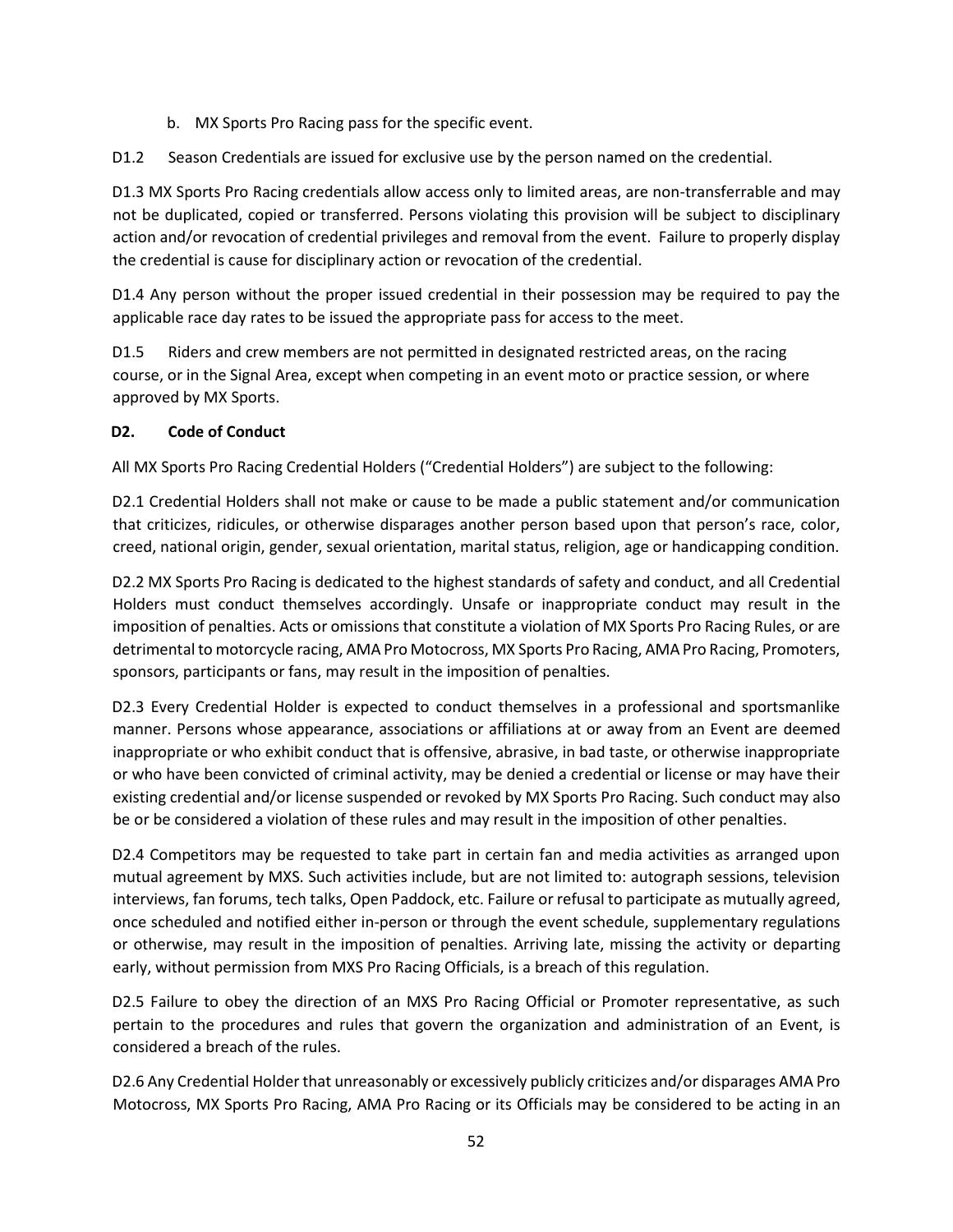b. MX Sports Pro Racing pass for the specific event.

D1.2 Season Credentials are issued for exclusive use by the person named on the credential.

D1.3 MX Sports Pro Racing credentials allow access only to limited areas, are non-transferrable and may not be duplicated, copied or transferred. Persons violating this provision will be subject to disciplinary action and/or revocation of credential privileges and removal from the event. Failure to properly display the credential is cause for disciplinary action or revocation of the credential.

D1.4 Any person without the proper issued credential in their possession may be required to pay the applicable race day rates to be issued the appropriate pass for access to the meet.

D1.5 Riders and crew members are not permitted in designated restricted areas, on the racing course, or in the Signal Area, except when competing in an event moto or practice session, or where approved by MX Sports.

**D2. Code of Conduct**

All MX Sports Pro Racing Credential Holders ("Credential Holders") are subject to the following:

D2.1 Credential Holders shall not make or cause to be made a public statement and/or communication that criticizes, ridicules, or otherwise disparages another person based upon that person's race, color, creed, national origin, gender, sexual orientation, marital status, religion, age or handicapping condition.

D2.2 MX Sports Pro Racing is dedicated to the highest standards of safety and conduct, and all Credential Holders must conduct themselves accordingly. Unsafe or inappropriate conduct may result in the imposition of penalties. Acts or omissions that constitute a violation of MX Sports Pro Racing Rules, or are detrimental to motorcycle racing, AMA Pro Motocross, MX Sports Pro Racing, AMA Pro Racing, Promoters, sponsors, participants or fans, may result in the imposition of penalties.

D2.3 Every Credential Holder is expected to conduct themselves in a professional and sportsmanlike manner. Persons whose appearance, associations or affiliations at or away from an Event are deemed inappropriate or who exhibit conduct that is offensive, abrasive, in bad taste, or otherwise inappropriate or who have been convicted of criminal activity, may be denied a credential or license or may have their existing credential and/or license suspended or revoked by MX Sports Pro Racing. Such conduct may also be or be considered a violation of these rules and may result in the imposition of other penalties.

D2.4 Competitors may be requested to take part in certain fan and media activities as arranged upon mutual agreement by MXS. Such activities include, but are not limited to: autograph sessions, television interviews, fan forums, tech talks, Open Paddock, etc. Failure or refusal to participate as mutually agreed, once scheduled and notified either in-person or through the event schedule, supplementary regulations or otherwise, may result in the imposition of penalties. Arriving late, missing the activity or departing early, without permission from MXS Pro Racing Officials, is a breach of this regulation.

D2.5 Failure to obey the direction of an MXS Pro Racing Official or Promoter representative, as such pertain to the procedures and rules that govern the organization and administration of an Event, is considered a breach of the rules.

D2.6 Any Credential Holder that unreasonably or excessively publicly criticizes and/or disparages AMA Pro Motocross, MX Sports Pro Racing, AMA Pro Racing or its Officials may be considered to be acting in an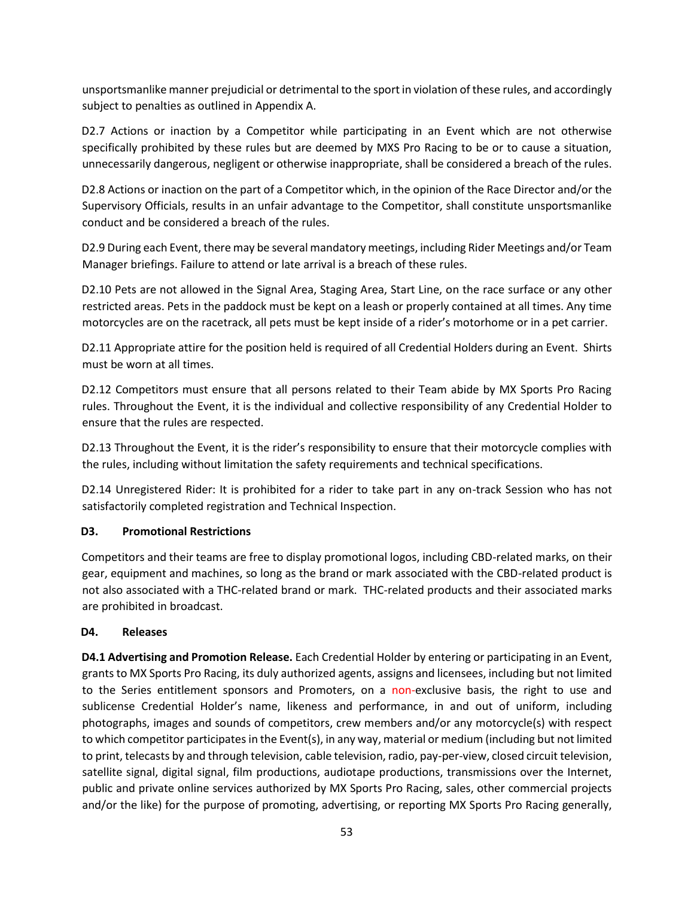unsportsmanlike manner prejudicial or detrimental to the sport in violation of these rules, and accordingly subject to penalties as outlined in Appendix A.

D2.7 Actions or inaction by a Competitor while participating in an Event which are not otherwise specifically prohibited by these rules but are deemed by MXS Pro Racing to be or to cause a situation, unnecessarily dangerous, negligent or otherwise inappropriate, shall be considered a breach of the rules.

D2.8 Actions or inaction on the part of a Competitor which, in the opinion of the Race Director and/or the Supervisory Officials, results in an unfair advantage to the Competitor, shall constitute unsportsmanlike conduct and be considered a breach of the rules.

D2.9 During each Event, there may be several mandatory meetings, including Rider Meetings and/or Team Manager briefings. Failure to attend or late arrival is a breach of these rules.

D2.10 Pets are not allowed in the Signal Area, Staging Area, Start Line, on the race surface or any other restricted areas. Pets in the paddock must be kept on a leash or properly contained at all times. Any time motorcycles are on the racetrack, all pets must be kept inside of a rider's motorhome or in a pet carrier.

D2.11 Appropriate attire for the position held is required of all Credential Holders during an Event. Shirts must be worn at all times.

D2.12 Competitors must ensure that all persons related to their Team abide by MX Sports Pro Racing rules. Throughout the Event, it is the individual and collective responsibility of any Credential Holder to ensure that the rules are respected.

D2.13 Throughout the Event, it is the rider's responsibility to ensure that their motorcycle complies with the rules, including without limitation the safety requirements and technical specifications.

D2.14 Unregistered Rider: It is prohibited for a rider to take part in any on-track Session who has not satisfactorily completed registration and Technical Inspection.

## D3. Promotional Restrictions

Competitors and their teams are free to display promotional logos, including CBD-related marks, on their gear, equipment and machines, so long as the brand or mark associated with the CBD-related product is not also associated with a THC-related brand or mark. THC-related products and their associated marks are prohibited in broadcast.

## D4. Releases

**D4.1 Advertising and Promotion Release.** Each Credential Holder by entering or participating in an Event, grants to MX Sports Pro Racing, its duly authorized agents, assigns and licensees, including but not limited to the Series entitlement sponsors and Promoters, on a non-exclusive basis, the right to use and sublicense Credential Holder's name, likeness and performance, in and out of uniform, including photographs, images and sounds of competitors, crew members and/or any motorcycle(s) with respect to which competitor participates in the Event(s), in any way, material or medium (including but not limited to print, telecasts by and through television, cable television, radio, pay-per-view, closed circuit television, satellite signal, digital signal, film productions, audiotape productions, transmissions over the Internet, public and private online services authorized by MX Sports Pro Racing, sales, other commercial projects and/or the like) for the purpose of promoting, advertising, or reporting MX Sports Pro Racing generally,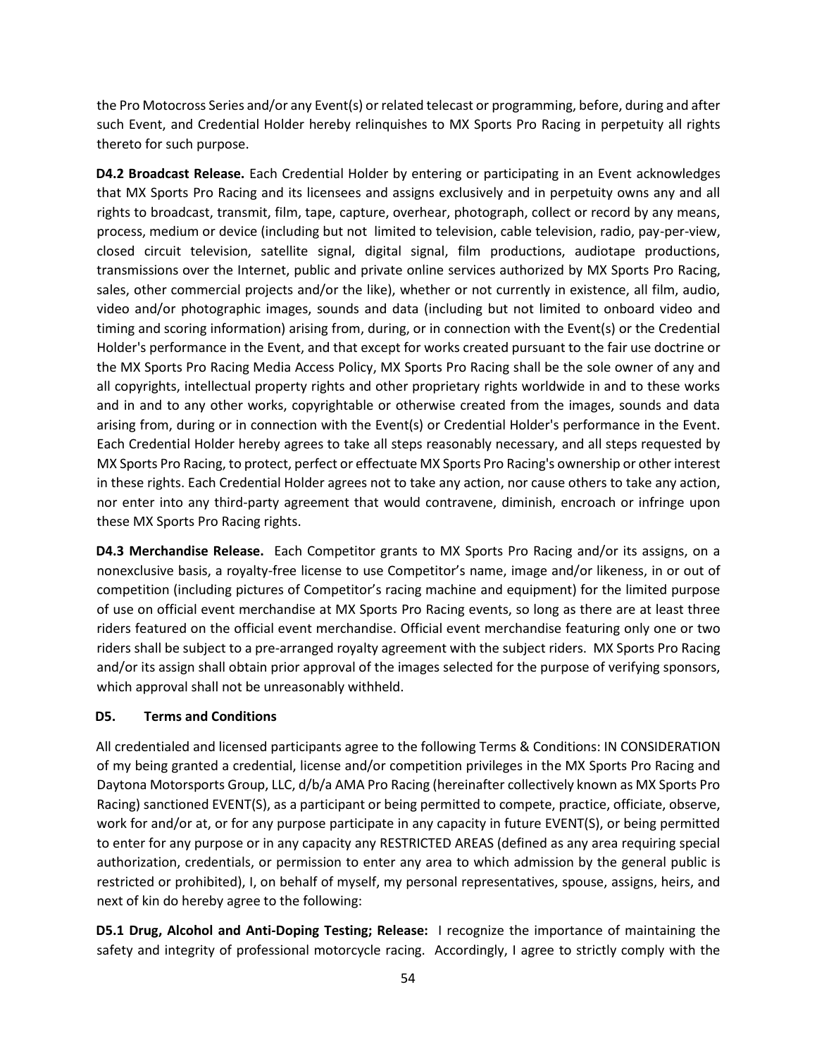the Pro Motocross Series and/or any Event(s) or related telecast or programming, before, during and after such Event, and Credential Holder hereby relinquishes to MX Sports Pro Racing in perpetuity all rights thereto for such purpose.

**D4.2 Broadcast Release.** Each Credential Holder by entering or participating in an Event acknowledges that MX Sports Pro Racing and its licensees and assigns exclusively and in perpetuity owns any and all rights to broadcast, transmit, film, tape, capture, overhear, photograph, collect or record by any means, process, medium or device (including but not limited to television, cable television, radio, pay-per-view, closed circuit television, satellite signal, digital signal, film productions, audiotape productions, transmissions over the Internet, public and private online services authorized by MX Sports Pro Racing, sales, other commercial projects and/or the like), whether or not currently in existence, all film, audio, video and/or photographic images, sounds and data (including but not limited to onboard video and timing and scoring information) arising from, during, or in connection with the Event(s) or the Credential Holder's performance in the Event, and that except for works created pursuant to the fair use doctrine or the MX Sports Pro Racing Media Access Policy, MX Sports Pro Racing shall be the sole owner of any and all copyrights, intellectual property rights and other proprietary rights worldwide in and to these works and in and to any other works, copyrightable or otherwise created from the images, sounds and data arising from, during or in connection with the Event(s) or Credential Holder's performance in the Event. Each Credential Holder hereby agrees to take all steps reasonably necessary, and all steps requested by MX Sports Pro Racing, to protect, perfect or effectuate MX Sports Pro Racing's ownership or other interest in these rights. Each Credential Holder agrees not to take any action, nor cause others to take any action, nor enter into any third-party agreement that would contravene, diminish, encroach or infringe upon these MX Sports Pro Racing rights.

**D4.3 Merchandise Release.** Each Competitor grants to MX Sports Pro Racing and/or its assigns, on a nonexclusive basis, a royalty-free license to use Competitor's name, image and/or likeness, in or out of competition (including pictures of Competitor's racing machine and equipment) for the limited purpose of use on official event merchandise at MX Sports Pro Racing events, so long as there are at least three riders featured on the official event merchandise. Official event merchandise featuring only one or two riders shall be subject to a pre-arranged royalty agreement with the subject riders. MX Sports Pro Racing and/or its assign shall obtain prior approval of the images selected for the purpose of verifying sponsors, which approval shall not be unreasonably withheld.

### D5. Terms and Conditions

All credentialed and licensed participants agree to the following Terms & Conditions: IN CONSIDERATION of my being granted a credential, license and/or competition privileges in the MX Sports Pro Racing and Daytona Motorsports Group, LLC, d/b/a AMA Pro Racing (hereinafter collectively known as MX Sports Pro Racing) sanctioned EVENT(S), as a participant or being permitted to compete, practice, officiate, observe, work for and/or at, or for any purpose participate in any capacity in future EVENT(S), or being permitted to enter for any purpose or in any capacity any RESTRICTED AREAS (defined as any area requiring special authorization, credentials, or permission to enter any area to which admission by the general public is restricted or prohibited), I, on behalf of myself, my personal representatives, spouse, assigns, heirs, and next of kin do hereby agree to the following:

**D5.1 Drug, Alcohol and Anti-Doping Testing; Release:** I recognize the importance of maintaining the safety and integrity of professional motorcycle racing. Accordingly, I agree to strictly comply with the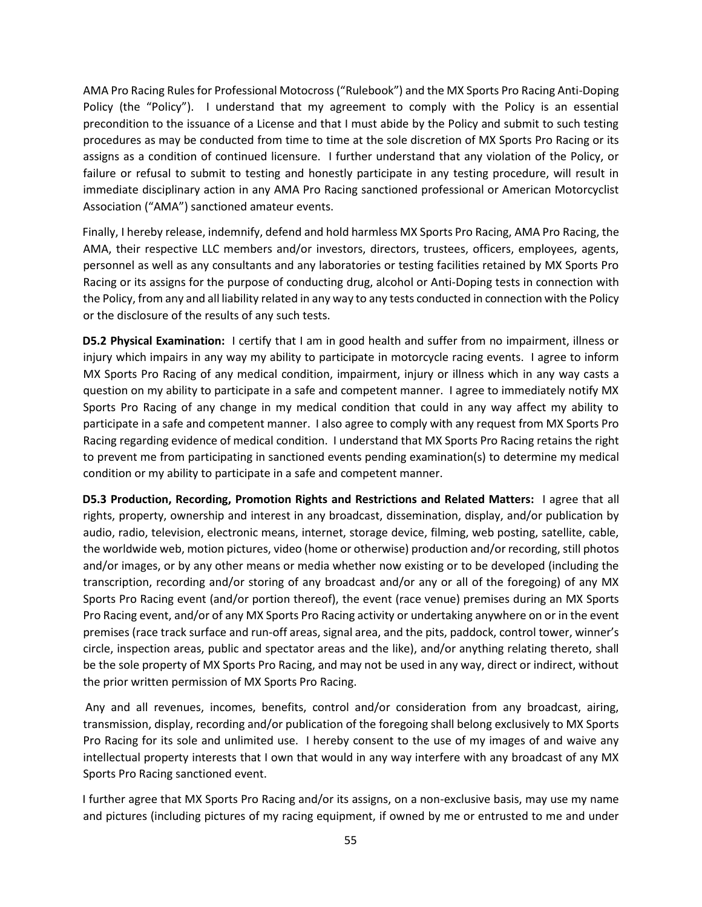AMA Pro Racing Rules for Professional Motocross ("Rulebook") and the MX Sports Pro Racing Anti-Doping Policy (the "Policy"). I understand that my agreement to comply with the Policy is an essential precondition to the issuance of a License and that I must abide by the Policy and submit to such testing procedures as may be conducted from time to time at the sole discretion of MX Sports Pro Racing or its assigns as a condition of continued licensure. I further understand that any violation of the Policy, or failure or refusal to submit to testing and honestly participate in any testing procedure, will result in immediate disciplinary action in any AMA Pro Racing sanctioned professional or American Motorcyclist Association ("AMA") sanctioned amateur events.

Finally, I hereby release, indemnify, defend and hold harmless MX Sports Pro Racing, AMA Pro Racing, the AMA, their respective LLC members and/or investors, directors, trustees, officers, employees, agents, personnel as well as any consultants and any laboratories or testing facilities retained by MX Sports Pro Racing or its assigns for the purpose of conducting drug, alcohol or Anti-Doping tests in connection with the Policy, from any and all liability related in any way to any tests conducted in connection with the Policy or the disclosure of the results of any such tests.

**D5.2 Physical Examination:** I certify that I am in good health and suffer from no impairment, illness or injury which impairs in any way my ability to participate in motorcycle racing events. I agree to inform MX Sports Pro Racing of any medical condition, impairment, injury or illness which in any way casts a question on my ability to participate in a safe and competent manner. I agree to immediately notify MX Sports Pro Racing of any change in my medical condition that could in any way affect my ability to participate in a safe and competent manner. I also agree to comply with any request from MX Sports Pro Racing regarding evidence of medical condition. I understand that MX Sports Pro Racing retains the right to prevent me from participating in sanctioned events pending examination(s) to determine my medical condition or my ability to participate in a safe and competent manner.

**D5.3 Production, Recording, Promotion Rights and Restrictions and Related Matters:** I agree that all rights, property, ownership and interest in any broadcast, dissemination, display, and/or publication by audio, radio, television, electronic means, internet, storage device, filming, web posting, satellite, cable, the worldwide web, motion pictures, video (home or otherwise) production and/or recording, still photos and/or images, or by any other means or media whether now existing or to be developed (including the transcription, recording and/or storing of any broadcast and/or any or all of the foregoing) of any MX Sports Pro Racing event (and/or portion thereof), the event (race venue) premises during an MX Sports Pro Racing event, and/or of any MX Sports Pro Racing activity or undertaking anywhere on or in the event premises (race track surface and run-off areas, signal area, and the pits, paddock, control tower, winner's circle, inspection areas, public and spectator areas and the like), and/or anything relating thereto, shall be the sole property of MX Sports Pro Racing, and may not be used in any way, direct or indirect, without the prior written permission of MX Sports Pro Racing.

Any and all revenues, incomes, benefits, control and/or consideration from any broadcast, airing, transmission, display, recording and/or publication of the foregoing shall belong exclusively to MX Sports Pro Racing for its sole and unlimited use. I hereby consent to the use of my images of and waive any intellectual property interests that I own that would in any way interfere with any broadcast of any MX Sports Pro Racing sanctioned event.

I further agree that MX Sports Pro Racing and/or its assigns, on a non-exclusive basis, may use my name and pictures (including pictures of my racing equipment, if owned by me or entrusted to me and under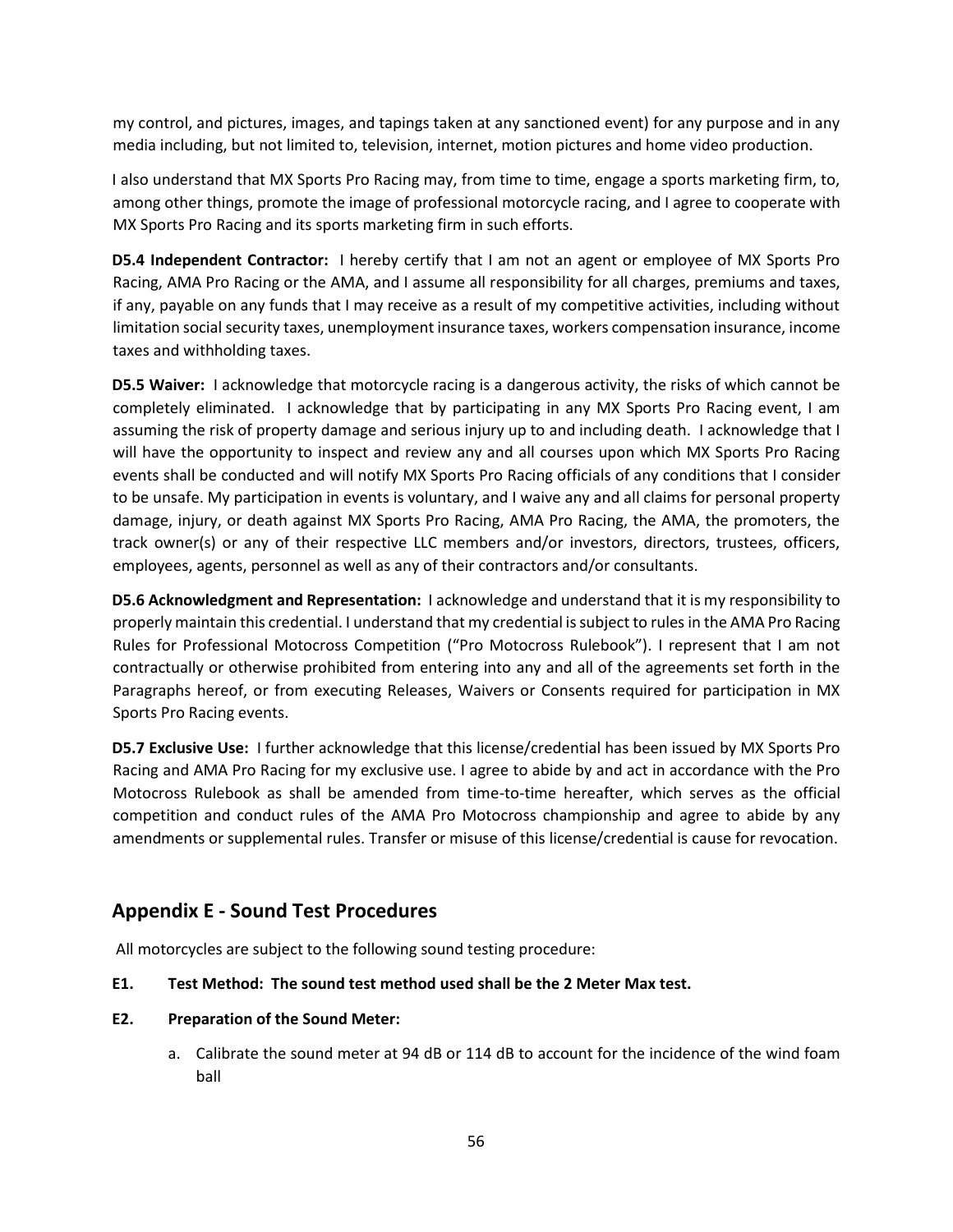my control, and pictures, images, and tapings taken at any sanctioned event) for any purpose and in any media including, but not limited to, television, internet, motion pictures and home video production.

I also understand that MX Sports Pro Racing may, from time to time, engage a sports marketing firm, to, among other things, promote the image of professional motorcycle racing, and I agree to cooperate with MX Sports Pro Racing and its sports marketing firm in such efforts.

**D5.4 Independent Contractor:** I hereby certify that I am not an agent or employee of MX Sports Pro Racing, AMA Pro Racing or the AMA, and I assume all responsibility for all charges, premiums and taxes, if any, payable on any funds that I may receive as a result of my competitive activities, including without limitation social security taxes, unemployment insurance taxes, workers compensation insurance, income taxes and withholding taxes.

**D5.5 Waiver:** I acknowledge that motorcycle racing is a dangerous activity, the risks of which cannot be completely eliminated. I acknowledge that by participating in any MX Sports Pro Racing event, I am assuming the risk of property damage and serious injury up to and including death. I acknowledge that I will have the opportunity to inspect and review any and all courses upon which MX Sports Pro Racing events shall be conducted and will notify MX Sports Pro Racing officials of any conditions that I consider to be unsafe. My participation in events is voluntary, and I waive any and all claims for personal property damage, injury, or death against MX Sports Pro Racing, AMA Pro Racing, the AMA, the promoters, the track owner(s) or any of their respective LLC members and/or investors, directors, trustees, officers, employees, agents, personnel as well as any of their contractors and/or consultants.

**D5.6 Acknowledgment and Representation:** I acknowledge and understand that it is my responsibility to properly maintain this credential. I understand that my credential is subject to rules in the AMA Pro Racing Rules for Professional Motocross Competition ("Pro Motocross Rulebook"). I represent that I am not contractually or otherwise prohibited from entering into any and all of the agreements set forth in the Paragraphs hereof, or from executing Releases, Waivers or Consents required for participation in MX Sports Pro Racing events.

**D5.7 Exclusive Use:** I further acknowledge that this license/credential has been issued by MX Sports Pro Racing and AMA Pro Racing for my exclusive use. I agree to abide by and act in accordance with the Pro Motocross Rulebook as shall be amended from time-to-time hereafter, which serves as the official competition and conduct rules of the AMA Pro Motocross championship and agree to abide by any amendments or supplemental rules. Transfer or misuse of this license/credential is cause for revocation.

## Appendix E - Sound Test Procedures

All motorcycles are subject to the following sound testing procedure:

**E1. Test Method: The sound test method used shall be the 2 Meter Max test.**

**E2. Preparation of the Sound Meter:**

a. Calibrate the sound meter at 94 dB or 114 dB to account for the incidence of the wind foam ball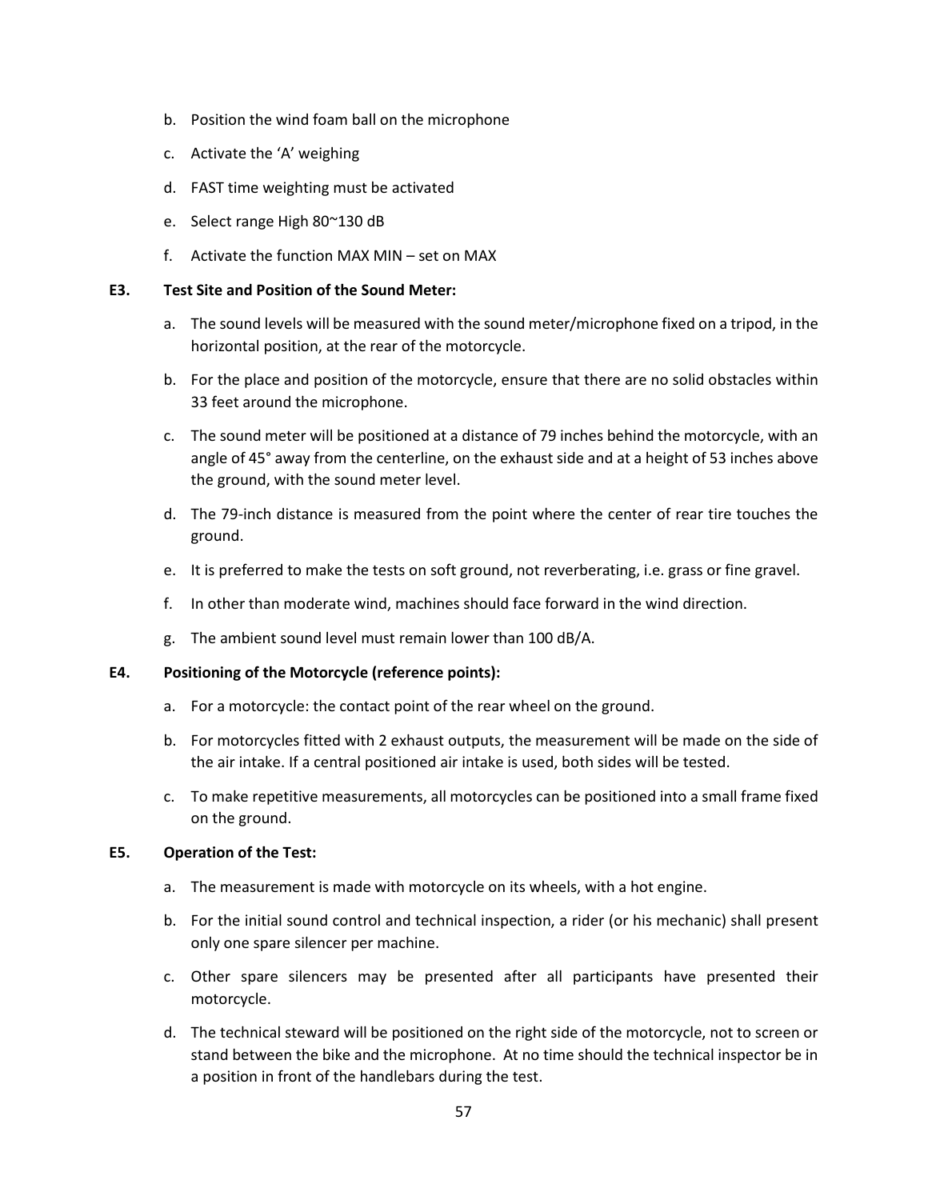b. Position the wind foam ball on the microphone

c. Activate the ‘A’ weighing

d. FAST time weighting must be activated

e. Select range High 80~130 dB

f. Activate the function MAX MIN – set on MAX

**E3. Test Site and Position of the Sound Meter:**

a. The sound levels will be measured with the sound meter/microphone fixed on a tripod, in the horizontal position, at the rear of the motorcycle.

b. For the place and position of the motorcycle, ensure that there are no solid obstacles within 33 feet around the microphone.

c. The sound meter will be positioned at a distance of 79 inches behind the motorcycle, with an angle of 45° away from the centerline, on the exhaust side and at a height of 53 inches above the ground, with the sound meter level.

d. The 79-inch distance is measured from the point where the center of rear tire touches the ground.

e. It is preferred to make the tests on soft ground, not reverberating, i.e. grass or fine gravel.

f. In other than moderate wind, machines should face forward in the wind direction.

g. The ambient sound level must remain lower than 100 dB/A.

**E4. Positioning of the Motorcycle (reference points):**

a. For a motorcycle: the contact point of the rear wheel on the ground.

b. For motorcycles fitted with 2 exhaust outputs, the measurement will be made on the side of the air intake. If a central positioned air intake is used, both sides will be tested.

c. To make repetitive measurements, all motorcycles can be positioned into a small frame fixed on the ground.

**E5. Operation of the Test:**

a. The measurement is made with motorcycle on its wheels, with a hot engine.

b. For the initial sound control and technical inspection, a rider (or his mechanic) shall present only one spare silencer per machine.

c. Other spare silencers may be presented after all participants have presented their motorcycle.

d. The technical steward will be positioned on the right side of the motorcycle, not to screen or stand between the bike and the microphone. At no time should the technical inspector be in a position in front of the handlebars during the test.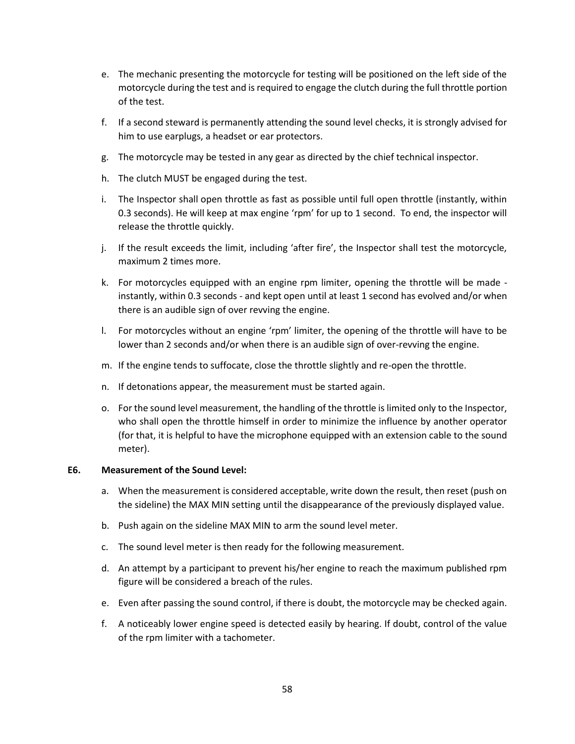e. The mechanic presenting the motorcycle for testing will be positioned on the left side of the motorcycle during the test and is required to engage the clutch during the full throttle portion of the test.

f. If a second steward is permanently attending the sound level checks, it is strongly advised for him to use earplugs, a headset or ear protectors.

g. The motorcycle may be tested in any gear as directed by the chief technical inspector.

h. The clutch MUST be engaged during the test.

i. The Inspector shall open throttle as fast as possible until full open throttle (instantly, within 0.3 seconds). He will keep at max engine 'rpm' for up to 1 second. To end, the inspector will release the throttle quickly.

j. If the result exceeds the limit, including 'after fire', the Inspector shall test the motorcycle, maximum 2 times more.

k. For motorcycles equipped with an engine rpm limiter, opening the throttle will be made - instantly, within 0.3 seconds - and kept open until at least 1 second has evolved and/or when there is an audible sign of over revving the engine.

l. For motorcycles without an engine 'rpm' limiter, the opening of the throttle will have to be lower than 2 seconds and/or when there is an audible sign of over-revving the engine.

m. If the engine tends to suffocate, close the throttle slightly and re-open the throttle.

n. If detonations appear, the measurement must be started again.

o. For the sound level measurement, the handling of the throttle is limited only to the Inspector, who shall open the throttle himself in order to minimize the influence by another operator (for that, it is helpful to have the microphone equipped with an extension cable to the sound meter).

**E6. Measurement of the Sound Level:**

a. When the measurement is considered acceptable, write down the result, then reset (push on the sideline) the MAX MIN setting until the disappearance of the previously displayed value.

b. Push again on the sideline MAX MIN to arm the sound level meter.

c. The sound level meter is then ready for the following measurement.

d. An attempt by a participant to prevent his/her engine to reach the maximum published rpm figure will be considered a breach of the rules.

e. Even after passing the sound control, if there is doubt, the motorcycle may be checked again.

f. A noticeably lower engine speed is detected easily by hearing. If doubt, control of the value of the rpm limiter with a tachometer.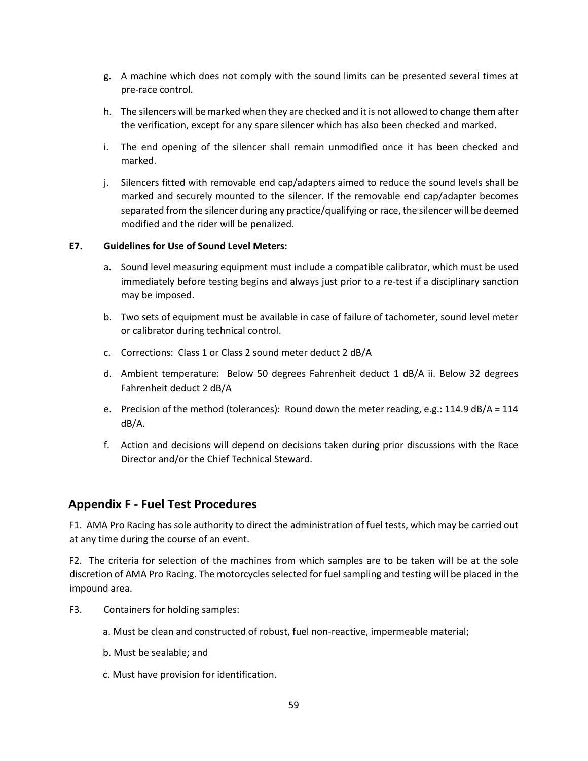g. A machine which does not comply with the sound limits can be presented several times at pre-race control.

h. The silencers will be marked when they are checked and it is not allowed to change them after the verification, except for any spare silencer which has also been checked and marked.

i. The end opening of the silencer shall remain unmodified once it has been checked and marked.

j. Silencers fitted with removable end cap/adapters aimed to reduce the sound levels shall be marked and securely mounted to the silencer. If the removable end cap/adapter becomes separated from the silencer during any practice/qualifying or race, the silencer will be deemed modified and the rider will be penalized.

**E7. Guidelines for Use of Sound Level Meters:**

a. Sound level measuring equipment must include a compatible calibrator, which must be used immediately before testing begins and always just prior to a re-test if a disciplinary sanction may be imposed.

b. Two sets of equipment must be available in case of failure of tachometer, sound level meter or calibrator during technical control.

c. Corrections: Class 1 or Class 2 sound meter deduct 2 dB/A

d. Ambient temperature: Below 50 degrees Fahrenheit deduct 1 dB/A ii. Below 32 degrees Fahrenheit deduct 2 dB/A

e. Precision of the method (tolerances): Round down the meter reading, e.g.: 114.9 dB/A = 114 dB/A.

f. Action and decisions will depend on decisions taken during prior discussions with the Race Director and/or the Chief Technical Steward.

## Appendix F - Fuel Test Procedures

F1. AMA Pro Racing has sole authority to direct the administration of fuel tests, which may be carried out at any time during the course of an event.

F2. The criteria for selection of the machines from which samples are to be taken will be at the sole discretion of AMA Pro Racing. The motorcycles selected for fuel sampling and testing will be placed in the impound area.

F3. Containers for holding samples:

a. Must be clean and constructed of robust, fuel non-reactive, impermeable material;

b. Must be sealable; and

c. Must have provision for identification.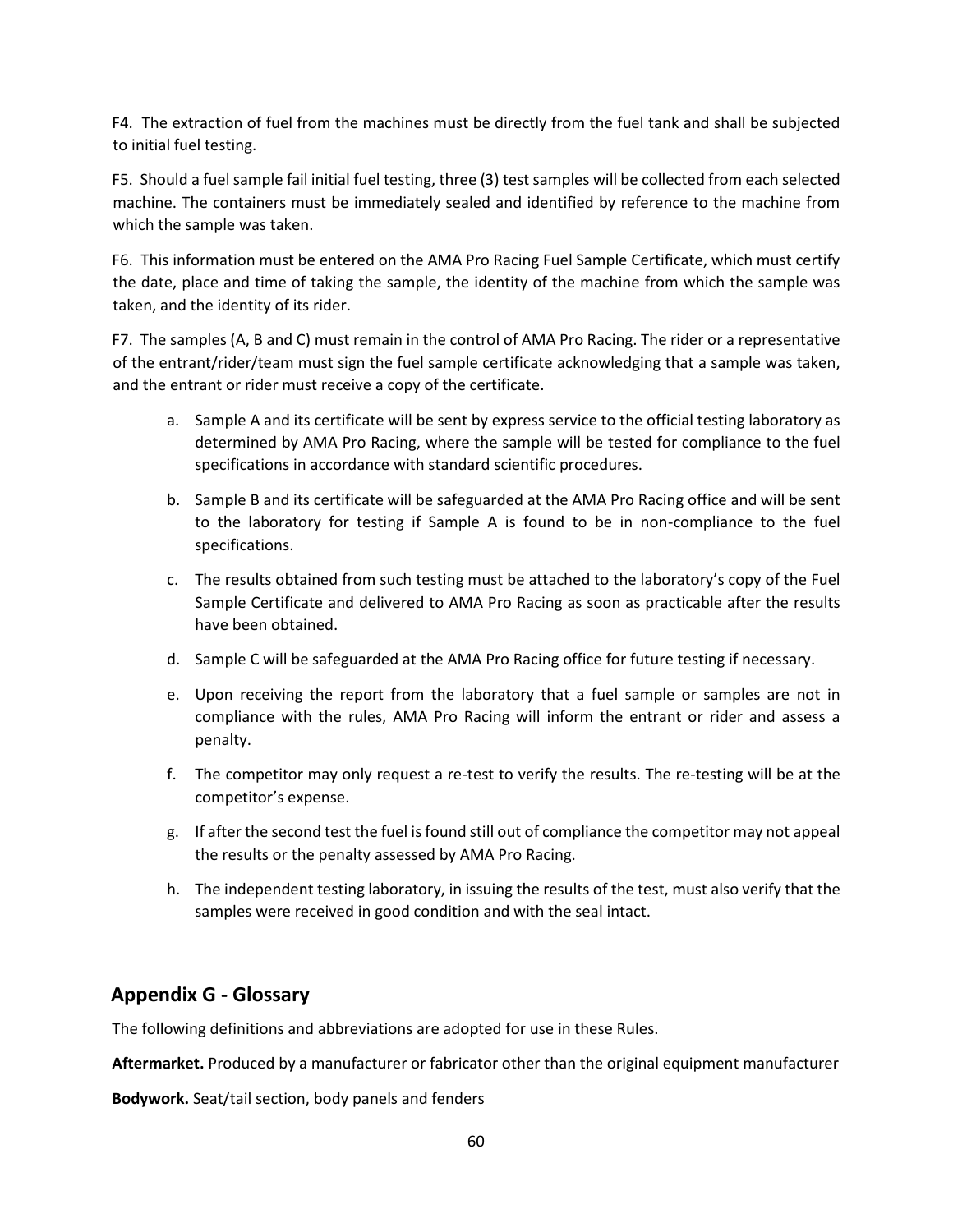F4. The extraction of fuel from the machines must be directly from the fuel tank and shall be subjected to initial fuel testing.

F5. Should a fuel sample fail initial fuel testing, three (3) test samples will be collected from each selected machine. The containers must be immediately sealed and identified by reference to the machine from which the sample was taken.

F6. This information must be entered on the AMA Pro Racing Fuel Sample Certificate, which must certify the date, place and time of taking the sample, the identity of the machine from which the sample was taken, and the identity of its rider.

F7. The samples (A, B and C) must remain in the control of AMA Pro Racing. The rider or a representative of the entrant/rider/team must sign the fuel sample certificate acknowledging that a sample was taken, and the entrant or rider must receive a copy of the certificate.

a. Sample A and its certificate will be sent by express service to the official testing laboratory as determined by AMA Pro Racing, where the sample will be tested for compliance to the fuel specifications in accordance with standard scientific procedures.

b. Sample B and its certificate will be safeguarded at the AMA Pro Racing office and will be sent to the laboratory for testing if Sample A is found to be in non-compliance to the fuel specifications.

c. The results obtained from such testing must be attached to the laboratory's copy of the Fuel Sample Certificate and delivered to AMA Pro Racing as soon as practicable after the results have been obtained.

d. Sample C will be safeguarded at the AMA Pro Racing office for future testing if necessary.

e. Upon receiving the report from the laboratory that a fuel sample or samples are not in compliance with the rules, AMA Pro Racing will inform the entrant or rider and assess a penalty.

f. The competitor may only request a re-test to verify the results. The re-testing will be at the competitor's expense.

g. If after the second test the fuel is found still out of compliance the competitor may not appeal the results or the penalty assessed by AMA Pro Racing.

h. The independent testing laboratory, in issuing the results of the test, must also verify that the samples were received in good condition and with the seal intact.

## Appendix G - Glossary

The following definitions and abbreviations are adopted for use in these Rules.

**Aftermarket.** Produced by a manufacturer or fabricator other than the original equipment manufacturer

**Bodywork.** Seat/tail section, body panels and fenders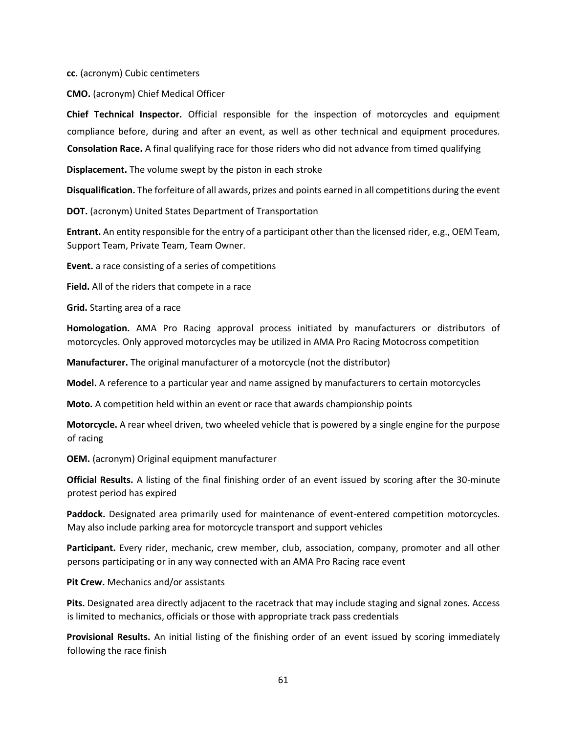**cc.** (acronym) Cubic centimeters

**CMO.** (acronym) Chief Medical Officer

**Chief Technical Inspector.** Official responsible for the inspection of motorcycles and equipment compliance before, during and after an event, as well as other technical and equipment procedures.

**Consolation Race.** A final qualifying race for those riders who did not advance from timed qualifying

**Displacement.** The volume swept by the piston in each stroke

**Disqualification.** The forfeiture of all awards, prizes and points earned in all competitions during the event

**DOT.** (acronym) United States Department of Transportation

**Entrant.** An entity responsible for the entry of a participant other than the licensed rider, e.g., OEM Team, Support Team, Private Team, Team Owner.

**Event.** a race consisting of a series of competitions

**Field.** All of the riders that compete in a race

**Grid.** Starting area of a race

**Homologation.** AMA Pro Racing approval process initiated by manufacturers or distributors of motorcycles. Only approved motorcycles may be utilized in AMA Pro Racing Motocross competition

**Manufacturer.** The original manufacturer of a motorcycle (not the distributor)

**Model.** A reference to a particular year and name assigned by manufacturers to certain motorcycles

**Moto.** A competition held within an event or race that awards championship points

**Motorcycle.** A rear wheel driven, two wheeled vehicle that is powered by a single engine for the purpose of racing

**OEM.** (acronym) Original equipment manufacturer

**Official Results.** A listing of the final finishing order of an event issued by scoring after the 30-minute protest period has expired

**Paddock.** Designated area primarily used for maintenance of event-entered competition motorcycles. May also include parking area for motorcycle transport and support vehicles

**Participant.** Every rider, mechanic, crew member, club, association, company, promoter and all other persons participating or in any way connected with an AMA Pro Racing race event

**Pit Crew.** Mechanics and/or assistants

**Pits.** Designated area directly adjacent to the racetrack that may include staging and signal zones. Access is limited to mechanics, officials or those with appropriate track pass credentials

**Provisional Results.** An initial listing of the finishing order of an event issued by scoring immediately following the race finish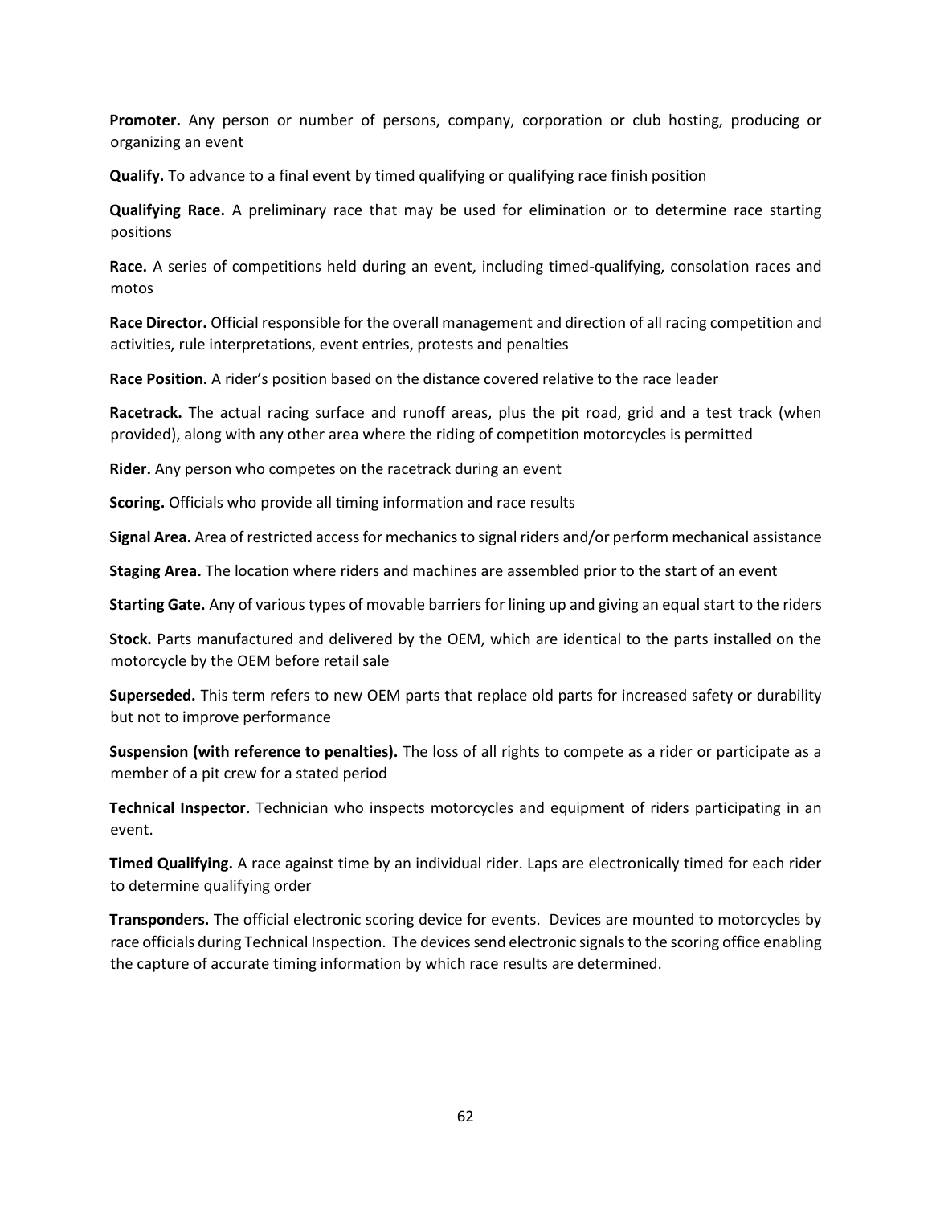**Promoter.** Any person or number of persons, company, corporation or club hosting, producing or organizing an event

**Qualify.** To advance to a final event by timed qualifying or qualifying race finish position

**Qualifying Race.** A preliminary race that may be used for elimination or to determine race starting positions

**Race.** A series of competitions held during an event, including timed-qualifying, consolation races and motos

**Race Director.** Official responsible for the overall management and direction of all racing competition and activities, rule interpretations, event entries, protests and penalties

**Race Position.** A rider's position based on the distance covered relative to the race leader

**Racetrack.** The actual racing surface and runoff areas, plus the pit road, grid and a test track (when provided), along with any other area where the riding of competition motorcycles is permitted

**Rider.** Any person who competes on the racetrack during an event

**Scoring.** Officials who provide all timing information and race results

**Signal Area.** Area of restricted access for mechanics to signal riders and/or perform mechanical assistance

**Staging Area.** The location where riders and machines are assembled prior to the start of an event

**Starting Gate.** Any of various types of movable barriers for lining up and giving an equal start to the riders

**Stock.** Parts manufactured and delivered by the OEM, which are identical to the parts installed on the motorcycle by the OEM before retail sale

**Superseded.** This term refers to new OEM parts that replace old parts for increased safety or durability but not to improve performance

**Suspension (with reference to penalties).** The loss of all rights to compete as a rider or participate as a member of a pit crew for a stated period

**Technical Inspector.** Technician who inspects motorcycles and equipment of riders participating in an event.

**Timed Qualifying.** A race against time by an individual rider. Laps are electronically timed for each rider to determine qualifying order

**Transponders.** The official electronic scoring device for events. Devices are mounted to motorcycles by race officials during Technical Inspection. The devices send electronic signals to the scoring office enabling the capture of accurate timing information by which race results are determined.